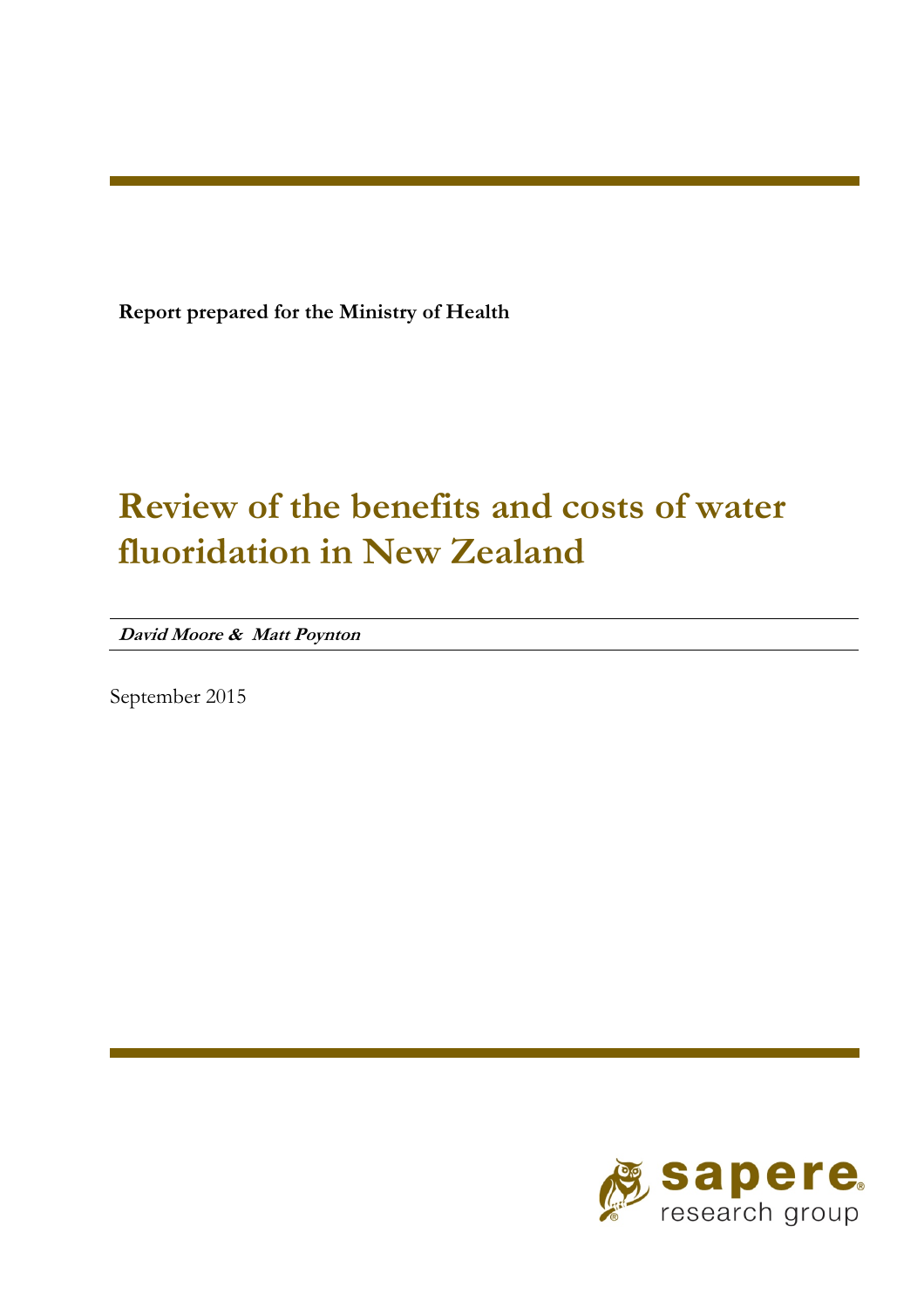**Report prepared for the Ministry of Health**

# Review of the benefits and costs of water fluoridation in New Zealand

***David Moore & Matt Poynton***

September 2015

sapere research group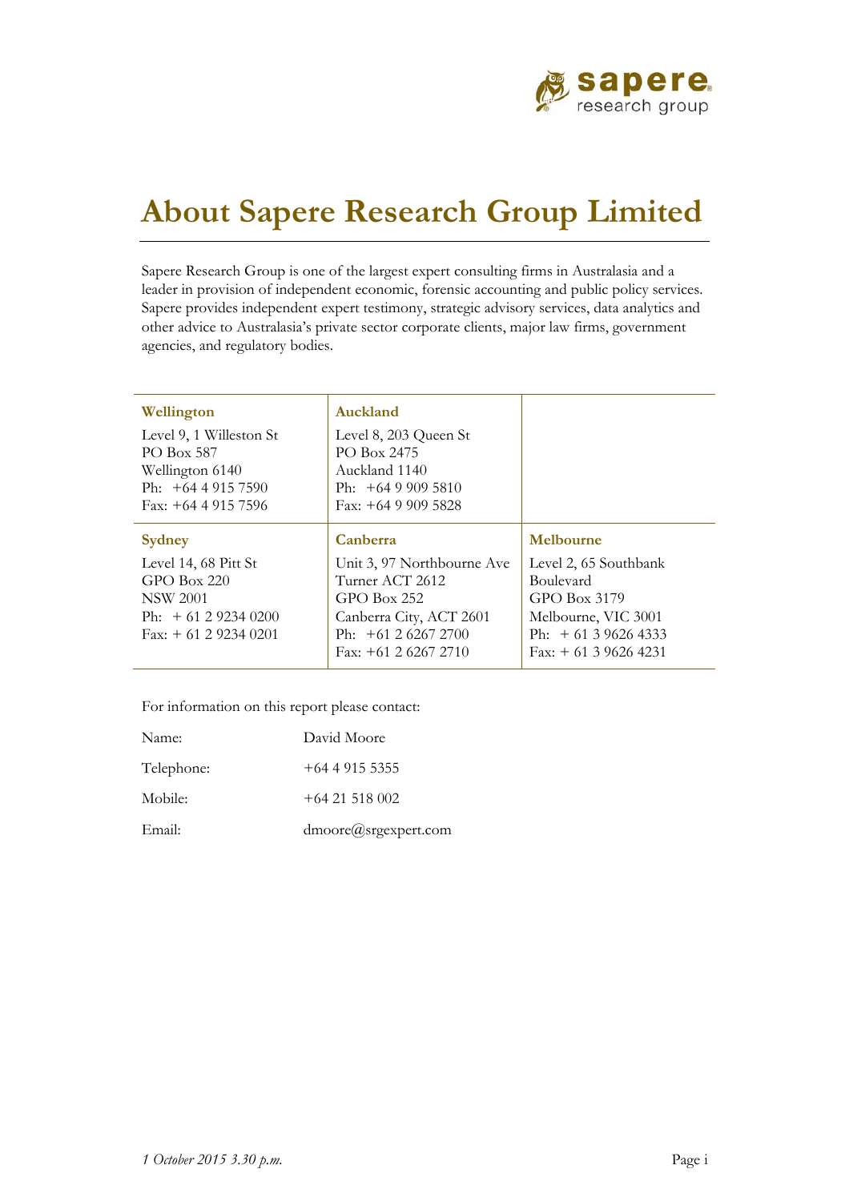# About Sapere Research Group Limited

Sapere Research Group is one of the largest expert consulting firms in Australasia and a leader in provision of independent economic, forensic accounting and public policy services. Sapere provides independent expert testimony, strategic advisory services, data analytics and other advice to Australasia's private sector corporate clients, major law firms, government agencies, and regulatory bodies.

| **Wellington** | **Auckland** | |
|---|---|---|
| Level 9, 1 Willeston St<br>PO Box 587<br>Wellington 6140<br>Ph: +64 4 915 7590<br>Fax: +64 4 915 7596 | Level 8, 203 Queen St<br>PO Box 2475<br>Auckland 1140<br>Ph: +64 9 909 5810<br>Fax: +64 9 909 5828 | |
| **Sydney** | **Canberra** | **Melbourne** |
| Level 14, 68 Pitt St<br>GPO Box 220<br>NSW 2001<br>Ph: + 61 2 9234 0200<br>Fax: + 61 2 9234 0201 | Unit 3, 97 Northbourne Ave<br>Turner ACT 2612<br>GPO Box 252<br>Canberra City, ACT 2601<br>Ph: +61 2 6267 2700<br>Fax: +61 2 6267 2710 | Level 2, 65 Southbank Boulevard<br>GPO Box 3179<br>Melbourne, VIC 3001<br>Ph: + 61 3 9626 4333<br>Fax: + 61 3 9626 4231 |

For information on this report please contact:

| | |
|---|---|
| Name: | David Moore |
| Telephone: | +64 4 915 5355 |
| Mobile: | +64 21 518 002 |
| Email: | dmoore@srgexpert.com |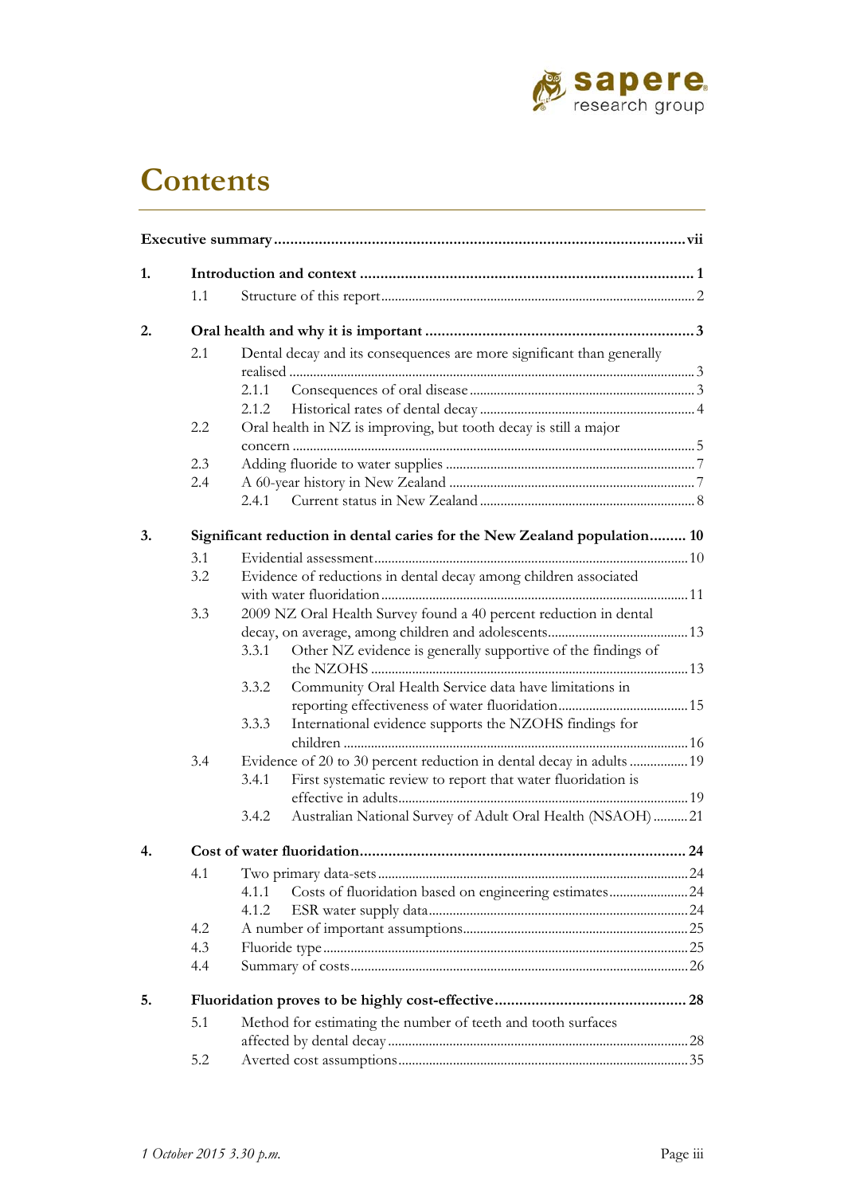# Contents

**Executive summary** ..... vii

**1. Introduction and context** ..... 1

- 1.1 Structure of this report ..... 2

**2. Oral health and why it is important** ..... 3

- 2.1 Dental decay and its consequences are more significant than generally realised ..... 3
  - 2.1.1 Consequences of oral disease ..... 3
  - 2.1.2 Historical rates of dental decay ..... 4
- 2.2 Oral health in NZ is improving, but tooth decay is still a major concern ..... 5
- 2.3 Adding fluoride to water supplies ..... 7
- 2.4 A 60-year history in New Zealand ..... 7
  - 2.4.1 Current status in New Zealand ..... 8

**3. Significant reduction in dental caries for the New Zealand population** ..... 10

- 3.1 Evidential assessment ..... 10
- 3.2 Evidence of reductions in dental decay among children associated with water fluoridation ..... 11
- 3.3 2009 NZ Oral Health Survey found a 40 percent reduction in dental decay, on average, among children and adolescents ..... 13
  - 3.3.1 Other NZ evidence is generally supportive of the findings of the NZOHS ..... 13
  - 3.3.2 Community Oral Health Service data have limitations in reporting effectiveness of water fluoridation ..... 15
  - 3.3.3 International evidence supports the NZOHS findings for children ..... 16
- 3.4 Evidence of 20 to 30 percent reduction in dental decay in adults ..... 19
  - 3.4.1 First systematic review to report that water fluoridation is effective in adults ..... 19
  - 3.4.2 Australian National Survey of Adult Oral Health (NSAOH) ..... 21

**4. Cost of water fluoridation** ..... 24

- 4.1 Two primary data-sets ..... 24
  - 4.1.1 Costs of fluoridation based on engineering estimates ..... 24
  - 4.1.2 ESR water supply data ..... 24
- 4.2 A number of important assumptions ..... 25
- 4.3 Fluoride type ..... 25
- 4.4 Summary of costs ..... 26

**5. Fluoridation proves to be highly cost-effective** ..... 28

- 5.1 Method for estimating the number of teeth and tooth surfaces affected by dental decay ..... 28
- 5.2 Averted cost assumptions ..... 35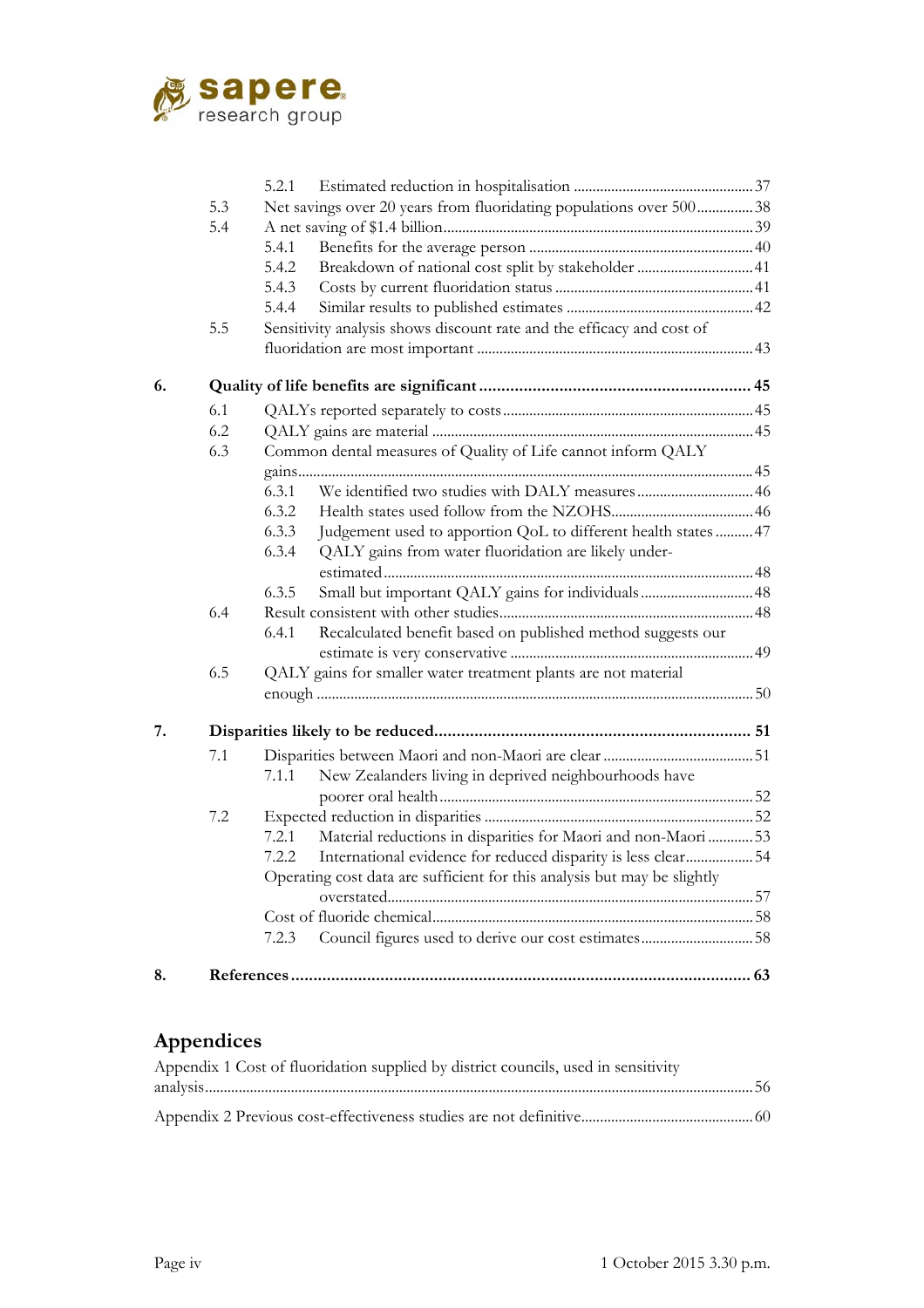5.2.1 Estimated reduction in hospitalisation ........ 37

5.3 Net savings over 20 years from fluoridating populations over 500 ........ 38

5.4 A net saving of $1.4 billion ........ 39

5.4.1 Benefits for the average person ........ 40

5.4.2 Breakdown of national cost split by stakeholder ........ 41

5.4.3 Costs by current fluoridation status ........ 41

5.4.4 Similar results to published estimates ........ 42

5.5 Sensitivity analysis shows discount rate and the efficacy and cost of fluoridation are most important ........ 43

**6. Quality of life benefits are significant ........ 45**

6.1 QALYs reported separately to costs ........ 45

6.2 QALY gains are material ........ 45

6.3 Common dental measures of Quality of Life cannot inform QALY gains ........ 45

6.3.1 We identified two studies with DALY measures ........ 46

6.3.2 Health states used follow from the NZOHS ........ 46

6.3.3 Judgement used to apportion QoL to different health states ........ 47

6.3.4 QALY gains from water fluoridation are likely under-estimated ........ 48

6.3.5 Small but important QALY gains for individuals ........ 48

6.4 Result consistent with other studies ........ 48

6.4.1 Recalculated benefit based on published method suggests our estimate is very conservative ........ 49

6.5 QALY gains for smaller water treatment plants are not material enough ........ 50

**7. Disparities likely to be reduced ........ 51**

7.1 Disparities between Maori and non-Maori are clear ........ 51

7.1.1 New Zealanders living in deprived neighbourhoods have poorer oral health ........ 52

7.2 Expected reduction in disparities ........ 52

7.2.1 Material reductions in disparities for Maori and non-Maori ........ 53

7.2.2 International evidence for reduced disparity is less clear ........ 54

Operating cost data are sufficient for this analysis but may be slightly overstated ........ 57

Cost of fluoride chemical ........ 58

7.2.3 Council figures used to derive our cost estimates ........ 58

**8. References ........ 63**

## Appendices

Appendix 1 Cost of fluoridation supplied by district councils, used in sensitivity analysis ........ 56

Appendix 2 Previous cost-effectiveness studies are not definitive ........ 60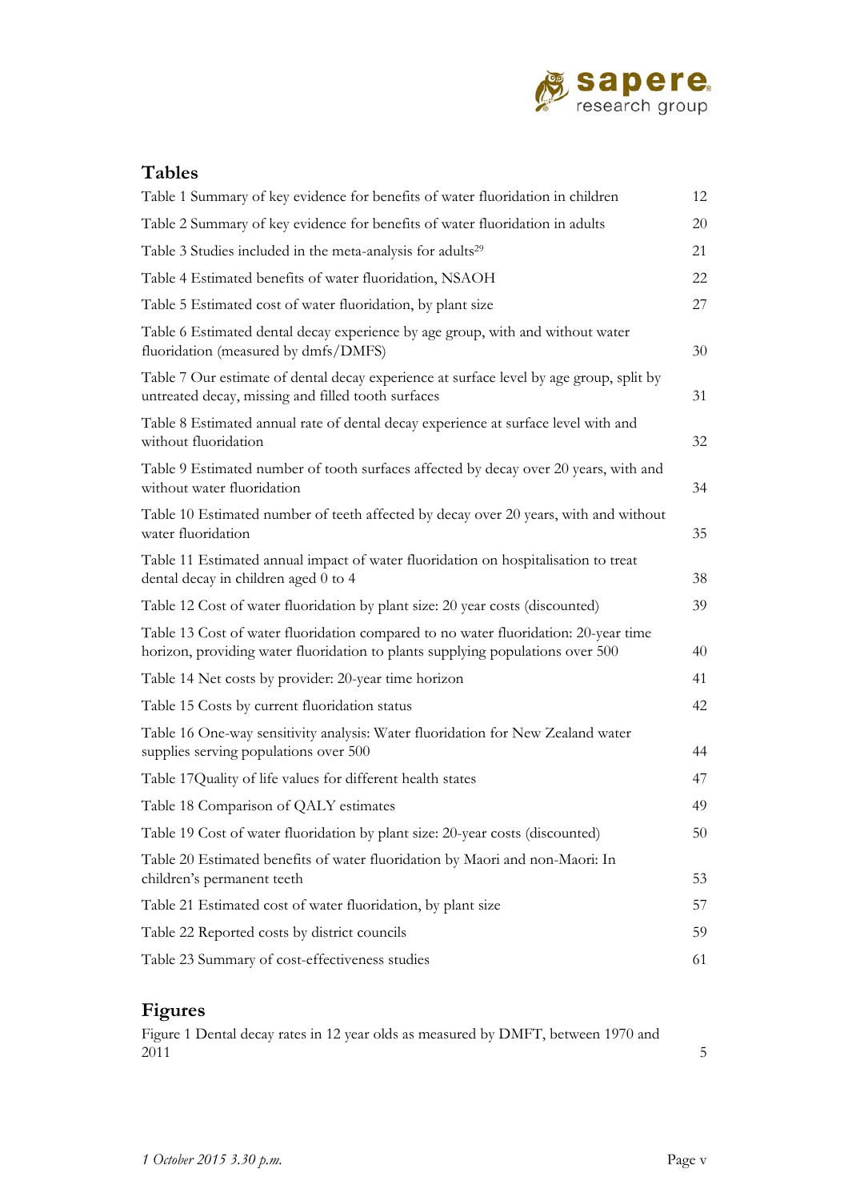## Tables

| | |
|---|---|
| Table 1 Summary of key evidence for benefits of water fluoridation in children | 12 |
| Table 2 Summary of key evidence for benefits of water fluoridation in adults | 20 |
| Table 3 Studies included in the meta-analysis for adults[29] | 21 |
| Table 4 Estimated benefits of water fluoridation, NSAOH | 22 |
| Table 5 Estimated cost of water fluoridation, by plant size | 27 |
| Table 6 Estimated dental decay experience by age group, with and without water fluoridation (measured by dmfs/DMFS) | 30 |
| Table 7 Our estimate of dental decay experience at surface level by age group, split by untreated decay, missing and filled tooth surfaces | 31 |
| Table 8 Estimated annual rate of dental decay experience at surface level with and without fluoridation | 32 |
| Table 9 Estimated number of tooth surfaces affected by decay over 20 years, with and without water fluoridation | 34 |
| Table 10 Estimated number of teeth affected by decay over 20 years, with and without water fluoridation | 35 |
| Table 11 Estimated annual impact of water fluoridation on hospitalisation to treat dental decay in children aged 0 to 4 | 38 |
| Table 12 Cost of water fluoridation by plant size: 20 year costs (discounted) | 39 |
| Table 13 Cost of water fluoridation compared to no water fluoridation: 20-year time horizon, providing water fluoridation to plants supplying populations over 500 | 40 |
| Table 14 Net costs by provider: 20-year time horizon | 41 |
| Table 15 Costs by current fluoridation status | 42 |
| Table 16 One-way sensitivity analysis: Water fluoridation for New Zealand water supplies serving populations over 500 | 44 |
| Table 17Quality of life values for different health states | 47 |
| Table 18 Comparison of QALY estimates | 49 |
| Table 19 Cost of water fluoridation by plant size: 20-year costs (discounted) | 50 |
| Table 20 Estimated benefits of water fluoridation by Maori and non-Maori: In children's permanent teeth | 53 |
| Table 21 Estimated cost of water fluoridation, by plant size | 57 |
| Table 22 Reported costs by district councils | 59 |
| Table 23 Summary of cost-effectiveness studies | 61 |

## Figures

| | |
|---|---|
| Figure 1 Dental decay rates in 12 year olds as measured by DMFT, between 1970 and 2011 | 5 |

*1 October 2015 3.30 p.m.*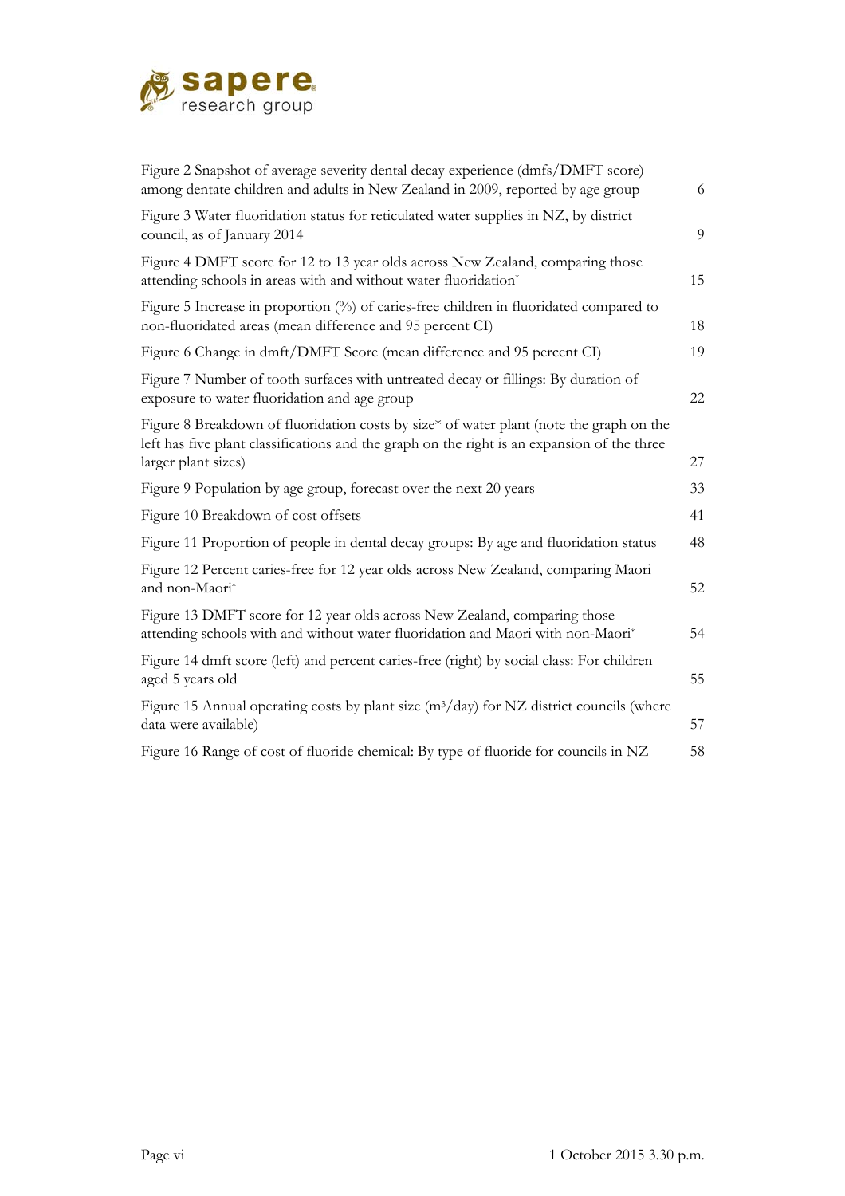| | |
|---|---|
| Figure 2 Snapshot of average severity dental decay experience (dmfs/DMFT score) among dentate children and adults in New Zealand in 2009, reported by age group | 6 |
| Figure 3 Water fluoridation status for reticulated water supplies in NZ, by district council, as of January 2014 | 9 |
| Figure 4 DMFT score for 12 to 13 year olds across New Zealand, comparing those attending schools in areas with and without water fluoridation* | 15 |
| Figure 5 Increase in proportion (%) of caries-free children in fluoridated compared to non-fluoridated areas (mean difference and 95 percent CI) | 18 |
| Figure 6 Change in dmft/DMFT Score (mean difference and 95 percent CI) | 19 |
| Figure 7 Number of tooth surfaces with untreated decay or fillings: By duration of exposure to water fluoridation and age group | 22 |
| Figure 8 Breakdown of fluoridation costs by size* of water plant (note the graph on the left has five plant classifications and the graph on the right is an expansion of the three larger plant sizes) | 27 |
| Figure 9 Population by age group, forecast over the next 20 years | 33 |
| Figure 10 Breakdown of cost offsets | 41 |
| Figure 11 Proportion of people in dental decay groups: By age and fluoridation status | 48 |
| Figure 12 Percent caries-free for 12 year olds across New Zealand, comparing Maori and non-Maori* | 52 |
| Figure 13 DMFT score for 12 year olds across New Zealand, comparing those attending schools with and without water fluoridation and Maori with non-Maori* | 54 |
| Figure 14 dmft score (left) and percent caries-free (right) by social class: For children aged 5 years old | 55 |
| Figure 15 Annual operating costs by plant size ($m^3$/day) for NZ district councils (where data were available) | 57 |
| Figure 16 Range of cost of fluoride chemical: By type of fluoride for councils in NZ | 58 |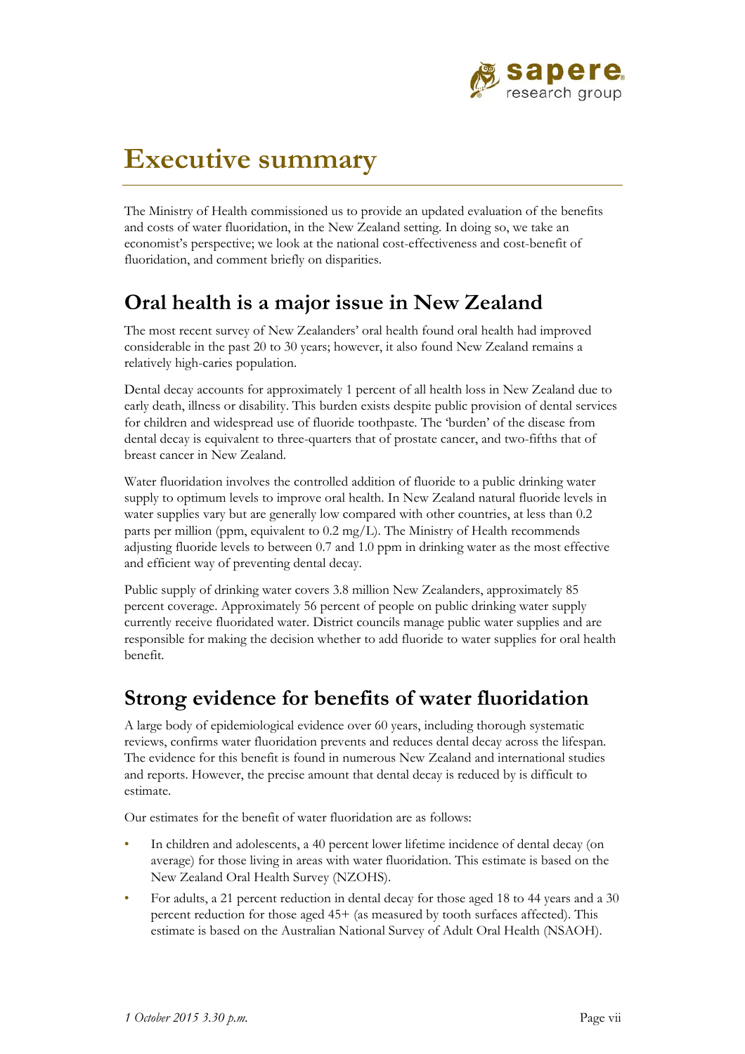# Executive summary

The Ministry of Health commissioned us to provide an updated evaluation of the benefits and costs of water fluoridation, in the New Zealand setting. In doing so, we take an economist's perspective; we look at the national cost-effectiveness and cost-benefit of fluoridation, and comment briefly on disparities.

## Oral health is a major issue in New Zealand

The most recent survey of New Zealanders' oral health found oral health had improved considerable in the past 20 to 30 years; however, it also found New Zealand remains a relatively high-caries population.

Dental decay accounts for approximately 1 percent of all health loss in New Zealand due to early death, illness or disability. This burden exists despite public provision of dental services for children and widespread use of fluoride toothpaste. The 'burden' of the disease from dental decay is equivalent to three-quarters that of prostate cancer, and two-fifths that of breast cancer in New Zealand.

Water fluoridation involves the controlled addition of fluoride to a public drinking water supply to optimum levels to improve oral health. In New Zealand natural fluoride levels in water supplies vary but are generally low compared with other countries, at less than 0.2 parts per million (ppm, equivalent to 0.2 mg/L). The Ministry of Health recommends adjusting fluoride levels to between 0.7 and 1.0 ppm in drinking water as the most effective and efficient way of preventing dental decay.

Public supply of drinking water covers 3.8 million New Zealanders, approximately 85 percent coverage. Approximately 56 percent of people on public drinking water supply currently receive fluoridated water. District councils manage public water supplies and are responsible for making the decision whether to add fluoride to water supplies for oral health benefit.

## Strong evidence for benefits of water fluoridation

A large body of epidemiological evidence over 60 years, including thorough systematic reviews, confirms water fluoridation prevents and reduces dental decay across the lifespan. The evidence for this benefit is found in numerous New Zealand and international studies and reports. However, the precise amount that dental decay is reduced by is difficult to estimate.

Our estimates for the benefit of water fluoridation are as follows:

- In children and adolescents, a 40 percent lower lifetime incidence of dental decay (on average) for those living in areas with water fluoridation. This estimate is based on the New Zealand Oral Health Survey (NZOHS).
- For adults, a 21 percent reduction in dental decay for those aged 18 to 44 years and a 30 percent reduction for those aged 45+ (as measured by tooth surfaces affected). This estimate is based on the Australian National Survey of Adult Oral Health (NSAOH).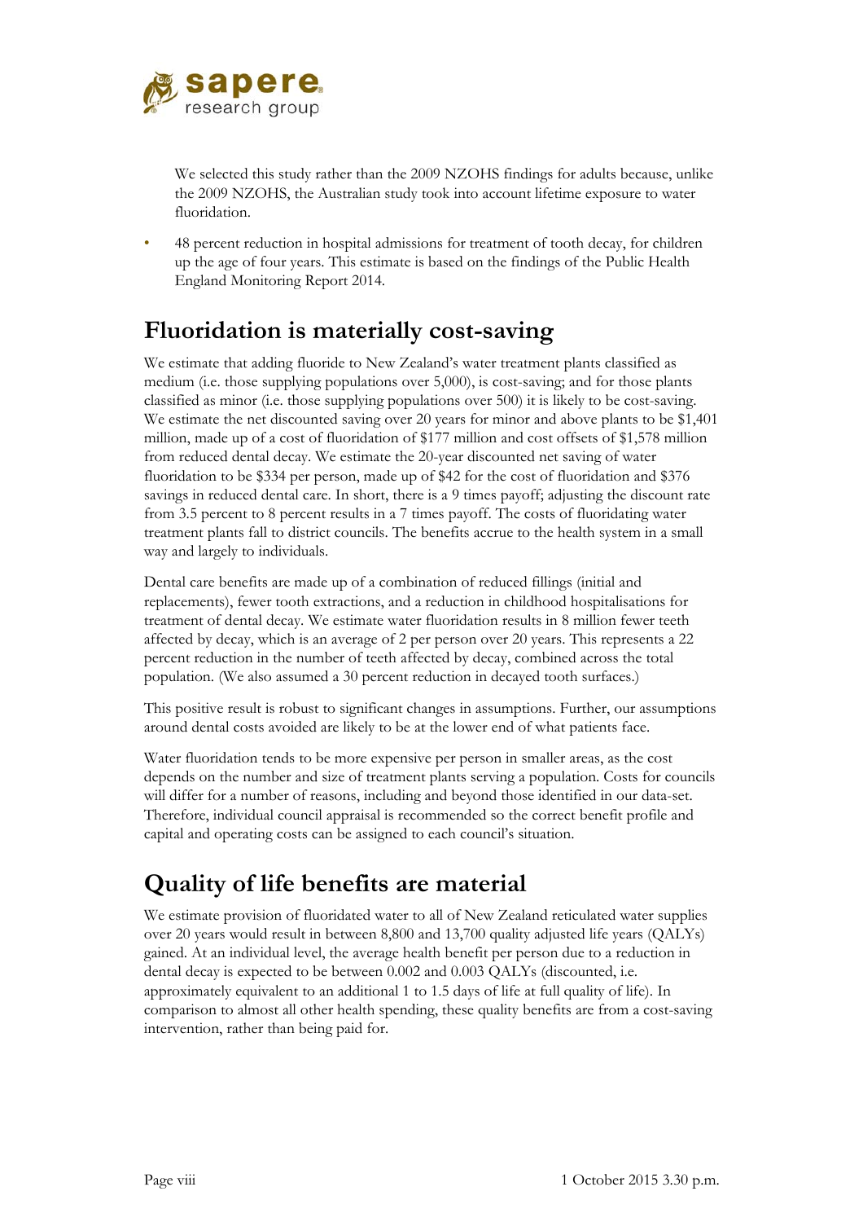We selected this study rather than the 2009 NZOHS findings for adults because, unlike the 2009 NZOHS, the Australian study took into account lifetime exposure to water fluoridation.

- 48 percent reduction in hospital admissions for treatment of tooth decay, for children up the age of four years. This estimate is based on the findings of the Public Health England Monitoring Report 2014.

## Fluoridation is materially cost-saving

We estimate that adding fluoride to New Zealand's water treatment plants classified as medium (i.e. those supplying populations over 5,000), is cost-saving; and for those plants classified as minor (i.e. those supplying populations over 500) it is likely to be cost-saving. We estimate the net discounted saving over 20 years for minor and above plants to be $1,401 million, made up of a cost of fluoridation of $177 million and cost offsets of $1,578 million from reduced dental decay. We estimate the 20-year discounted net saving of water fluoridation to be $334 per person, made up of $42 for the cost of fluoridation and $376 savings in reduced dental care. In short, there is a 9 times payoff; adjusting the discount rate from 3.5 percent to 8 percent results in a 7 times payoff. The costs of fluoridating water treatment plants fall to district councils. The benefits accrue to the health system in a small way and largely to individuals.

Dental care benefits are made up of a combination of reduced fillings (initial and replacements), fewer tooth extractions, and a reduction in childhood hospitalisations for treatment of dental decay. We estimate water fluoridation results in 8 million fewer teeth affected by decay, which is an average of 2 per person over 20 years. This represents a 22 percent reduction in the number of teeth affected by decay, combined across the total population. (We also assumed a 30 percent reduction in decayed tooth surfaces.)

This positive result is robust to significant changes in assumptions. Further, our assumptions around dental costs avoided are likely to be at the lower end of what patients face.

Water fluoridation tends to be more expensive per person in smaller areas, as the cost depends on the number and size of treatment plants serving a population. Costs for councils will differ for a number of reasons, including and beyond those identified in our data-set. Therefore, individual council appraisal is recommended so the correct benefit profile and capital and operating costs can be assigned to each council's situation.

## Quality of life benefits are material

We estimate provision of fluoridated water to all of New Zealand reticulated water supplies over 20 years would result in between 8,800 and 13,700 quality adjusted life years (QALYs) gained. At an individual level, the average health benefit per person due to a reduction in dental decay is expected to be between 0.002 and 0.003 QALYs (discounted, i.e. approximately equivalent to an additional 1 to 1.5 days of life at full quality of life). In comparison to almost all other health spending, these quality benefits are from a cost-saving intervention, rather than being paid for.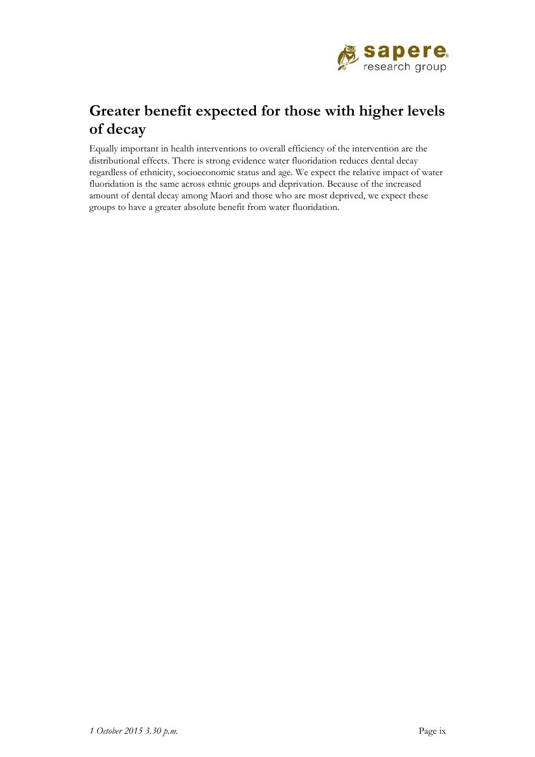## Greater benefit expected for those with higher levels of decay

Equally important in health interventions to overall efficiency of the intervention are the distributional effects. There is strong evidence water fluoridation reduces dental decay regardless of ethnicity, socioeconomic status and age. We expect the relative impact of water fluoridation is the same across ethnic groups and deprivation. Because of the increased amount of dental decay among Maori and those who are most deprived, we expect these groups to have a greater absolute benefit from water fluoridation.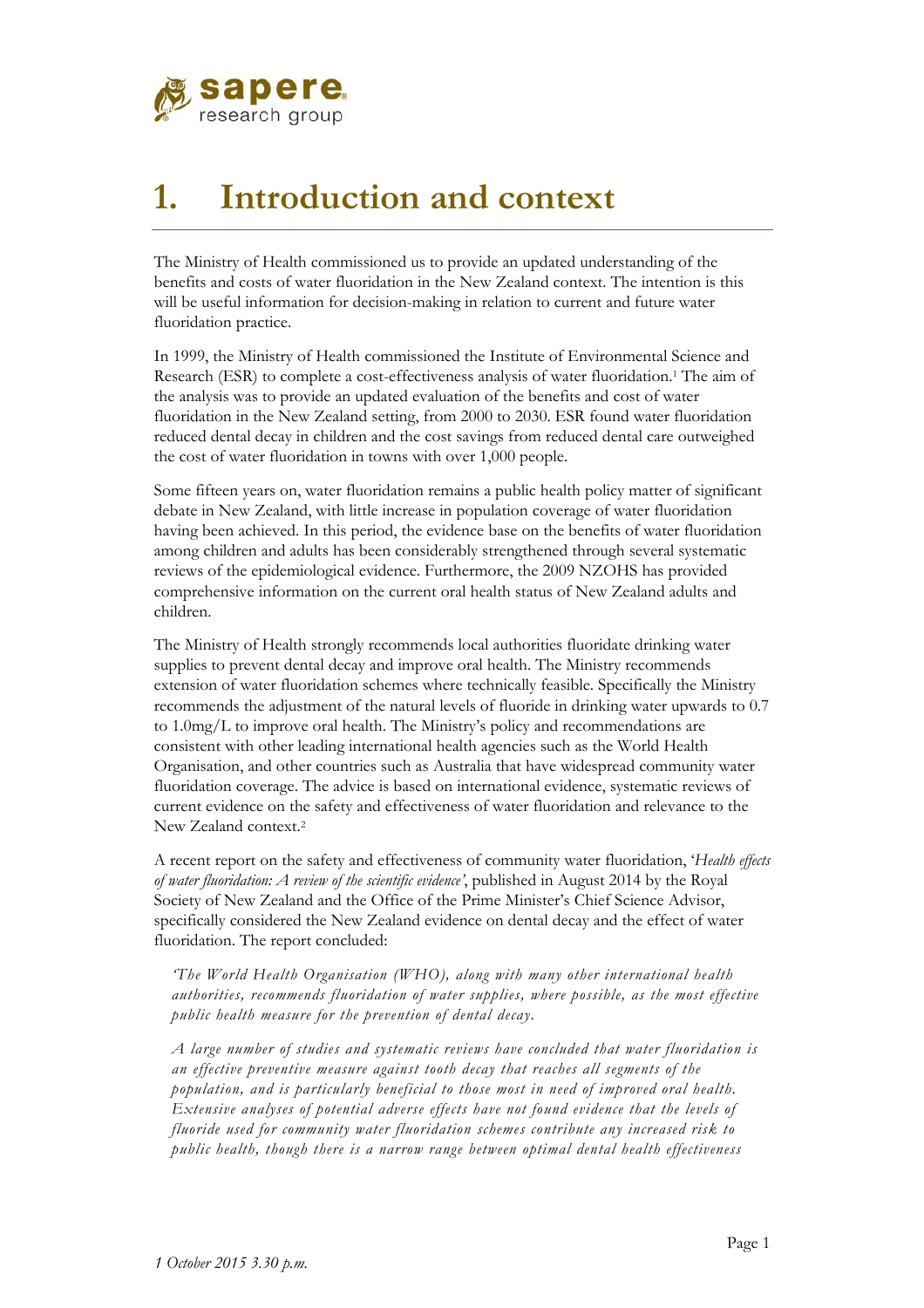# 1. Introduction and context

The Ministry of Health commissioned us to provide an updated understanding of the benefits and costs of water fluoridation in the New Zealand context. The intention is this will be useful information for decision-making in relation to current and future water fluoridation practice.

In 1999, the Ministry of Health commissioned the Institute of Environmental Science and Research (ESR) to complete a cost-effectiveness analysis of water fluoridation.[1] The aim of the analysis was to provide an updated evaluation of the benefits and cost of water fluoridation in the New Zealand setting, from 2000 to 2030. ESR found water fluoridation reduced dental decay in children and the cost savings from reduced dental care outweighed the cost of water fluoridation in towns with over 1,000 people.

Some fifteen years on, water fluoridation remains a public health policy matter of significant debate in New Zealand, with little increase in population coverage of water fluoridation having been achieved. In this period, the evidence base on the benefits of water fluoridation among children and adults has been considerably strengthened through several systematic reviews of the epidemiological evidence. Furthermore, the 2009 NZOHS has provided comprehensive information on the current oral health status of New Zealand adults and children.

The Ministry of Health strongly recommends local authorities fluoridate drinking water supplies to prevent dental decay and improve oral health. The Ministry recommends extension of water fluoridation schemes where technically feasible. Specifically the Ministry recommends the adjustment of the natural levels of fluoride in drinking water upwards to 0.7 to 1.0mg/L to improve oral health. The Ministry's policy and recommendations are consistent with other leading international health agencies such as the World Health Organisation, and other countries such as Australia that have widespread community water fluoridation coverage. The advice is based on international evidence, systematic reviews of current evidence on the safety and effectiveness of water fluoridation and relevance to the New Zealand context.[2]

A recent report on the safety and effectiveness of community water fluoridation, '*Health effects of water fluoridation: A review of the scientific evidence*', published in August 2014 by the Royal Society of New Zealand and the Office of the Prime Minister's Chief Science Advisor, specifically considered the New Zealand evidence on dental decay and the effect of water fluoridation. The report concluded:

> *'The World Health Organisation (WHO), along with many other international health authorities, recommends fluoridation of water supplies, where possible, as the most effective public health measure for the prevention of dental decay.*
>
> *A large number of studies and systematic reviews have concluded that water fluoridation is an effective preventive measure against tooth decay that reaches all segments of the population, and is particularly beneficial to those most in need of improved oral health. Extensive analyses of potential adverse effects have not found evidence that the levels of fluoride used for community water fluoridation schemes contribute any increased risk to public health, though there is a narrow range between optimal dental health effectiveness*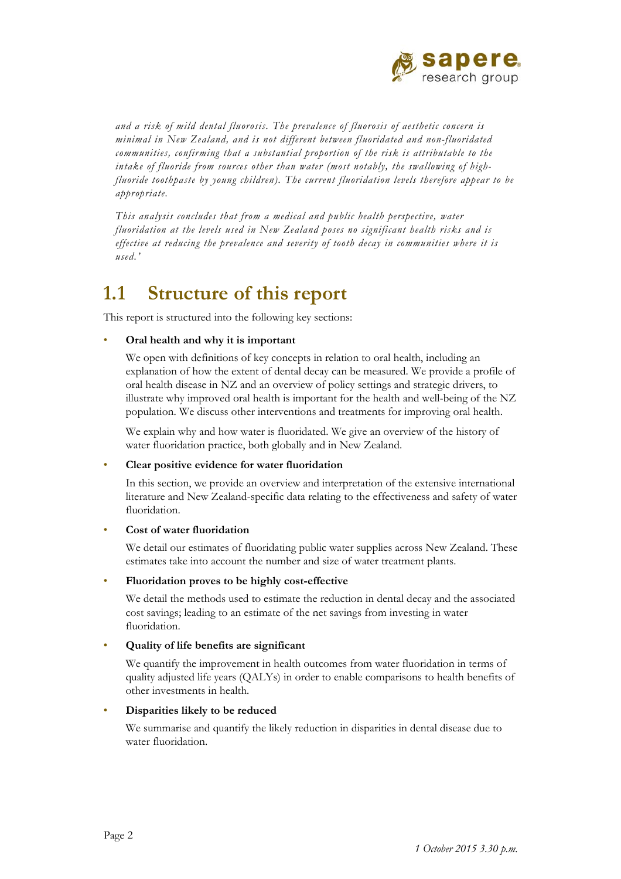*and a risk of mild dental fluorosis. The prevalence of fluorosis of aesthetic concern is minimal in New Zealand, and is not different between fluoridated and non-fluoridated communities, confirming that a substantial proportion of the risk is attributable to the intake of fluoride from sources other than water (most notably, the swallowing of high-fluoride toothpaste by young children). The current fluoridation levels therefore appear to be appropriate.*

*This analysis concludes that from a medical and public health perspective, water fluoridation at the levels used in New Zealand poses no significant health risks and is effective at reducing the prevalence and severity of tooth decay in communities where it is used.'*

## 1.1 Structure of this report

This report is structured into the following key sections:

- **Oral health and why it is important**

  We open with definitions of key concepts in relation to oral health, including an explanation of how the extent of dental decay can be measured. We provide a profile of oral health disease in NZ and an overview of policy settings and strategic drivers, to illustrate why improved oral health is important for the health and well-being of the NZ population. We discuss other interventions and treatments for improving oral health.

  We explain why and how water is fluoridated. We give an overview of the history of water fluoridation practice, both globally and in New Zealand.

- **Clear positive evidence for water fluoridation**

  In this section, we provide an overview and interpretation of the extensive international literature and New Zealand-specific data relating to the effectiveness and safety of water fluoridation.

- **Cost of water fluoridation**

  We detail our estimates of fluoridating public water supplies across New Zealand. These estimates take into account the number and size of water treatment plants.

- **Fluoridation proves to be highly cost-effective**

  We detail the methods used to estimate the reduction in dental decay and the associated cost savings; leading to an estimate of the net savings from investing in water fluoridation.

- **Quality of life benefits are significant**

  We quantify the improvement in health outcomes from water fluoridation in terms of quality adjusted life years (QALYs) in order to enable comparisons to health benefits of other investments in health.

- **Disparities likely to be reduced**

  We summarise and quantify the likely reduction in disparities in dental disease due to water fluoridation.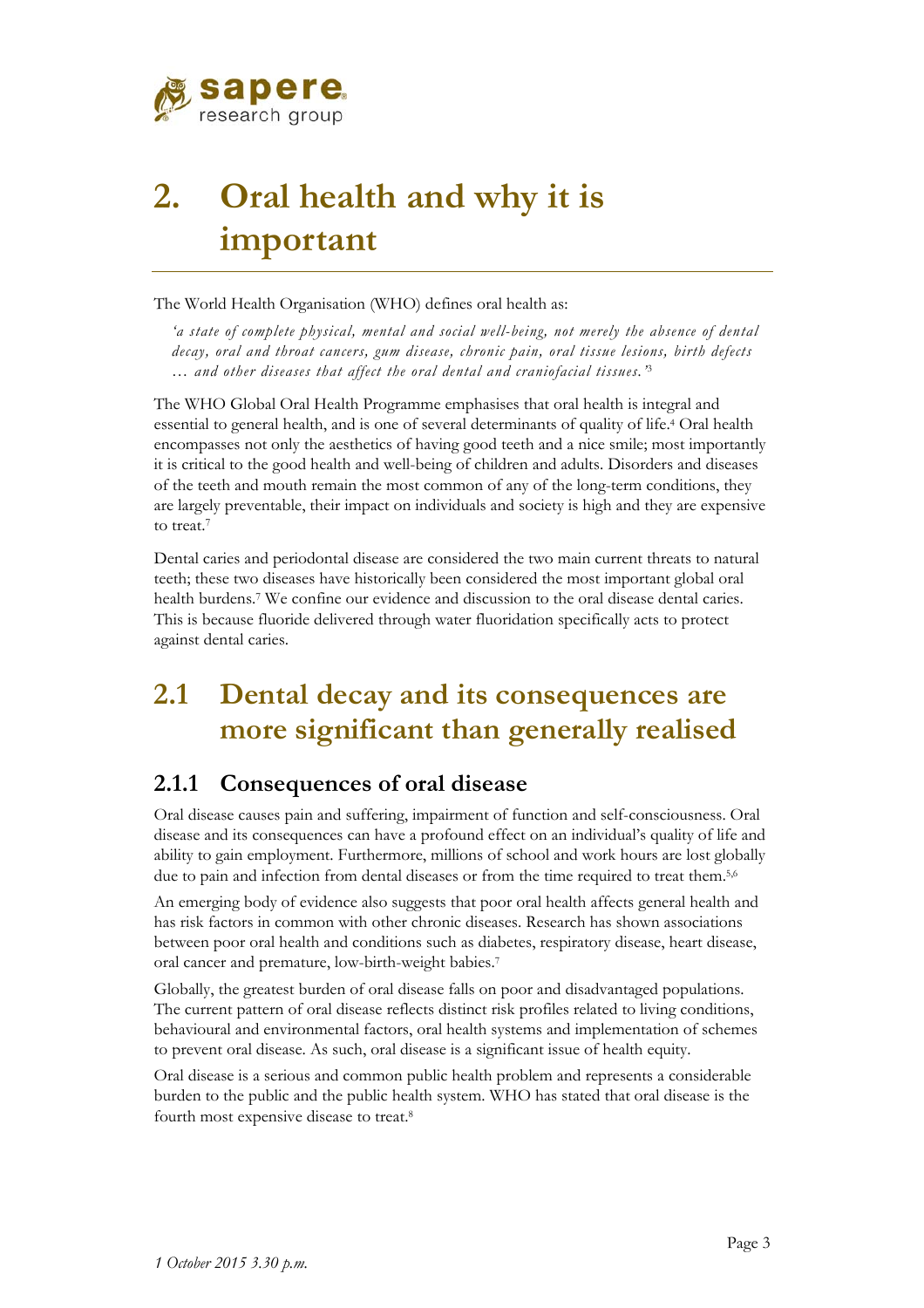# 2. Oral health and why it is important

The World Health Organisation (WHO) defines oral health as:

> *'a state of complete physical, mental and social well-being, not merely the absence of dental decay, oral and throat cancers, gum disease, chronic pain, oral tissue lesions, birth defects … and other diseases that affect the oral dental and craniofacial tissues.'*[3]

The WHO Global Oral Health Programme emphasises that oral health is integral and essential to general health, and is one of several determinants of quality of life.[4] Oral health encompasses not only the aesthetics of having good teeth and a nice smile; most importantly it is critical to the good health and well-being of children and adults. Disorders and diseases of the teeth and mouth remain the most common of any of the long-term conditions, they are largely preventable, their impact on individuals and society is high and they are expensive to treat.[7]

Dental caries and periodontal disease are considered the two main current threats to natural teeth; these two diseases have historically been considered the most important global oral health burdens.[7] We confine our evidence and discussion to the oral disease dental caries. This is because fluoride delivered through water fluoridation specifically acts to protect against dental caries.

## 2.1 Dental decay and its consequences are more significant than generally realised

### 2.1.1 Consequences of oral disease

Oral disease causes pain and suffering, impairment of function and self-consciousness. Oral disease and its consequences can have a profound effect on an individual's quality of life and ability to gain employment. Furthermore, millions of school and work hours are lost globally due to pain and infection from dental diseases or from the time required to treat them.[5,6]

An emerging body of evidence also suggests that poor oral health affects general health and has risk factors in common with other chronic diseases. Research has shown associations between poor oral health and conditions such as diabetes, respiratory disease, heart disease, oral cancer and premature, low-birth-weight babies.[7]

Globally, the greatest burden of oral disease falls on poor and disadvantaged populations. The current pattern of oral disease reflects distinct risk profiles related to living conditions, behavioural and environmental factors, oral health systems and implementation of schemes to prevent oral disease. As such, oral disease is a significant issue of health equity.

Oral disease is a serious and common public health problem and represents a considerable burden to the public and the public health system. WHO has stated that oral disease is the fourth most expensive disease to treat.[8]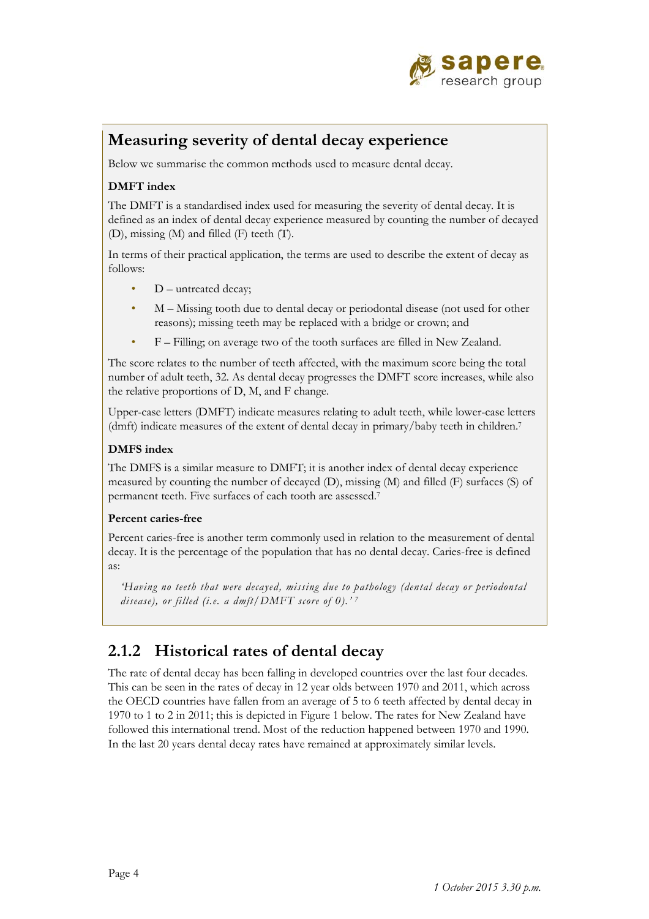## Measuring severity of dental decay experience

Below we summarise the common methods used to measure dental decay.

**DMFT index**

The DMFT is a standardised index used for measuring the severity of dental decay. It is defined as an index of dental decay experience measured by counting the number of decayed (D), missing (M) and filled (F) teeth (T).

In terms of their practical application, the terms are used to describe the extent of decay as follows:

- D – untreated decay;
- M – Missing tooth due to dental decay or periodontal disease (not used for other reasons); missing teeth may be replaced with a bridge or crown; and
- F – Filling; on average two of the tooth surfaces are filled in New Zealand.

The score relates to the number of teeth affected, with the maximum score being the total number of adult teeth, 32. As dental decay progresses the DMFT score increases, while also the relative proportions of D, M, and F change.

Upper-case letters (DMFT) indicate measures relating to adult teeth, while lower-case letters (dmft) indicate measures of the extent of dental decay in primary/baby teeth in children.[7]

**DMFS index**

The DMFS is a similar measure to DMFT; it is another index of dental decay experience measured by counting the number of decayed (D), missing (M) and filled (F) surfaces (S) of permanent teeth. Five surfaces of each tooth are assessed.[7]

**Percent caries-free**

Percent caries-free is another term commonly used in relation to the measurement of dental decay. It is the percentage of the population that has no dental decay. Caries-free is defined as:

> *'Having no teeth that were decayed, missing due to pathology (dental decay or periodontal disease), or filled (i.e. a dmft/DMFT score of 0).'*[7]

## 2.1.2 Historical rates of dental decay

The rate of dental decay has been falling in developed countries over the last four decades. This can be seen in the rates of decay in 12 year olds between 1970 and 2011, which across the OECD countries have fallen from an average of 5 to 6 teeth affected by dental decay in 1970 to 1 to 2 in 2011; this is depicted in Figure 1 below. The rates for New Zealand have followed this international trend. Most of the reduction happened between 1970 and 1990. In the last 20 years dental decay rates have remained at approximately similar levels.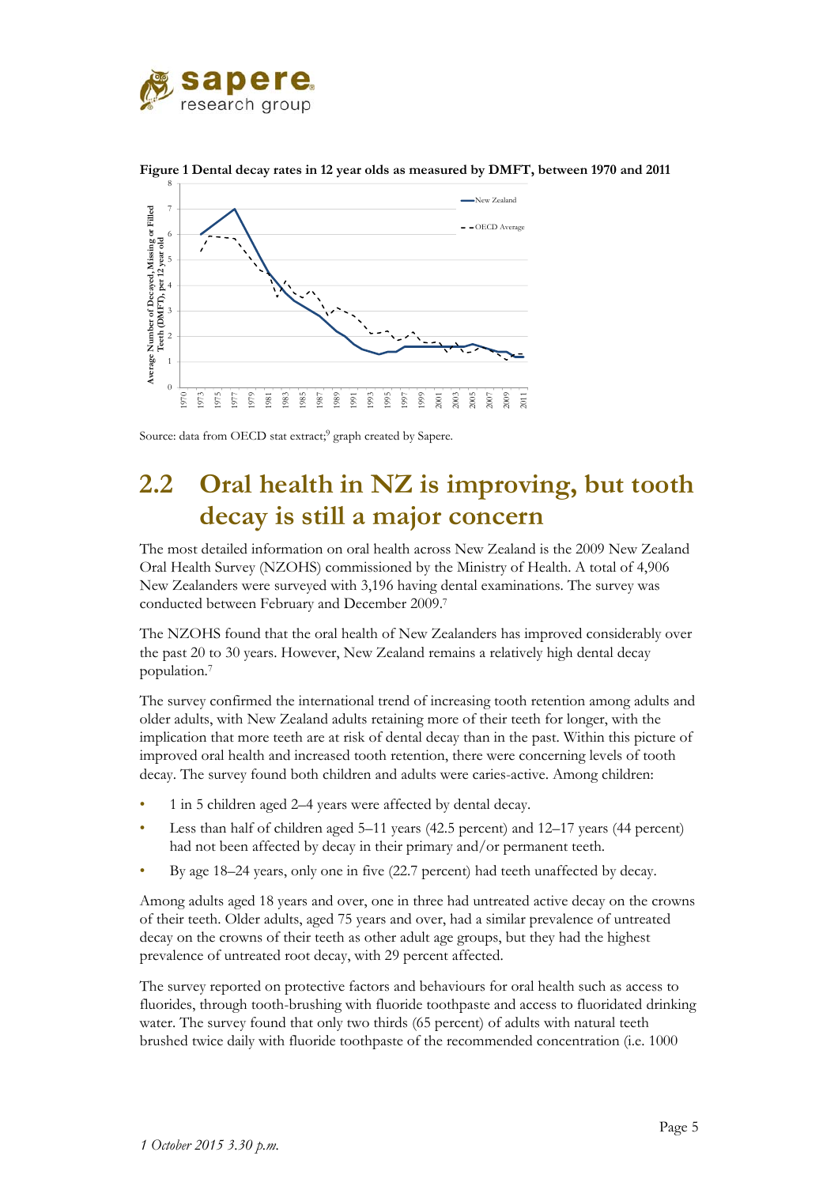**Figure 1 Dental decay rates in 12 year olds as measured by DMFT, between 1970 and 2011**

Source: data from OECD stat extract;[9] graph created by Sapere.

## 2.2 Oral health in NZ is improving, but tooth decay is still a major concern

The most detailed information on oral health across New Zealand is the 2009 New Zealand Oral Health Survey (NZOHS) commissioned by the Ministry of Health. A total of 4,906 New Zealanders were surveyed with 3,196 having dental examinations. The survey was conducted between February and December 2009.[7]

The NZOHS found that the oral health of New Zealanders has improved considerably over the past 20 to 30 years. However, New Zealand remains a relatively high dental decay population.[7]

The survey confirmed the international trend of increasing tooth retention among adults and older adults, with New Zealand adults retaining more of their teeth for longer, with the implication that more teeth are at risk of dental decay than in the past. Within this picture of improved oral health and increased tooth retention, there were concerning levels of tooth decay. The survey found both children and adults were caries-active. Among children:

- 1 in 5 children aged 2–4 years were affected by dental decay.
- Less than half of children aged 5–11 years (42.5 percent) and 12–17 years (44 percent) had not been affected by decay in their primary and/or permanent teeth.
- By age 18–24 years, only one in five (22.7 percent) had teeth unaffected by decay.

Among adults aged 18 years and over, one in three had untreated active decay on the crowns of their teeth. Older adults, aged 75 years and over, had a similar prevalence of untreated decay on the crowns of their teeth as other adult age groups, but they had the highest prevalence of untreated root decay, with 29 percent affected.

The survey reported on protective factors and behaviours for oral health such as access to fluorides, through tooth-brushing with fluoride toothpaste and access to fluoridated drinking water. The survey found that only two thirds (65 percent) of adults with natural teeth brushed twice daily with fluoride toothpaste of the recommended concentration (i.e. 1000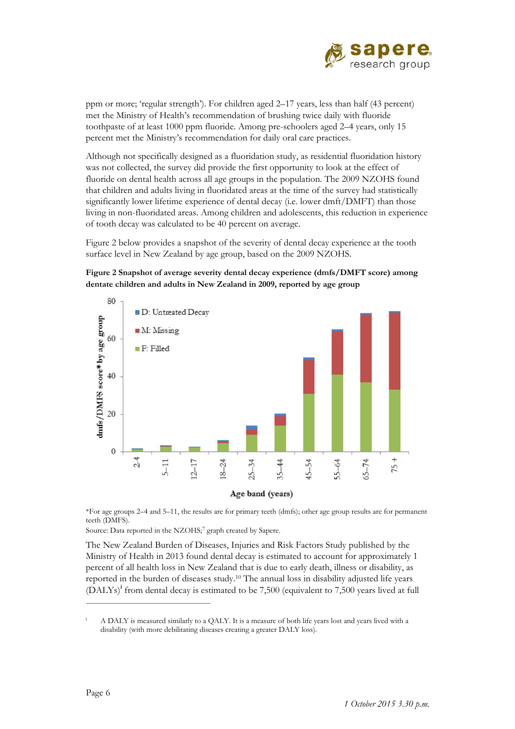ppm or more; 'regular strength'). For children aged 2–17 years, less than half (43 percent) met the Ministry of Health's recommendation of brushing twice daily with fluoride toothpaste of at least 1000 ppm fluoride. Among pre-schoolers aged 2–4 years, only 15 percent met the Ministry's recommendation for daily oral care practices.

Although not specifically designed as a fluoridation study, as residential fluoridation history was not collected, the survey did provide the first opportunity to look at the effect of fluoride on dental health across all age groups in the population. The 2009 NZOHS found that children and adults living in fluoridated areas at the time of the survey had statistically significantly lower lifetime experience of dental decay (i.e. lower dmft/DMFT) than those living in non-fluoridated areas. Among children and adolescents, this reduction in experience of tooth decay was calculated to be 40 percent on average.

Figure 2 below provides a snapshot of the severity of dental decay experience at the tooth surface level in New Zealand by age group, based on the 2009 NZOHS.

**Figure 2 Snapshot of average severity dental decay experience (dmfs/DMFT score) among dentate children and adults in New Zealand in 2009, reported by age group**

*For age groups 2–4 and 5–11, the results are for primary teeth (dmfs); other age group results are for permanent teeth (DMFS).

Source: Data reported in the NZOHS;[7] graph created by Sapere.

The New Zealand Burden of Diseases, Injuries and Risk Factors Study published by the Ministry of Health in 2013 found dental decay is estimated to account for approximately 1 percent of all health loss in New Zealand that is due to early death, illness or disability, as reported in the burden of diseases study.[10] The annual loss in disability adjusted life years (DALYs)[i] from dental decay is estimated to be 7,500 (equivalent to 7,500 years lived at full

[i] A DALY is measured similarly to a QALY. It is a measure of both life years lost and years lived with a disability (with more debilitating diseases creating a greater DALY loss).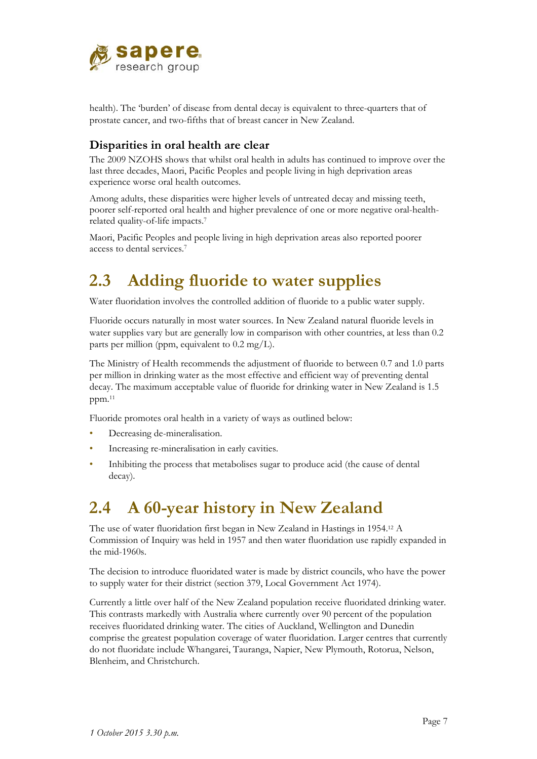health). The 'burden' of disease from dental decay is equivalent to three-quarters that of prostate cancer, and two-fifths that of breast cancer in New Zealand.

### Disparities in oral health are clear

The 2009 NZOHS shows that whilst oral health in adults has continued to improve over the last three decades, Maori, Pacific Peoples and people living in high deprivation areas experience worse oral health outcomes.

Among adults, these disparities were higher levels of untreated decay and missing teeth, poorer self-reported oral health and higher prevalence of one or more negative oral-health-related quality-of-life impacts.[7]

Maori, Pacific Peoples and people living in high deprivation areas also reported poorer access to dental services.[7]

## 2.3 Adding fluoride to water supplies

Water fluoridation involves the controlled addition of fluoride to a public water supply.

Fluoride occurs naturally in most water sources. In New Zealand natural fluoride levels in water supplies vary but are generally low in comparison with other countries, at less than 0.2 parts per million (ppm, equivalent to 0.2 mg/L).

The Ministry of Health recommends the adjustment of fluoride to between 0.7 and 1.0 parts per million in drinking water as the most effective and efficient way of preventing dental decay. The maximum acceptable value of fluoride for drinking water in New Zealand is 1.5 ppm.[11]

Fluoride promotes oral health in a variety of ways as outlined below:

- Decreasing de-mineralisation.
- Increasing re-mineralisation in early cavities.
- Inhibiting the process that metabolises sugar to produce acid (the cause of dental decay).

## 2.4 A 60-year history in New Zealand

The use of water fluoridation first began in New Zealand in Hastings in 1954.[12] A Commission of Inquiry was held in 1957 and then water fluoridation use rapidly expanded in the mid-1960s.

The decision to introduce fluoridated water is made by district councils, who have the power to supply water for their district (section 379, Local Government Act 1974).

Currently a little over half of the New Zealand population receive fluoridated drinking water. This contrasts markedly with Australia where currently over 90 percent of the population receives fluoridated drinking water. The cities of Auckland, Wellington and Dunedin comprise the greatest population coverage of water fluoridation. Larger centres that currently do not fluoridate include Whangarei, Tauranga, Napier, New Plymouth, Rotorua, Nelson, Blenheim, and Christchurch.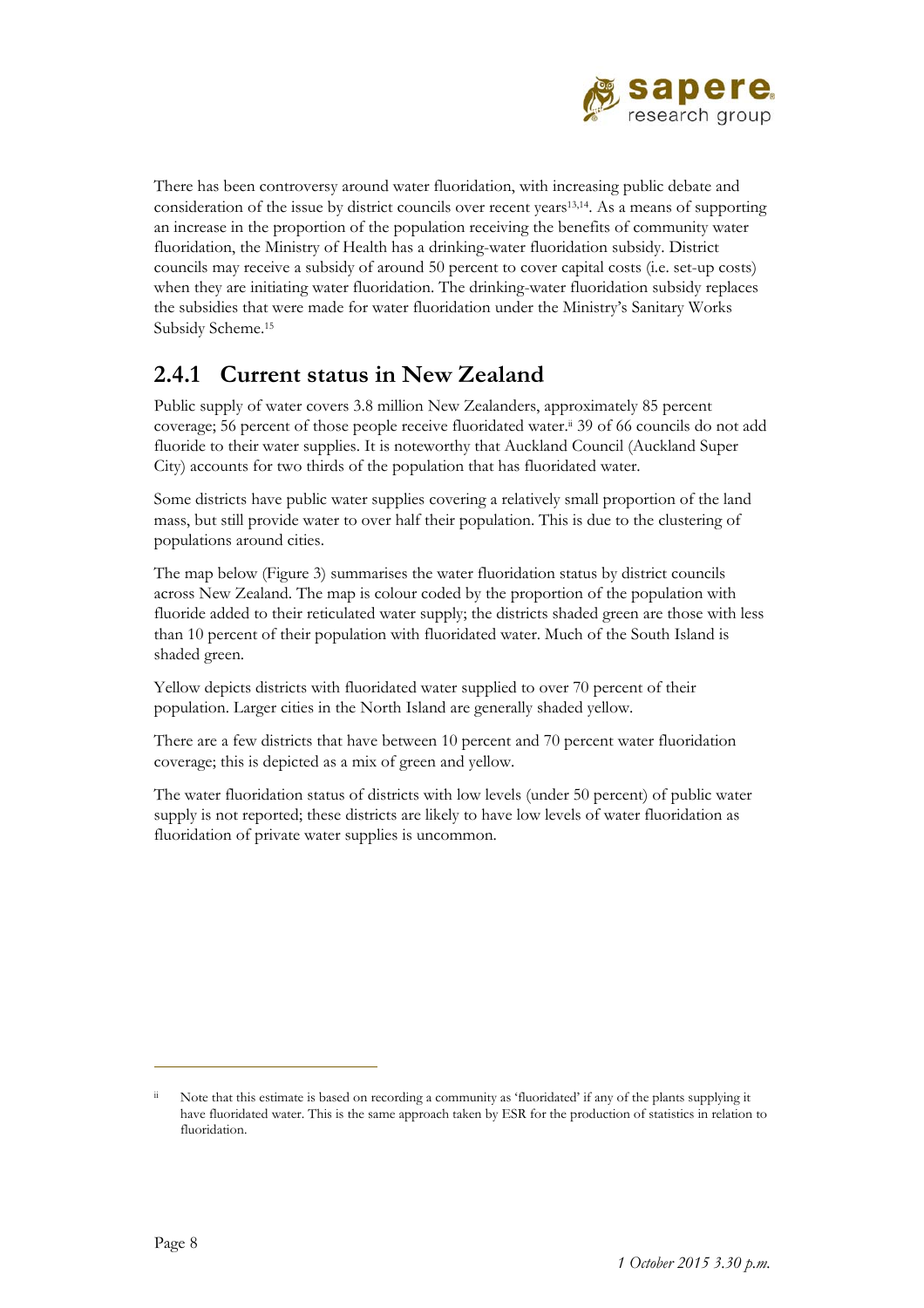There has been controversy around water fluoridation, with increasing public debate and consideration of the issue by district councils over recent years[13,14]. As a means of supporting an increase in the proportion of the population receiving the benefits of community water fluoridation, the Ministry of Health has a drinking-water fluoridation subsidy. District councils may receive a subsidy of around 50 percent to cover capital costs (i.e. set-up costs) when they are initiating water fluoridation. The drinking-water fluoridation subsidy replaces the subsidies that were made for water fluoridation under the Ministry's Sanitary Works Subsidy Scheme.[15]

## 2.4.1 Current status in New Zealand

Public supply of water covers 3.8 million New Zealanders, approximately 85 percent coverage; 56 percent of those people receive fluoridated water.[ii] 39 of 66 councils do not add fluoride to their water supplies. It is noteworthy that Auckland Council (Auckland Super City) accounts for two thirds of the population that has fluoridated water.

Some districts have public water supplies covering a relatively small proportion of the land mass, but still provide water to over half their population. This is due to the clustering of populations around cities.

The map below (Figure 3) summarises the water fluoridation status by district councils across New Zealand. The map is colour coded by the proportion of the population with fluoride added to their reticulated water supply; the districts shaded green are those with less than 10 percent of their population with fluoridated water. Much of the South Island is shaded green.

Yellow depicts districts with fluoridated water supplied to over 70 percent of their population. Larger cities in the North Island are generally shaded yellow.

There are a few districts that have between 10 percent and 70 percent water fluoridation coverage; this is depicted as a mix of green and yellow.

The water fluoridation status of districts with low levels (under 50 percent) of public water supply is not reported; these districts are likely to have low levels of water fluoridation as fluoridation of private water supplies is uncommon.

---

[ii] Note that this estimate is based on recording a community as 'fluoridated' if any of the plants supplying it have fluoridated water. This is the same approach taken by ESR for the production of statistics in relation to fluoridation.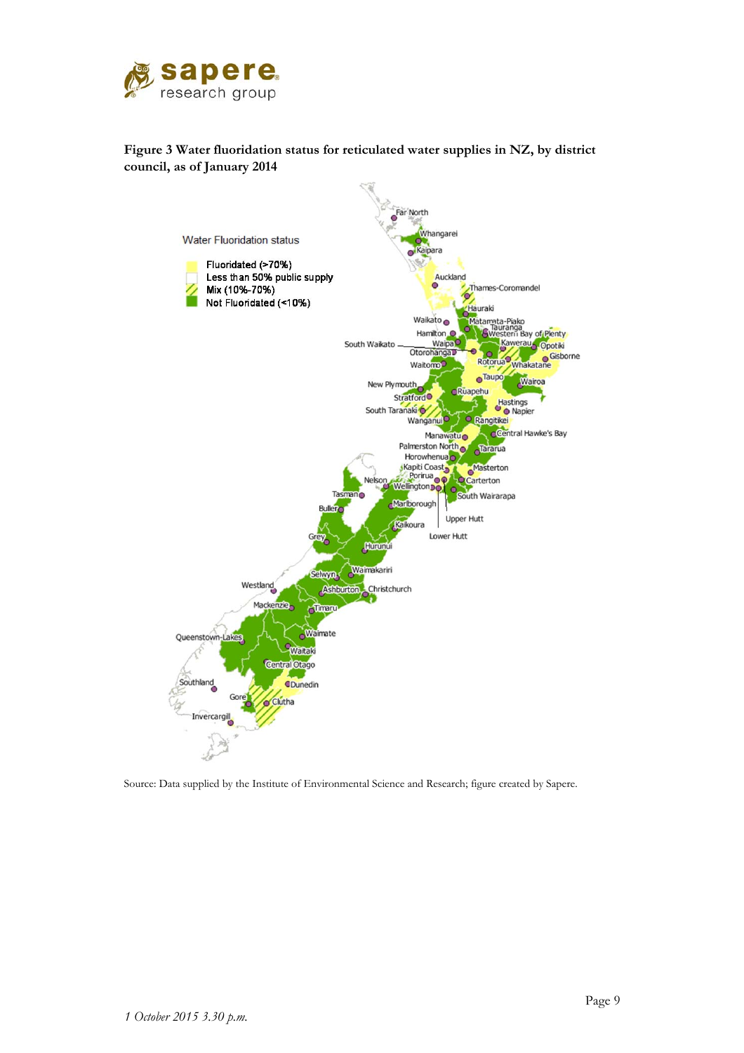**Figure 3 Water fluoridation status for reticulated water supplies in NZ, by district council, as of January 2014**

Source: Data supplied by the Institute of Environmental Science and Research; figure created by Sapere.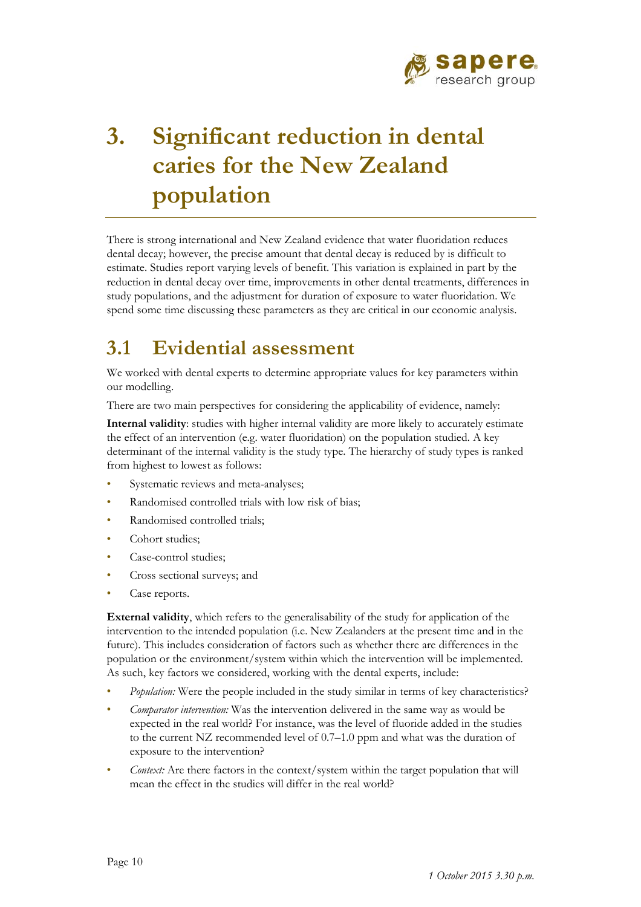# 3. Significant reduction in dental caries for the New Zealand population

There is strong international and New Zealand evidence that water fluoridation reduces dental decay; however, the precise amount that dental decay is reduced by is difficult to estimate. Studies report varying levels of benefit. This variation is explained in part by the reduction in dental decay over time, improvements in other dental treatments, differences in study populations, and the adjustment for duration of exposure to water fluoridation. We spend some time discussing these parameters as they are critical in our economic analysis.

## 3.1 Evidential assessment

We worked with dental experts to determine appropriate values for key parameters within our modelling.

There are two main perspectives for considering the applicability of evidence, namely:

**Internal validity**: studies with higher internal validity are more likely to accurately estimate the effect of an intervention (e.g. water fluoridation) on the population studied. A key determinant of the internal validity is the study type. The hierarchy of study types is ranked from highest to lowest as follows:

- Systematic reviews and meta-analyses;
- Randomised controlled trials with low risk of bias;
- Randomised controlled trials;
- Cohort studies;
- Case-control studies;
- Cross sectional surveys; and
- Case reports.

**External validity**, which refers to the generalisability of the study for application of the intervention to the intended population (i.e. New Zealanders at the present time and in the future). This includes consideration of factors such as whether there are differences in the population or the environment/system within which the intervention will be implemented. As such, key factors we considered, working with the dental experts, include:

- *Population:* Were the people included in the study similar in terms of key characteristics?
- *Comparator intervention:* Was the intervention delivered in the same way as would be expected in the real world? For instance, was the level of fluoride added in the studies to the current NZ recommended level of 0.7–1.0 ppm and what was the duration of exposure to the intervention?
- *Context:* Are there factors in the context/system within the target population that will mean the effect in the studies will differ in the real world?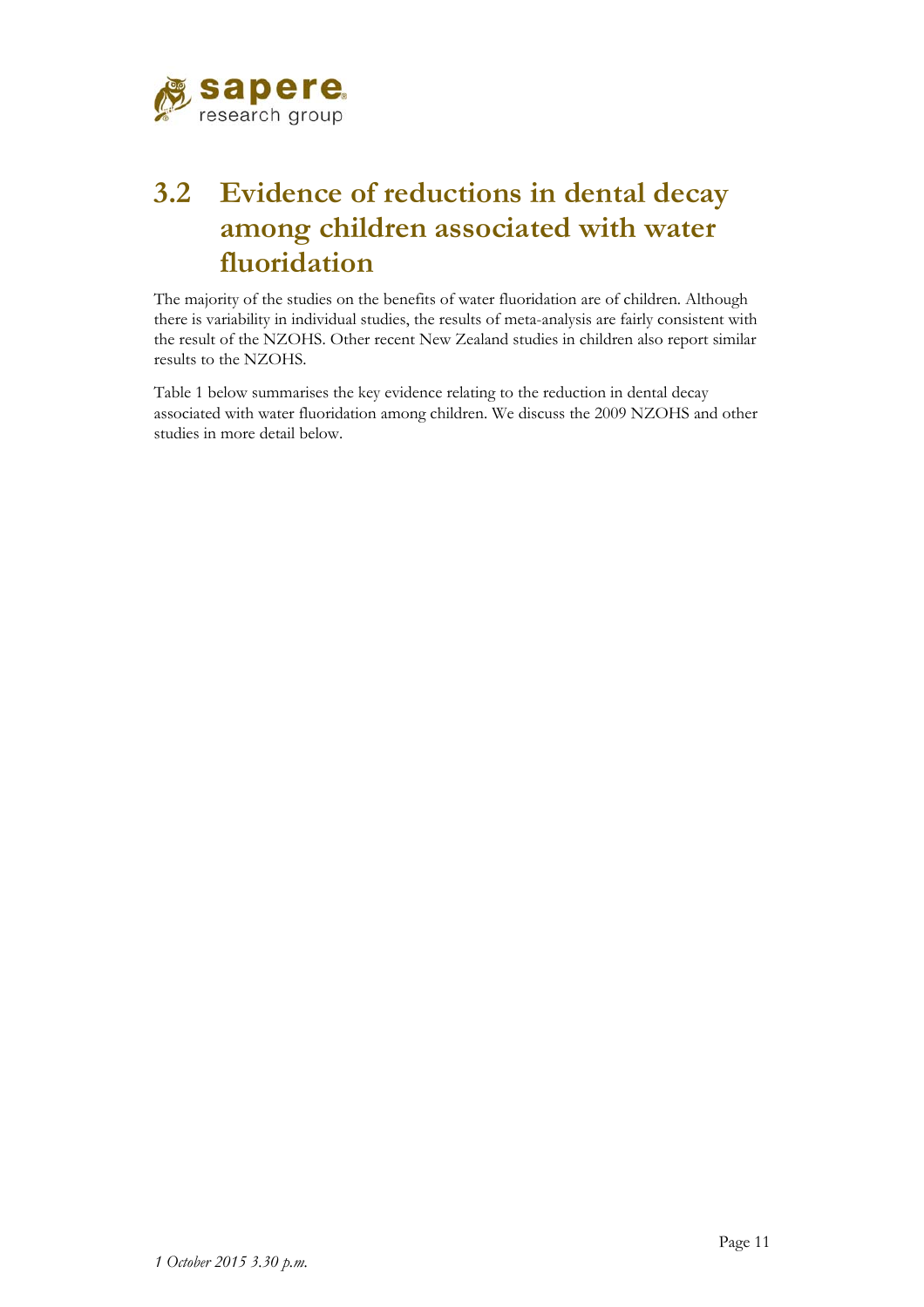## 3.2 Evidence of reductions in dental decay among children associated with water fluoridation

The majority of the studies on the benefits of water fluoridation are of children. Although there is variability in individual studies, the results of meta-analysis are fairly consistent with the result of the NZOHS. Other recent New Zealand studies in children also report similar results to the NZOHS.

Table 1 below summarises the key evidence relating to the reduction in dental decay associated with water fluoridation among children. We discuss the 2009 NZOHS and other studies in more detail below.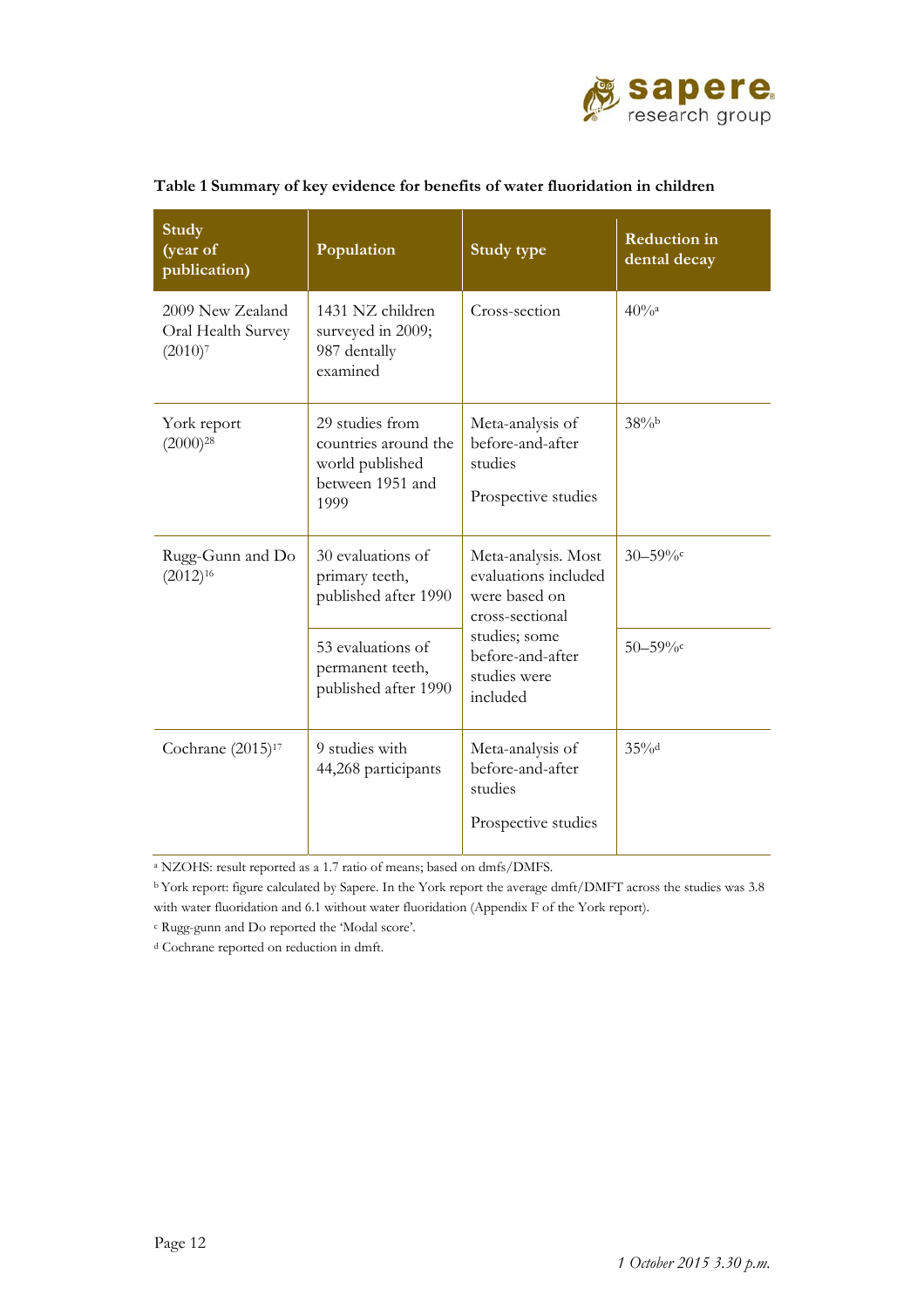**Table 1 Summary of key evidence for benefits of water fluoridation in children**

| Study (year of publication) | Population | Study type | Reduction in dental decay |
|---|---|---|---|
| 2009 New Zealand Oral Health Survey (2010)[7] | 1431 NZ children surveyed in 2009; 987 dentally examined | Cross-section | 40%[a] |
| York report (2000)[28] | 29 studies from countries around the world published between 1951 and 1999 | Meta-analysis of before-and-after studies<br><br>Prospective studies | 38%[b] |
| Rugg-Gunn and Do (2012)[16] | 30 evaluations of primary teeth, published after 1990 | Meta-analysis. Most evaluations included were based on cross-sectional studies; some before-and-after studies were included | 30–59%[c] |
| | 53 evaluations of permanent teeth, published after 1990 | | 50–59%[c] |
| Cochrane (2015)[17] | 9 studies with 44,268 participants | Meta-analysis of before-and-after studies<br><br>Prospective studies | 35%[d] |

[a] NZOHS: result reported as a 1.7 ratio of means; based on dmfs/DMFS.

[b] York report: figure calculated by Sapere. In the York report the average dmft/DMFT across the studies was 3.8 with water fluoridation and 6.1 without water fluoridation (Appendix F of the York report).

[c] Rugg-gunn and Do reported the 'Modal score'.

[d] Cochrane reported on reduction in dmft.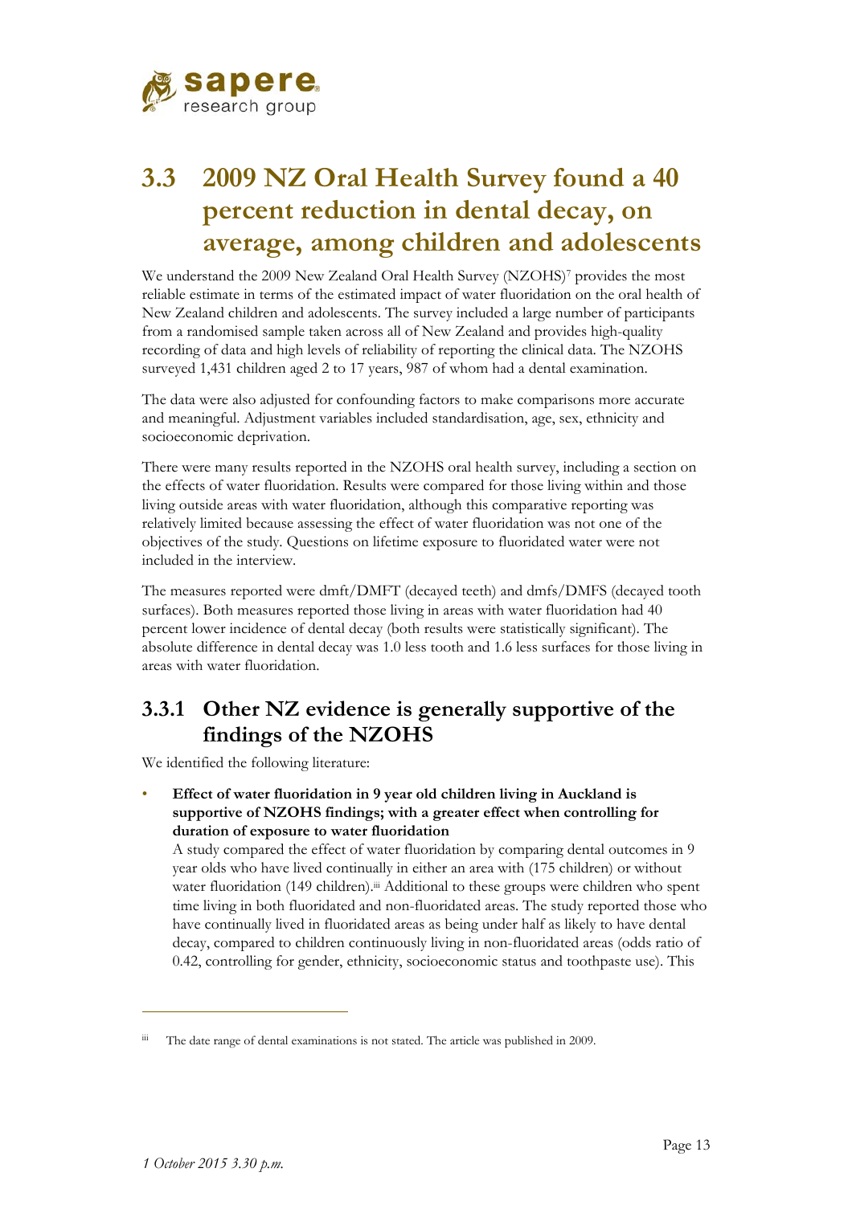## 3.3 2009 NZ Oral Health Survey found a 40 percent reduction in dental decay, on average, among children and adolescents

We understand the 2009 New Zealand Oral Health Survey (NZOHS)[7] provides the most reliable estimate in terms of the estimated impact of water fluoridation on the oral health of New Zealand children and adolescents. The survey included a large number of participants from a randomised sample taken across all of New Zealand and provides high-quality recording of data and high levels of reliability of reporting the clinical data. The NZOHS surveyed 1,431 children aged 2 to 17 years, 987 of whom had a dental examination.

The data were also adjusted for confounding factors to make comparisons more accurate and meaningful. Adjustment variables included standardisation, age, sex, ethnicity and socioeconomic deprivation.

There were many results reported in the NZOHS oral health survey, including a section on the effects of water fluoridation. Results were compared for those living within and those living outside areas with water fluoridation, although this comparative reporting was relatively limited because assessing the effect of water fluoridation was not one of the objectives of the study. Questions on lifetime exposure to fluoridated water were not included in the interview.

The measures reported were dmft/DMFT (decayed teeth) and dmfs/DMFS (decayed tooth surfaces). Both measures reported those living in areas with water fluoridation had 40 percent lower incidence of dental decay (both results were statistically significant). The absolute difference in dental decay was 1.0 less tooth and 1.6 less surfaces for those living in areas with water fluoridation.

### 3.3.1 Other NZ evidence is generally supportive of the findings of the NZOHS

We identified the following literature:

- **Effect of water fluoridation in 9 year old children living in Auckland is supportive of NZOHS findings; with a greater effect when controlling for duration of exposure to water fluoridation**
  A study compared the effect of water fluoridation by comparing dental outcomes in 9 year olds who have lived continually in either an area with (175 children) or without water fluoridation (149 children).[iii] Additional to these groups were children who spent time living in both fluoridated and non-fluoridated areas. The study reported those who have continually lived in fluoridated areas as being under half as likely to have dental decay, compared to children continuously living in non-fluoridated areas (odds ratio of 0.42, controlling for gender, ethnicity, socioeconomic status and toothpaste use). This

[iii] The date range of dental examinations is not stated. The article was published in 2009.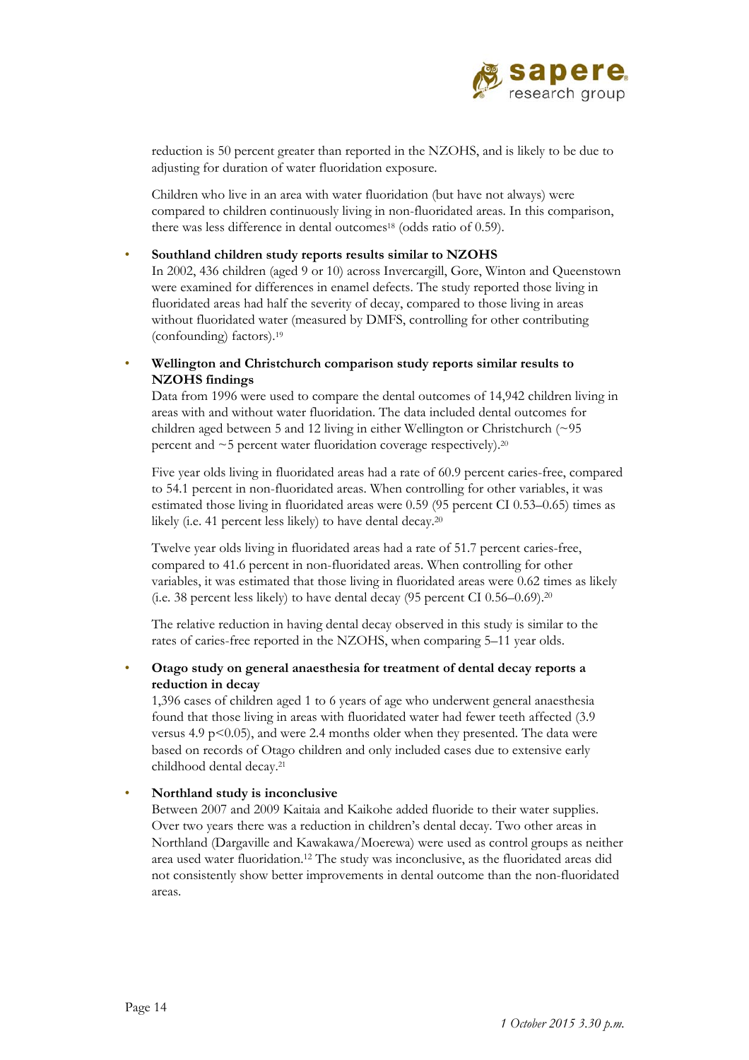reduction is 50 percent greater than reported in the NZOHS, and is likely to be due to adjusting for duration of water fluoridation exposure.

Children who live in an area with water fluoridation (but have not always) were compared to children continuously living in non-fluoridated areas. In this comparison, there was less difference in dental outcomes[18] (odds ratio of 0.59).

- **Southland children study reports results similar to NZOHS**
  In 2002, 436 children (aged 9 or 10) across Invercargill, Gore, Winton and Queenstown were examined for differences in enamel defects. The study reported those living in fluoridated areas had half the severity of decay, compared to those living in areas without fluoridated water (measured by DMFS, controlling for other contributing (confounding) factors).[19]

- **Wellington and Christchurch comparison study reports similar results to NZOHS findings**
  Data from 1996 were used to compare the dental outcomes of 14,942 children living in areas with and without water fluoridation. The data included dental outcomes for children aged between 5 and 12 living in either Wellington or Christchurch (~95 percent and ~5 percent water fluoridation coverage respectively).[20]

  Five year olds living in fluoridated areas had a rate of 60.9 percent caries-free, compared to 54.1 percent in non-fluoridated areas. When controlling for other variables, it was estimated those living in fluoridated areas were 0.59 (95 percent CI 0.53–0.65) times as likely (i.e. 41 percent less likely) to have dental decay.[20]

  Twelve year olds living in fluoridated areas had a rate of 51.7 percent caries-free, compared to 41.6 percent in non-fluoridated areas. When controlling for other variables, it was estimated that those living in fluoridated areas were 0.62 times as likely (i.e. 38 percent less likely) to have dental decay (95 percent CI 0.56–0.69).[20]

  The relative reduction in having dental decay observed in this study is similar to the rates of caries-free reported in the NZOHS, when comparing 5–11 year olds.

- **Otago study on general anaesthesia for treatment of dental decay reports a reduction in decay**
  1,396 cases of children aged 1 to 6 years of age who underwent general anaesthesia found that those living in areas with fluoridated water had fewer teeth affected (3.9 versus 4.9 $p<0.05$), and were 2.4 months older when they presented. The data were based on records of Otago children and only included cases due to extensive early childhood dental decay.[21]

- **Northland study is inconclusive**
  Between 2007 and 2009 Kaitaia and Kaikohe added fluoride to their water supplies. Over two years there was a reduction in children's dental decay. Two other areas in Northland (Dargaville and Kawakawa/Moerewa) were used as control groups as neither area used water fluoridation.[12] The study was inconclusive, as the fluoridated areas did not consistently show better improvements in dental outcome than the non-fluoridated areas.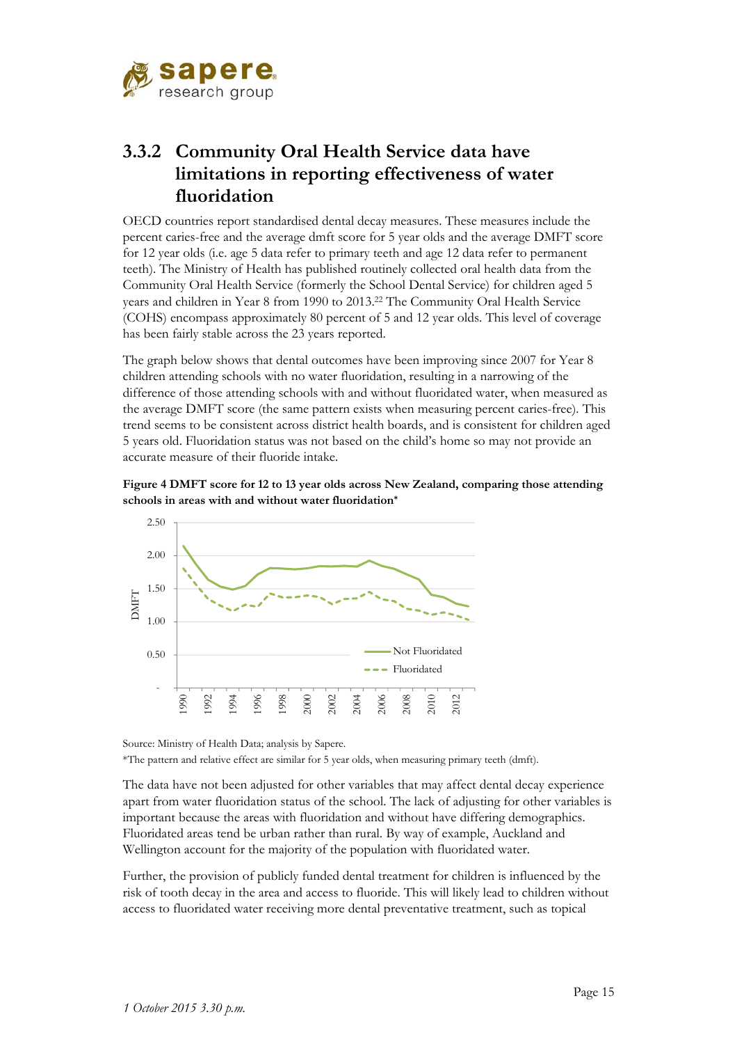### 3.3.2 Community Oral Health Service data have limitations in reporting effectiveness of water fluoridation

OECD countries report standardised dental decay measures. These measures include the percent caries-free and the average dmft score for 5 year olds and the average DMFT score for 12 year olds (i.e. age 5 data refer to primary teeth and age 12 data refer to permanent teeth). The Ministry of Health has published routinely collected oral health data from the Community Oral Health Service (formerly the School Dental Service) for children aged 5 years and children in Year 8 from 1990 to 2013.[22] The Community Oral Health Service (COHS) encompass approximately 80 percent of 5 and 12 year olds. This level of coverage has been fairly stable across the 23 years reported.

The graph below shows that dental outcomes have been improving since 2007 for Year 8 children attending schools with no water fluoridation, resulting in a narrowing of the difference of those attending schools with and without fluoridated water, when measured as the average DMFT score (the same pattern exists when measuring percent caries-free). This trend seems to be consistent across district health boards, and is consistent for children aged 5 years old. Fluoridation status was not based on the child's home so may not provide an accurate measure of their fluoride intake.

**Figure 4 DMFT score for 12 to 13 year olds across New Zealand, comparing those attending schools in areas with and without water fluoridation***

Source: Ministry of Health Data; analysis by Sapere.

*The pattern and relative effect are similar for 5 year olds, when measuring primary teeth (dmft).

The data have not been adjusted for other variables that may affect dental decay experience apart from water fluoridation status of the school. The lack of adjusting for other variables is important because the areas with fluoridation and without have differing demographics. Fluoridated areas tend be urban rather than rural. By way of example, Auckland and Wellington account for the majority of the population with fluoridated water.

Further, the provision of publicly funded dental treatment for children is influenced by the risk of tooth decay in the area and access to fluoride. This will likely lead to children without access to fluoridated water receiving more dental preventative treatment, such as topical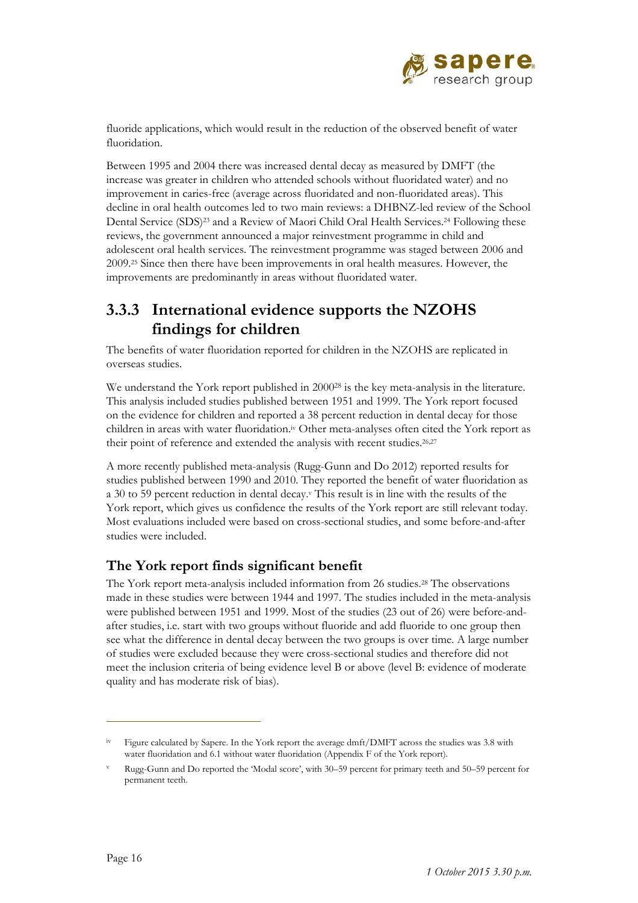fluoride applications, which would result in the reduction of the observed benefit of water fluoridation.

Between 1995 and 2004 there was increased dental decay as measured by DMFT (the increase was greater in children who attended schools without fluoridated water) and no improvement in caries-free (average across fluoridated and non-fluoridated areas). This decline in oral health outcomes led to two main reviews: a DHBNZ-led review of the School Dental Service (SDS)[23] and a Review of Maori Child Oral Health Services.[24] Following these reviews, the government announced a major reinvestment programme in child and adolescent oral health services. The reinvestment programme was staged between 2006 and 2009.[25] Since then there have been improvements in oral health measures. However, the improvements are predominantly in areas without fluoridated water.

### 3.3.3 International evidence supports the NZOHS findings for children

The benefits of water fluoridation reported for children in the NZOHS are replicated in overseas studies.

We understand the York report published in 2000[28] is the key meta-analysis in the literature. This analysis included studies published between 1951 and 1999. The York report focused on the evidence for children and reported a 38 percent reduction in dental decay for those children in areas with water fluoridation.[iv] Other meta-analyses often cited the York report as their point of reference and extended the analysis with recent studies.[26,27]

A more recently published meta-analysis (Rugg-Gunn and Do 2012) reported results for studies published between 1990 and 2010. They reported the benefit of water fluoridation as a 30 to 59 percent reduction in dental decay.[v] This result is in line with the results of the York report, which gives us confidence the results of the York report are still relevant today. Most evaluations included were based on cross-sectional studies, and some before-and-after studies were included.

#### The York report finds significant benefit

The York report meta-analysis included information from 26 studies.[28] The observations made in these studies were between 1944 and 1997. The studies included in the meta-analysis were published between 1951 and 1999. Most of the studies (23 out of 26) were before-and-after studies, i.e. start with two groups without fluoride and add fluoride to one group then see what the difference in dental decay between the two groups is over time. A large number of studies were excluded because they were cross-sectional studies and therefore did not meet the inclusion criteria of being evidence level B or above (level B: evidence of moderate quality and has moderate risk of bias).

---

[iv] Figure calculated by Sapere. In the York report the average dmft/DMFT across the studies was 3.8 with water fluoridation and 6.1 without water fluoridation (Appendix F of the York report).

[v] Rugg-Gunn and Do reported the 'Modal score', with 30–59 percent for primary teeth and 50–59 percent for permanent teeth.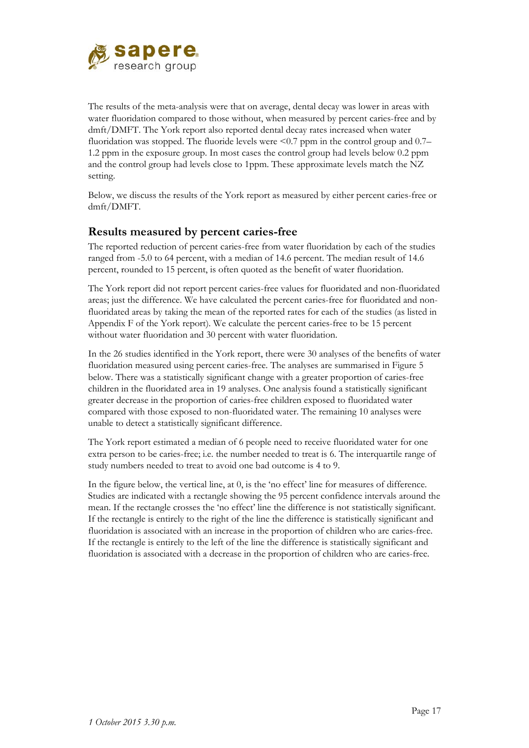The results of the meta-analysis were that on average, dental decay was lower in areas with water fluoridation compared to those without, when measured by percent caries-free and by dmft/DMFT. The York report also reported dental decay rates increased when water fluoridation was stopped. The fluoride levels were <0.7 ppm in the control group and 0.7–1.2 ppm in the exposure group. In most cases the control group had levels below 0.2 ppm and the control group had levels close to 1ppm. These approximate levels match the NZ setting.

Below, we discuss the results of the York report as measured by either percent caries-free or dmft/DMFT.

## Results measured by percent caries-free

The reported reduction of percent caries-free from water fluoridation by each of the studies ranged from -5.0 to 64 percent, with a median of 14.6 percent. The median result of 14.6 percent, rounded to 15 percent, is often quoted as the benefit of water fluoridation.

The York report did not report percent caries-free values for fluoridated and non-fluoridated areas; just the difference. We have calculated the percent caries-free for fluoridated and non-fluoridated areas by taking the mean of the reported rates for each of the studies (as listed in Appendix F of the York report). We calculate the percent caries-free to be 15 percent without water fluoridation and 30 percent with water fluoridation.

In the 26 studies identified in the York report, there were 30 analyses of the benefits of water fluoridation measured using percent caries-free. The analyses are summarised in Figure 5 below. There was a statistically significant change with a greater proportion of caries-free children in the fluoridated area in 19 analyses. One analysis found a statistically significant greater decrease in the proportion of caries-free children exposed to fluoridated water compared with those exposed to non-fluoridated water. The remaining 10 analyses were unable to detect a statistically significant difference.

The York report estimated a median of 6 people need to receive fluoridated water for one extra person to be caries-free; i.e. the number needed to treat is 6. The interquartile range of study numbers needed to treat to avoid one bad outcome is 4 to 9.

In the figure below, the vertical line, at 0, is the 'no effect' line for measures of difference. Studies are indicated with a rectangle showing the 95 percent confidence intervals around the mean. If the rectangle crosses the 'no effect' line the difference is not statistically significant. If the rectangle is entirely to the right of the line the difference is statistically significant and fluoridation is associated with an increase in the proportion of children who are caries-free. If the rectangle is entirely to the left of the line the difference is statistically significant and fluoridation is associated with a decrease in the proportion of children who are caries-free.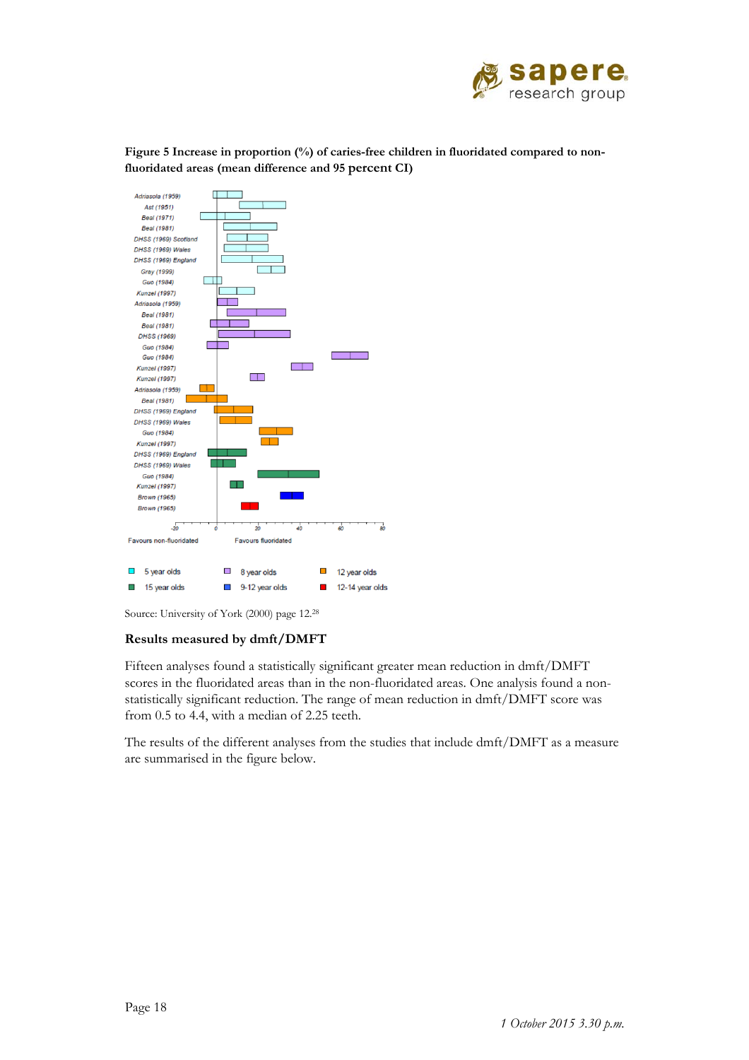**Figure 5 Increase in proportion (%) of caries-free children in fluoridated compared to non-fluoridated areas (mean difference and 95 percent CI)**

Source: University of York (2000) page 12.[28]

### Results measured by dmft/DMFT

Fifteen analyses found a statistically significant greater mean reduction in dmft/DMFT scores in the fluoridated areas than in the non-fluoridated areas. One analysis found a non-statistically significant reduction. The range of mean reduction in dmft/DMFT score was from 0.5 to 4.4, with a median of 2.25 teeth.

The results of the different analyses from the studies that include dmft/DMFT as a measure are summarised in the figure below.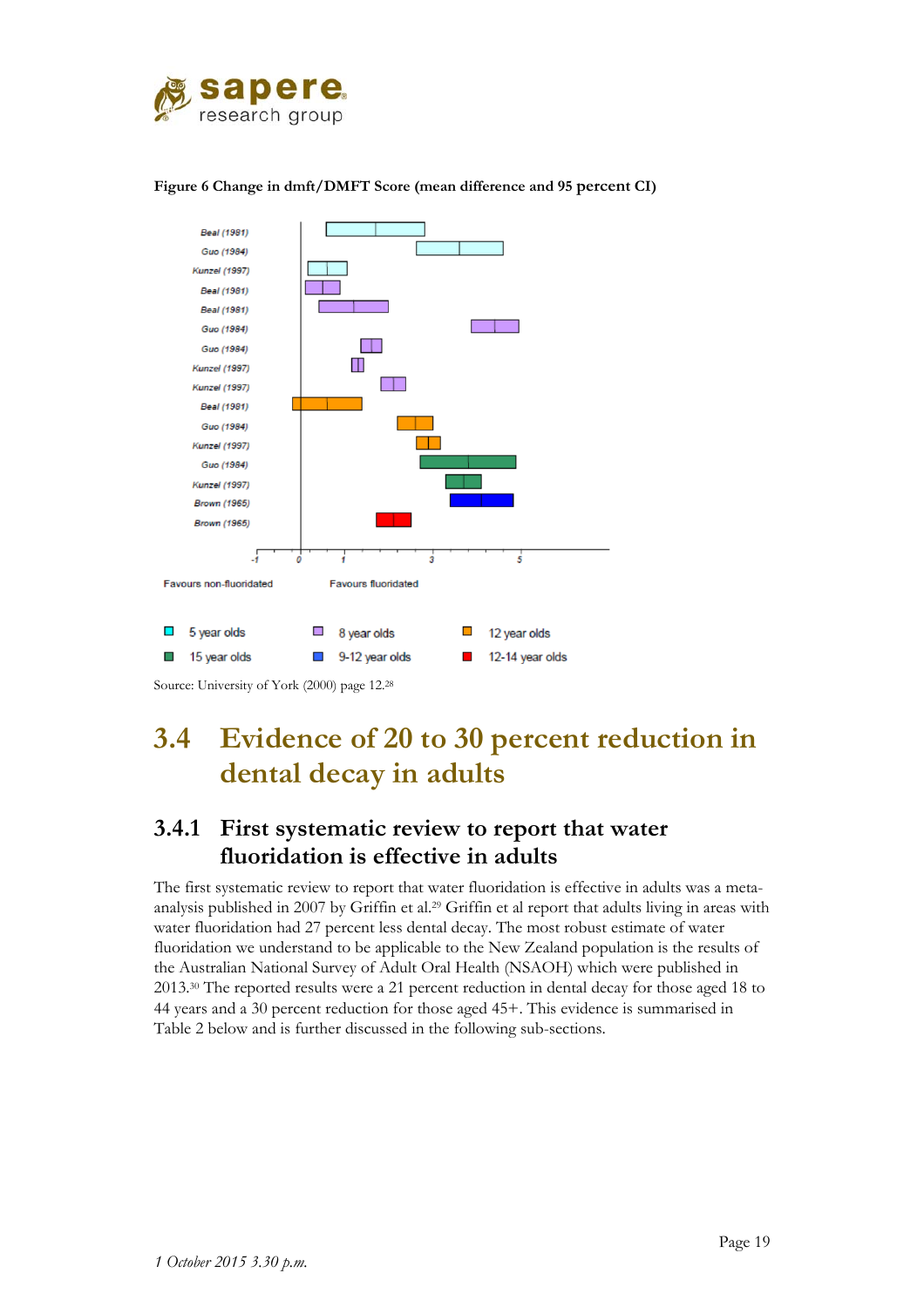**Figure 6 Change in dmft/DMFT Score (mean difference and 95 percent CI)**

Source: University of York (2000) page 12.[28]

## 3.4 Evidence of 20 to 30 percent reduction in dental decay in adults

### 3.4.1 First systematic review to report that water fluoridation is effective in adults

The first systematic review to report that water fluoridation is effective in adults was a meta-analysis published in 2007 by Griffin et al.[29] Griffin et al report that adults living in areas with water fluoridation had 27 percent less dental decay. The most robust estimate of water fluoridation we understand to be applicable to the New Zealand population is the results of the Australian National Survey of Adult Oral Health (NSAOH) which were published in 2013.[30] The reported results were a 21 percent reduction in dental decay for those aged 18 to 44 years and a 30 percent reduction for those aged 45+. This evidence is summarised in Table 2 below and is further discussed in the following sub-sections.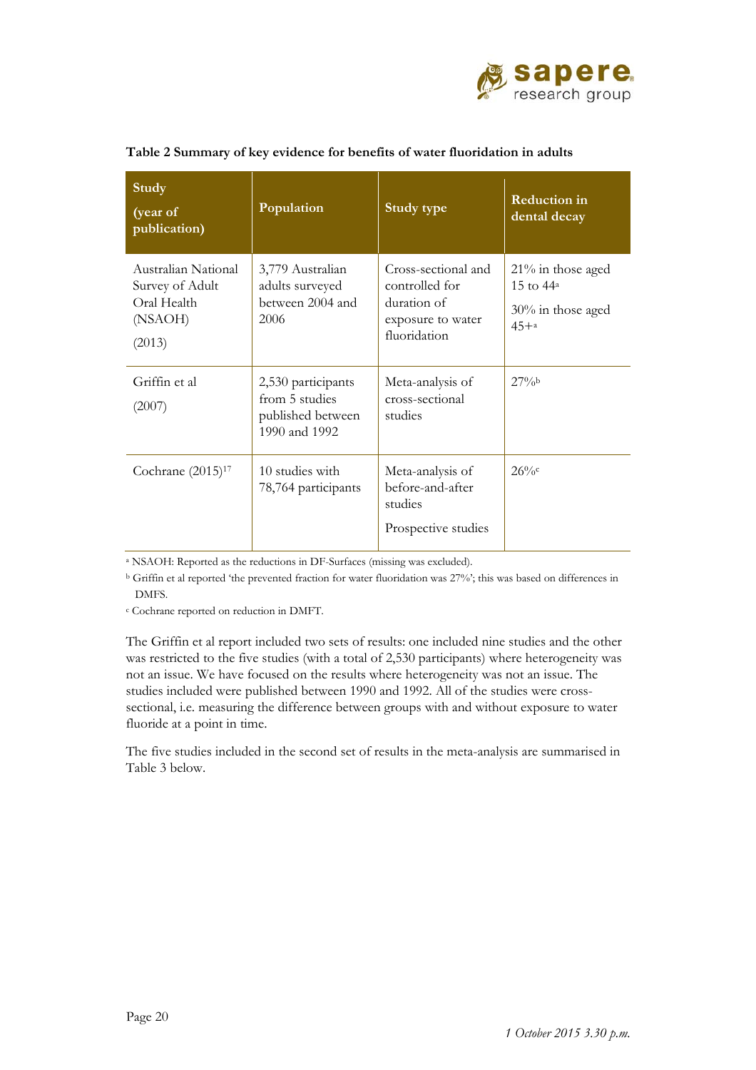**Table 2 Summary of key evidence for benefits of water fluoridation in adults**

| Study (year of publication) | Population | Study type | Reduction in dental decay |
|---|---|---|---|
| Australian National Survey of Adult Oral Health (NSAOH) (2013) | 3,779 Australian adults surveyed between 2004 and 2006 | Cross-sectional and controlled for duration of exposure to water fluoridation | 21% in those aged 15 to 44[a] 30% in those aged 45+[a] |
| Griffin et al (2007) | 2,530 participants from 5 studies published between 1990 and 1992 | Meta-analysis of cross-sectional studies | 27%[b] |
| Cochrane (2015)[17] | 10 studies with 78,764 participants | Meta-analysis of before-and-after studies Prospective studies | 26%[c] |

[a] NSAOH: Reported as the reductions in DF-Surfaces (missing was excluded).

[b] Griffin et al reported 'the prevented fraction for water fluoridation was 27%'; this was based on differences in DMFS.

[c] Cochrane reported on reduction in DMFT.

The Griffin et al report included two sets of results: one included nine studies and the other was restricted to the five studies (with a total of 2,530 participants) where heterogeneity was not an issue. We have focused on the results where heterogeneity was not an issue. The studies included were published between 1990 and 1992. All of the studies were cross-sectional, i.e. measuring the difference between groups with and without exposure to water fluoride at a point in time.

The five studies included in the second set of results in the meta-analysis are summarised in Table 3 below.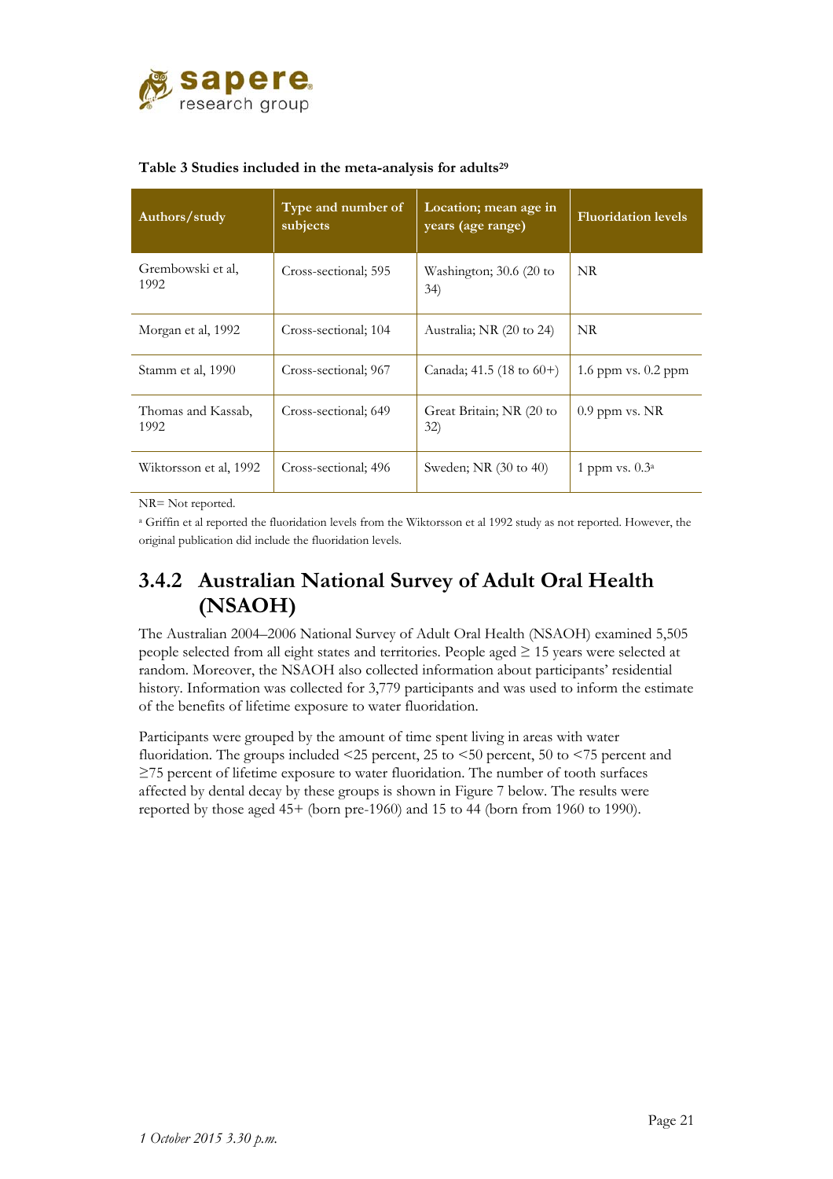**Table 3 Studies included in the meta-analysis for adults[29]**

| Authors/study | Type and number of subjects | Location; mean age in years (age range) | Fluoridation levels |
|---|---|---|---|
| Grembowski et al, 1992 | Cross-sectional; 595 | Washington; 30.6 (20 to 34) | NR |
| Morgan et al, 1992 | Cross-sectional; 104 | Australia; NR (20 to 24) | NR |
| Stamm et al, 1990 | Cross-sectional; 967 | Canada; 41.5 (18 to 60+) | 1.6 ppm vs. 0.2 ppm |
| Thomas and Kassab, 1992 | Cross-sectional; 649 | Great Britain; NR (20 to 32) | 0.9 ppm vs. NR |
| Wiktorsson et al, 1992 | Cross-sectional; 496 | Sweden; NR (30 to 40) | 1 ppm vs. 0.3[a] |

NR= Not reported.

[a] Griffin et al reported the fluoridation levels from the Wiktorsson et al 1992 study as not reported. However, the original publication did include the fluoridation levels.

### 3.4.2 Australian National Survey of Adult Oral Health (NSAOH)

The Australian 2004–2006 National Survey of Adult Oral Health (NSAOH) examined 5,505 people selected from all eight states and territories. People aged ≥ 15 years were selected at random. Moreover, the NSAOH also collected information about participants' residential history. Information was collected for 3,779 participants and was used to inform the estimate of the benefits of lifetime exposure to water fluoridation.

Participants were grouped by the amount of time spent living in areas with water fluoridation. The groups included <25 percent, 25 to <50 percent, 50 to <75 percent and ≥75 percent of lifetime exposure to water fluoridation. The number of tooth surfaces affected by dental decay by these groups is shown in Figure 7 below. The results were reported by those aged 45+ (born pre-1960) and 15 to 44 (born from 1960 to 1990).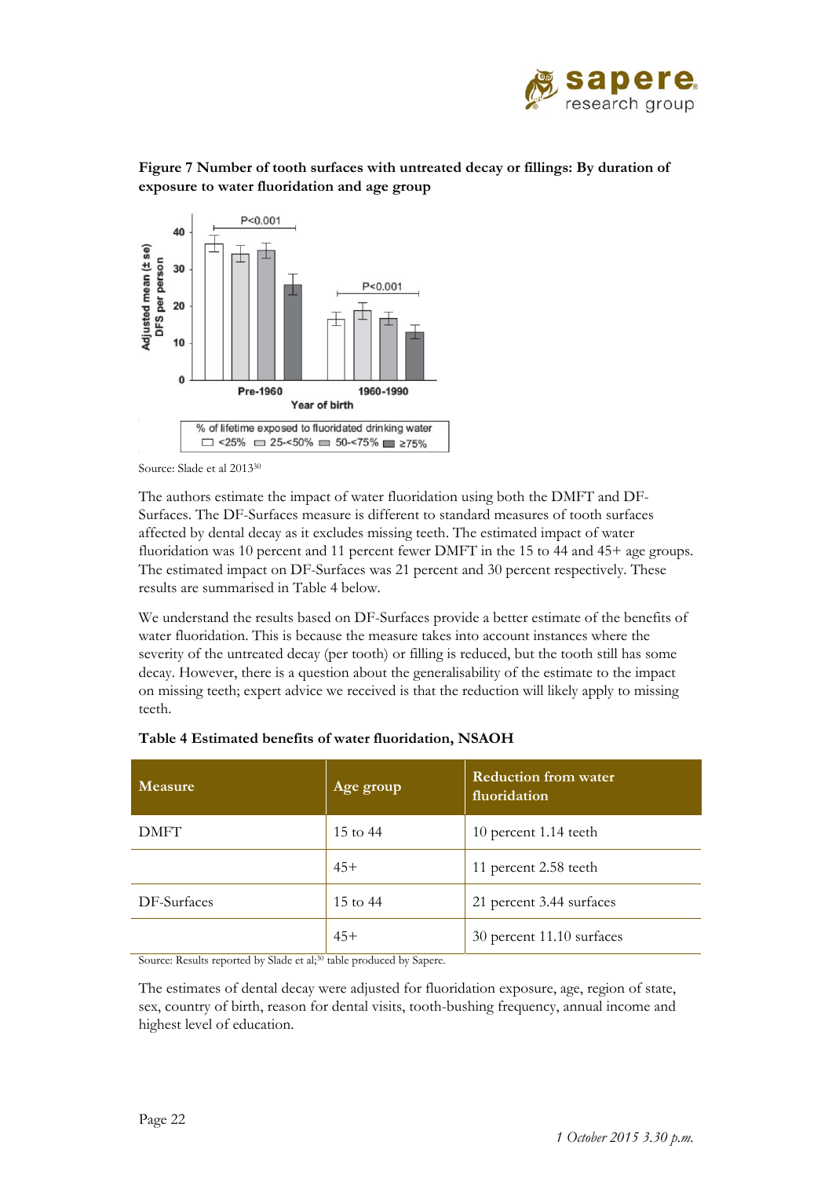**Figure 7 Number of tooth surfaces with untreated decay or fillings: By duration of exposure to water fluoridation and age group**

Source: Slade et al 2013[30]

The authors estimate the impact of water fluoridation using both the DMFT and DF-Surfaces. The DF-Surfaces measure is different to standard measures of tooth surfaces affected by dental decay as it excludes missing teeth. The estimated impact of water fluoridation was 10 percent and 11 percent fewer DMFT in the 15 to 44 and 45+ age groups. The estimated impact on DF-Surfaces was 21 percent and 30 percent respectively. These results are summarised in Table 4 below.

We understand the results based on DF-Surfaces provide a better estimate of the benefits of water fluoridation. This is because the measure takes into account instances where the severity of the untreated decay (per tooth) or filling is reduced, but the tooth still has some decay. However, there is a question about the generalisability of the estimate to the impact on missing teeth; expert advice we received is that the reduction will likely apply to missing teeth.

**Table 4 Estimated benefits of water fluoridation, NSAOH**

| Measure | Age group | Reduction from water fluoridation |
| --- | --- | --- |
| DMFT | 15 to 44 | 10 percent 1.14 teeth |
| | 45+ | 11 percent 2.58 teeth |
| DF-Surfaces | 15 to 44 | 21 percent 3.44 surfaces |
| | 45+ | 30 percent 11.10 surfaces |

Source: Results reported by Slade et al;[30] table produced by Sapere.

The estimates of dental decay were adjusted for fluoridation exposure, age, region of state, sex, country of birth, reason for dental visits, tooth-bushing frequency, annual income and highest level of education.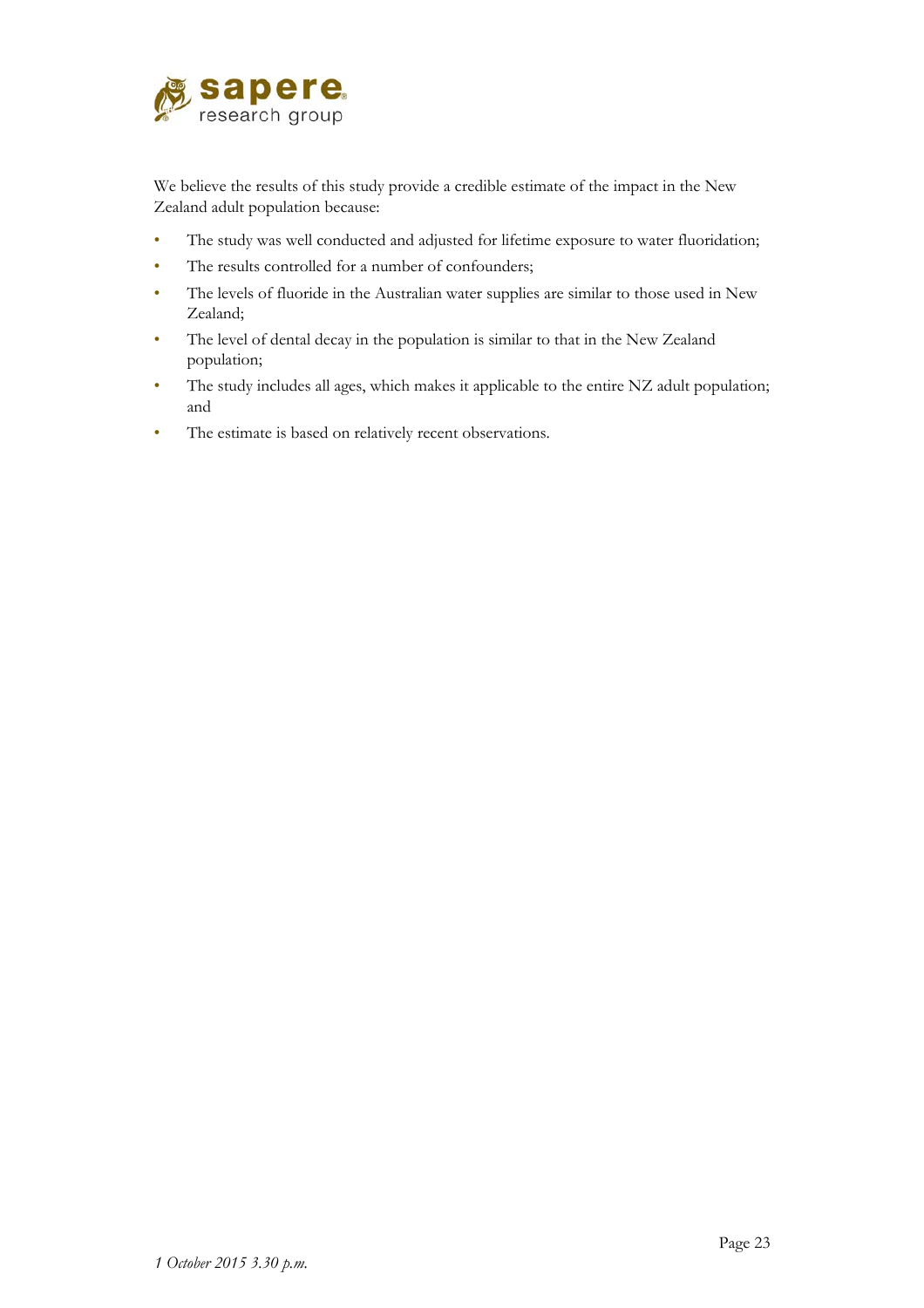We believe the results of this study provide a credible estimate of the impact in the New Zealand adult population because:

- The study was well conducted and adjusted for lifetime exposure to water fluoridation;
- The results controlled for a number of confounders;
- The levels of fluoride in the Australian water supplies are similar to those used in New Zealand;
- The level of dental decay in the population is similar to that in the New Zealand population;
- The study includes all ages, which makes it applicable to the entire NZ adult population; and
- The estimate is based on relatively recent observations.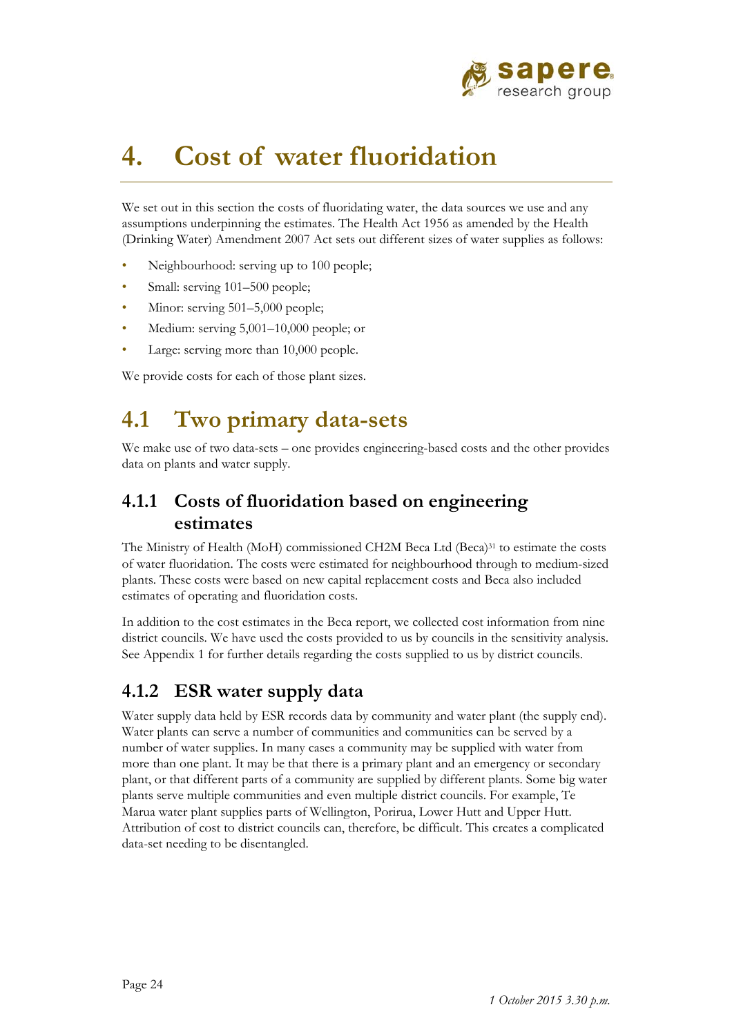# 4. Cost of water fluoridation

We set out in this section the costs of fluoridating water, the data sources we use and any assumptions underpinning the estimates. The Health Act 1956 as amended by the Health (Drinking Water) Amendment 2007 Act sets out different sizes of water supplies as follows:

- Neighbourhood: serving up to 100 people;
- Small: serving 101–500 people;
- Minor: serving 501–5,000 people;
- Medium: serving 5,001–10,000 people; or
- Large: serving more than 10,000 people.

We provide costs for each of those plant sizes.

## 4.1 Two primary data-sets

We make use of two data-sets – one provides engineering-based costs and the other provides data on plants and water supply.

### 4.1.1 Costs of fluoridation based on engineering estimates

The Ministry of Health (MoH) commissioned CH2M Beca Ltd (Beca)[31] to estimate the costs of water fluoridation. The costs were estimated for neighbourhood through to medium-sized plants. These costs were based on new capital replacement costs and Beca also included estimates of operating and fluoridation costs.

In addition to the cost estimates in the Beca report, we collected cost information from nine district councils. We have used the costs provided to us by councils in the sensitivity analysis. See Appendix 1 for further details regarding the costs supplied to us by district councils.

### 4.1.2 ESR water supply data

Water supply data held by ESR records data by community and water plant (the supply end). Water plants can serve a number of communities and communities can be served by a number of water supplies. In many cases a community may be supplied with water from more than one plant. It may be that there is a primary plant and an emergency or secondary plant, or that different parts of a community are supplied by different plants. Some big water plants serve multiple communities and even multiple district councils. For example, Te Marua water plant supplies parts of Wellington, Porirua, Lower Hutt and Upper Hutt. Attribution of cost to district councils can, therefore, be difficult. This creates a complicated data-set needing to be disentangled.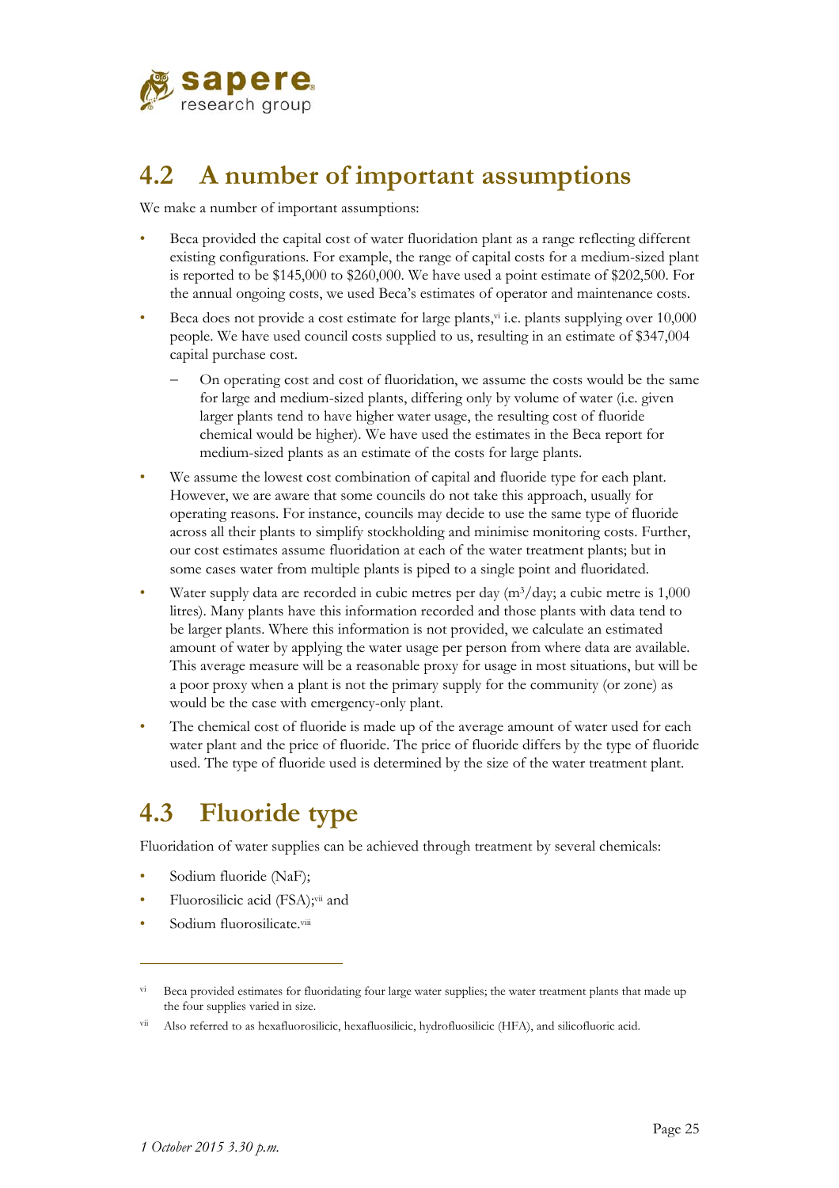## 4.2 A number of important assumptions

We make a number of important assumptions:

- Beca provided the capital cost of water fluoridation plant as a range reflecting different existing configurations. For example, the range of capital costs for a medium-sized plant is reported to be $145,000 to $260,000. We have used a point estimate of $202,500. For the annual ongoing costs, we used Beca's estimates of operator and maintenance costs.
- Beca does not provide a cost estimate for large plants,[vi] i.e. plants supplying over 10,000 people. We have used council costs supplied to us, resulting in an estimate of $347,004 capital purchase cost.
  - On operating cost and cost of fluoridation, we assume the costs would be the same for large and medium-sized plants, differing only by volume of water (i.e. given larger plants tend to have higher water usage, the resulting cost of fluoride chemical would be higher). We have used the estimates in the Beca report for medium-sized plants as an estimate of the costs for large plants.
- We assume the lowest cost combination of capital and fluoride type for each plant. However, we are aware that some councils do not take this approach, usually for operating reasons. For instance, councils may decide to use the same type of fluoride across all their plants to simplify stockholding and minimise monitoring costs. Further, our cost estimates assume fluoridation at each of the water treatment plants; but in some cases water from multiple plants is piped to a single point and fluoridated.
- Water supply data are recorded in cubic metres per day ($m^3$/day; a cubic metre is 1,000 litres). Many plants have this information recorded and those plants with data tend to be larger plants. Where this information is not provided, we calculate an estimated amount of water by applying the water usage per person from where data are available. This average measure will be a reasonable proxy for usage in most situations, but will be a poor proxy when a plant is not the primary supply for the community (or zone) as would be the case with emergency-only plant.
- The chemical cost of fluoride is made up of the average amount of water used for each water plant and the price of fluoride. The price of fluoride differs by the type of fluoride used. The type of fluoride used is determined by the size of the water treatment plant.

## 4.3 Fluoride type

Fluoridation of water supplies can be achieved through treatment by several chemicals:

- Sodium fluoride (NaF);
- Fluorosilicic acid (FSA);[vii] and
- Sodium fluorosilicate.[viii]

---

[vi] Beca provided estimates for fluoridating four large water supplies; the water treatment plants that made up the four supplies varied in size.

[vii] Also referred to as hexafluorosilicic, hexafluosilicic, hydrofluosilicic (HFA), and silicofluoric acid.

*1 October 2015 3.30 p.m.*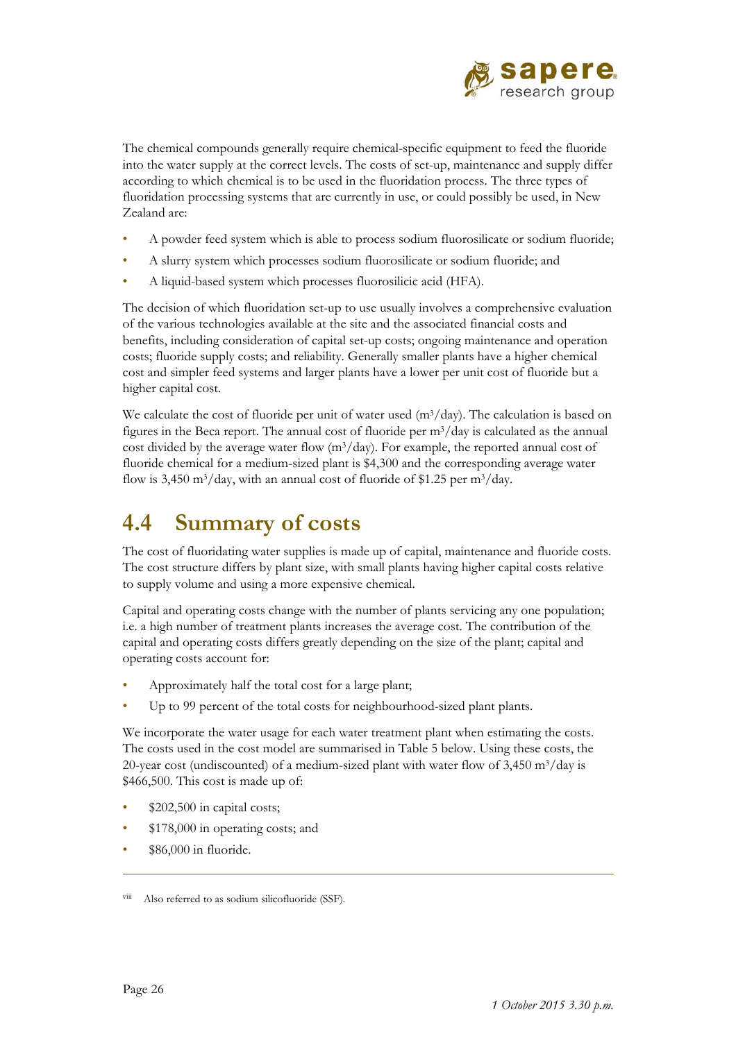The chemical compounds generally require chemical-specific equipment to feed the fluoride into the water supply at the correct levels. The costs of set-up, maintenance and supply differ according to which chemical is to be used in the fluoridation process. The three types of fluoridation processing systems that are currently in use, or could possibly be used, in New Zealand are:

- A powder feed system which is able to process sodium fluorosilicate or sodium fluoride;
- A slurry system which processes sodium fluorosilicate or sodium fluoride; and
- A liquid-based system which processes fluorosilicic acid (HFA).

The decision of which fluoridation set-up to use usually involves a comprehensive evaluation of the various technologies available at the site and the associated financial costs and benefits, including consideration of capital set-up costs; ongoing maintenance and operation costs; fluoride supply costs; and reliability. Generally smaller plants have a higher chemical cost and simpler feed systems and larger plants have a lower per unit cost of fluoride but a higher capital cost.

We calculate the cost of fluoride per unit of water used ($m^3$/day). The calculation is based on figures in the Beca report. The annual cost of fluoride per $m^3$/day is calculated as the annual cost divided by the average water flow ($m^3$/day). For example, the reported annual cost of fluoride chemical for a medium-sized plant is $4,300 and the corresponding average water flow is 3,450 $m^3$/day, with an annual cost of fluoride of $1.25 per $m^3$/day.

## 4.4 Summary of costs

The cost of fluoridating water supplies is made up of capital, maintenance and fluoride costs. The cost structure differs by plant size, with small plants having higher capital costs relative to supply volume and using a more expensive chemical.

Capital and operating costs change with the number of plants servicing any one population; i.e. a high number of treatment plants increases the average cost. The contribution of the capital and operating costs differs greatly depending on the size of the plant; capital and operating costs account for:

- Approximately half the total cost for a large plant;
- Up to 99 percent of the total costs for neighbourhood-sized plant plants.

We incorporate the water usage for each water treatment plant when estimating the costs. The costs used in the cost model are summarised in Table 5 below. Using these costs, the 20-year cost (undiscounted) of a medium-sized plant with water flow of 3,450 $m^3$/day is $466,500. This cost is made up of:

- $202,500 in capital costs;
- $178,000 in operating costs; and
- $86,000 in fluoride.

---

[viii] Also referred to as sodium silicofluoride (SSF).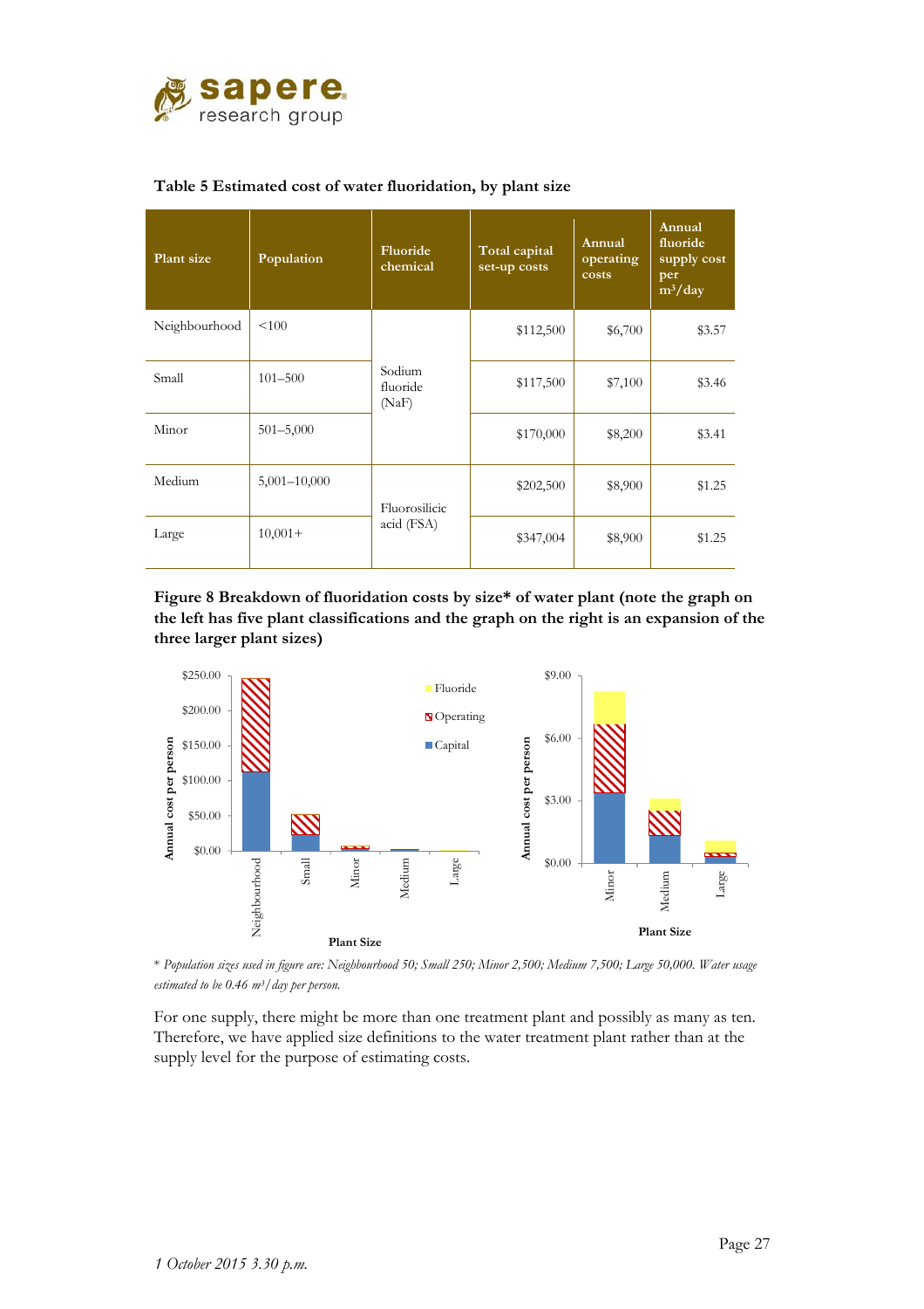**Table 5 Estimated cost of water fluoridation, by plant size**

| Plant size | Population | Fluoride chemical | Total capital set-up costs | Annual operating costs | Annual fluoride supply cost per $m^3$/day |
|---|---|---|---|---|---|
| Neighbourhood | <100 | Sodium fluoride (NaF) | $112,500 | $6,700 | $3.57 |
| Small | 101–500 | | $117,500 | $7,100 | $3.46 |
| Minor | 501–5,000 | | $170,000 | $8,200 | $3.41 |
| Medium | 5,001–10,000 | Fluorosilicic acid (FSA) | $202,500 | $8,900 | $1.25 |
| Large | 10,001+ | | $347,004 | $8,900 | $1.25 |

**Figure 8 Breakdown of fluoridation costs by size\* of water plant (note the graph on the left has five plant classifications and the graph on the right is an expansion of the three larger plant sizes)**

*\* Population sizes used in figure are: Neighbourhood 50; Small 250; Minor 2,500; Medium 7,500; Large 50,000. Water usage estimated to be 0.46 $m^3$/day per person.*

For one supply, there might be more than one treatment plant and possibly as many as ten. Therefore, we have applied size definitions to the water treatment plant rather than at the supply level for the purpose of estimating costs.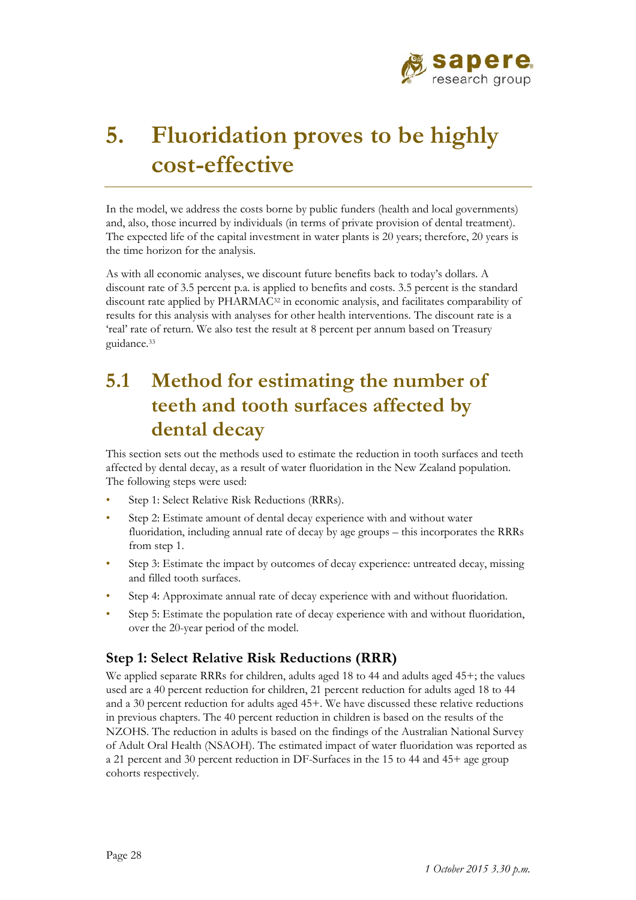# 5. Fluoridation proves to be highly cost-effective

In the model, we address the costs borne by public funders (health and local governments) and, also, those incurred by individuals (in terms of private provision of dental treatment). The expected life of the capital investment in water plants is 20 years; therefore, 20 years is the time horizon for the analysis.

As with all economic analyses, we discount future benefits back to today's dollars. A discount rate of 3.5 percent p.a. is applied to benefits and costs. 3.5 percent is the standard discount rate applied by PHARMAC[32] in economic analysis, and facilitates comparability of results for this analysis with analyses for other health interventions. The discount rate is a 'real' rate of return. We also test the result at 8 percent per annum based on Treasury guidance.[33]

## 5.1 Method for estimating the number of teeth and tooth surfaces affected by dental decay

This section sets out the methods used to estimate the reduction in tooth surfaces and teeth affected by dental decay, as a result of water fluoridation in the New Zealand population. The following steps were used:

- Step 1: Select Relative Risk Reductions (RRRs).
- Step 2: Estimate amount of dental decay experience with and without water fluoridation, including annual rate of decay by age groups – this incorporates the RRRs from step 1.
- Step 3: Estimate the impact by outcomes of decay experience: untreated decay, missing and filled tooth surfaces.
- Step 4: Approximate annual rate of decay experience with and without fluoridation.
- Step 5: Estimate the population rate of decay experience with and without fluoridation, over the 20-year period of the model.

### Step 1: Select Relative Risk Reductions (RRR)

We applied separate RRRs for children, adults aged 18 to 44 and adults aged 45+; the values used are a 40 percent reduction for children, 21 percent reduction for adults aged 18 to 44 and a 30 percent reduction for adults aged 45+. We have discussed these relative reductions in previous chapters. The 40 percent reduction in children is based on the results of the NZOHS. The reduction in adults is based on the findings of the Australian National Survey of Adult Oral Health (NSAOH). The estimated impact of water fluoridation was reported as a 21 percent and 30 percent reduction in DF-Surfaces in the 15 to 44 and 45+ age group cohorts respectively.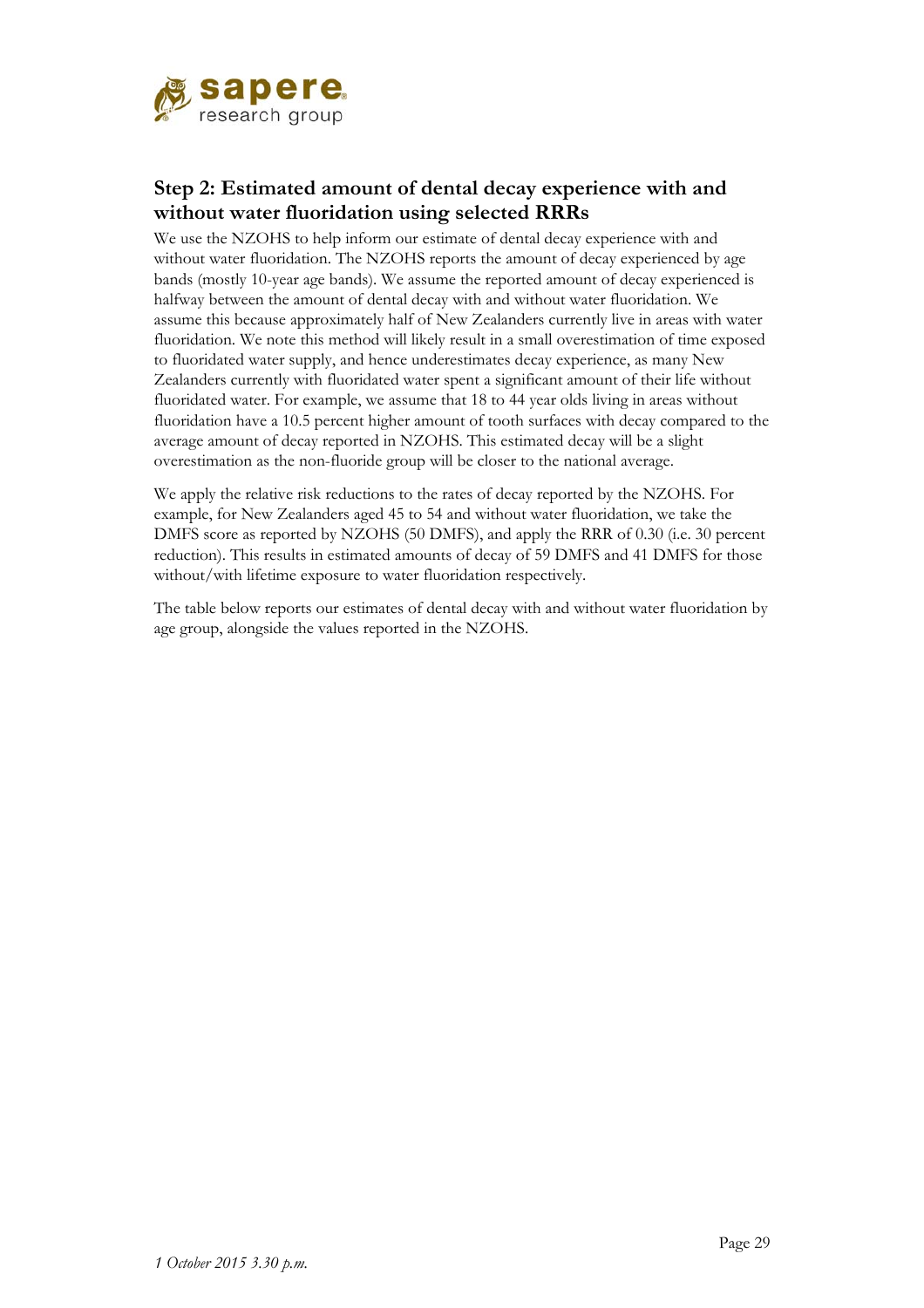## Step 2: Estimated amount of dental decay experience with and without water fluoridation using selected RRRs

We use the NZOHS to help inform our estimate of dental decay experience with and without water fluoridation. The NZOHS reports the amount of decay experienced by age bands (mostly 10-year age bands). We assume the reported amount of decay experienced is halfway between the amount of dental decay with and without water fluoridation. We assume this because approximately half of New Zealanders currently live in areas with water fluoridation. We note this method will likely result in a small overestimation of time exposed to fluoridated water supply, and hence underestimates decay experience, as many New Zealanders currently with fluoridated water spent a significant amount of their life without fluoridated water. For example, we assume that 18 to 44 year olds living in areas without fluoridation have a 10.5 percent higher amount of tooth surfaces with decay compared to the average amount of decay reported in NZOHS. This estimated decay will be a slight overestimation as the non-fluoride group will be closer to the national average.

We apply the relative risk reductions to the rates of decay reported by the NZOHS. For example, for New Zealanders aged 45 to 54 and without water fluoridation, we take the DMFS score as reported by NZOHS (50 DMFS), and apply the RRR of 0.30 (i.e. 30 percent reduction). This results in estimated amounts of decay of 59 DMFS and 41 DMFS for those without/with lifetime exposure to water fluoridation respectively.

The table below reports our estimates of dental decay with and without water fluoridation by age group, alongside the values reported in the NZOHS.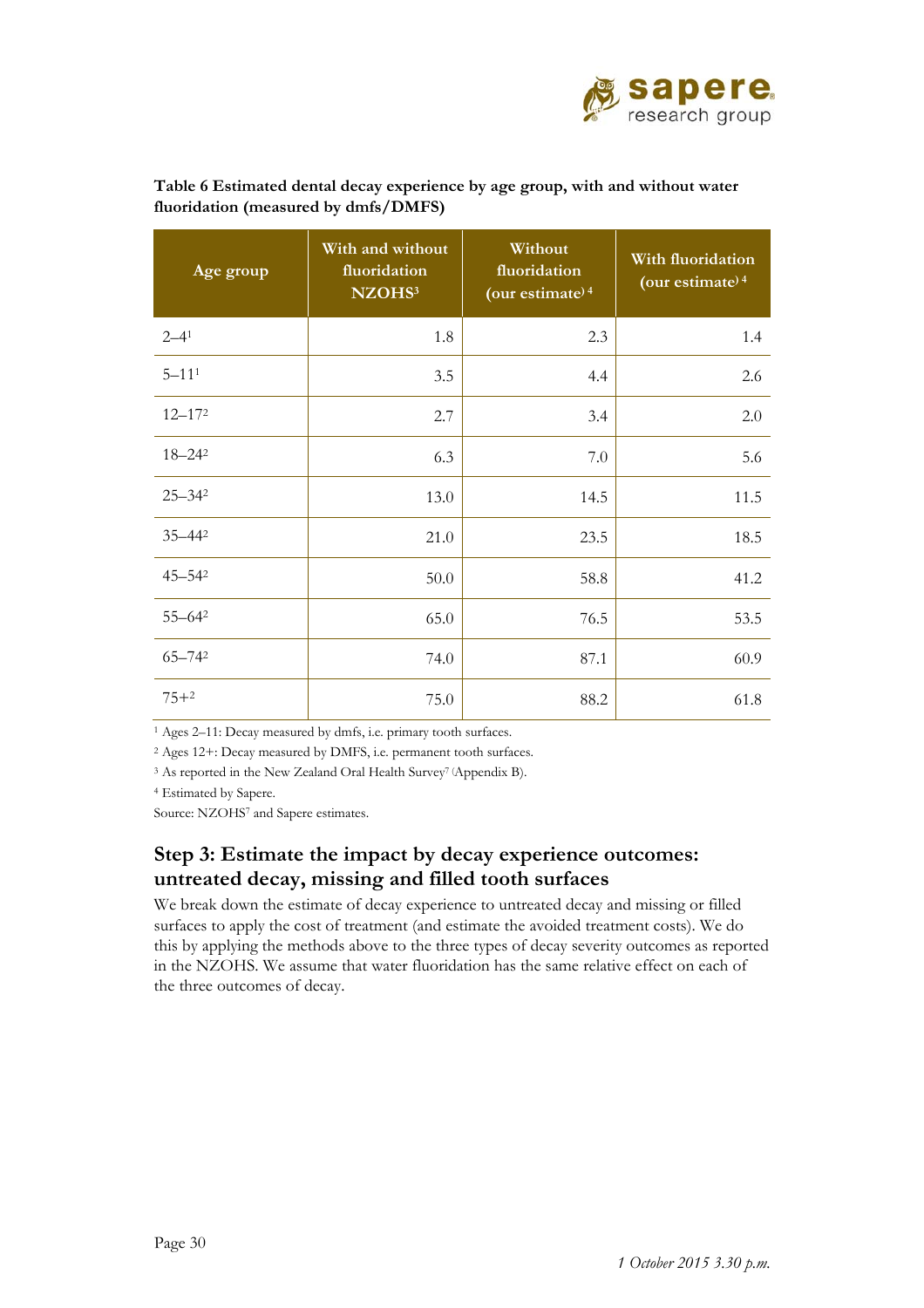**Table 6 Estimated dental decay experience by age group, with and without water fluoridation (measured by dmfs/DMFS)**

| Age group | With and without fluoridation NZOHS[3] | Without fluoridation (our estimate)[4] | With fluoridation (our estimate)[4] |
|---|---|---|---|
| 2–4[1] | 1.8 | 2.3 | 1.4 |
| 5–11[1] | 3.5 | 4.4 | 2.6 |
| 12–17[2] | 2.7 | 3.4 | 2.0 |
| 18–24[2] | 6.3 | 7.0 | 5.6 |
| 25–34[2] | 13.0 | 14.5 | 11.5 |
| 35–44[2] | 21.0 | 23.5 | 18.5 |
| 45–54[2] | 50.0 | 58.8 | 41.2 |
| 55–64[2] | 65.0 | 76.5 | 53.5 |
| 65–74[2] | 74.0 | 87.1 | 60.9 |
| 75+[2] | 75.0 | 88.2 | 61.8 |

[1] Ages 2–11: Decay measured by dmfs, i.e. primary tooth surfaces.

[2] Ages 12+: Decay measured by DMFS, i.e. permanent tooth surfaces.

[3] As reported in the New Zealand Oral Health Survey[7] (Appendix B).

[4] Estimated by Sapere.

Source: NZOHS[7] and Sapere estimates.

## Step 3: Estimate the impact by decay experience outcomes: untreated decay, missing and filled tooth surfaces

We break down the estimate of decay experience to untreated decay and missing or filled surfaces to apply the cost of treatment (and estimate the avoided treatment costs). We do this by applying the methods above to the three types of decay severity outcomes as reported in the NZOHS. We assume that water fluoridation has the same relative effect on each of the three outcomes of decay.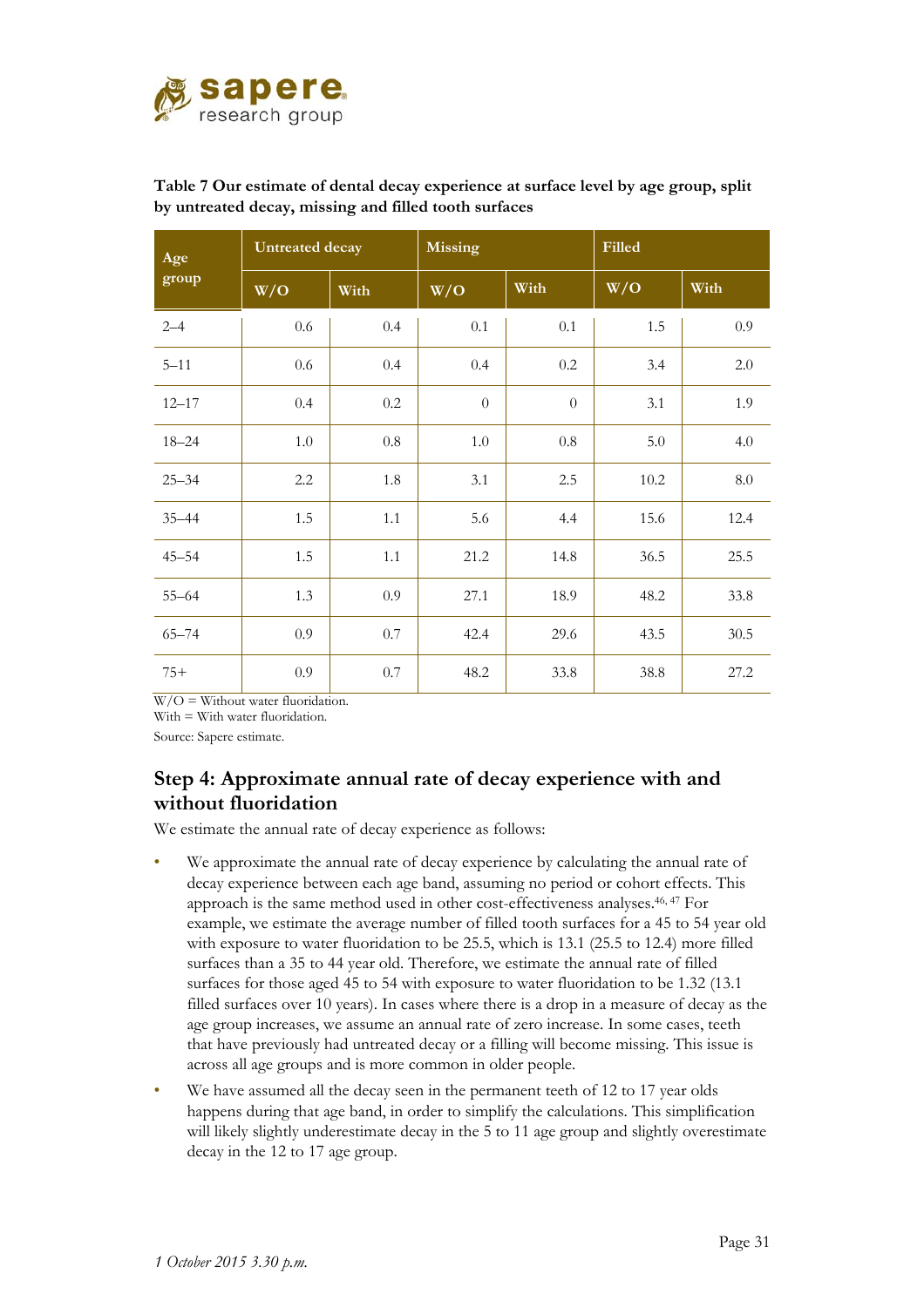**Table 7 Our estimate of dental decay experience at surface level by age group, split by untreated decay, missing and filled tooth surfaces**

| Age group | Untreated decay | | Missing | | Filled | |
|---|---|---|---|---|---|---|
| | W/O | With | W/O | With | W/O | With |
| 2–4 | 0.6 | 0.4 | 0.1 | 0.1 | 1.5 | 0.9 |
| 5–11 | 0.6 | 0.4 | 0.4 | 0.2 | 3.4 | 2.0 |
| 12–17 | 0.4 | 0.2 | 0 | 0 | 3.1 | 1.9 |
| 18–24 | 1.0 | 0.8 | 1.0 | 0.8 | 5.0 | 4.0 |
| 25–34 | 2.2 | 1.8 | 3.1 | 2.5 | 10.2 | 8.0 |
| 35–44 | 1.5 | 1.1 | 5.6 | 4.4 | 15.6 | 12.4 |
| 45–54 | 1.5 | 1.1 | 21.2 | 14.8 | 36.5 | 25.5 |
| 55–64 | 1.3 | 0.9 | 27.1 | 18.9 | 48.2 | 33.8 |
| 65–74 | 0.9 | 0.7 | 42.4 | 29.6 | 43.5 | 30.5 |
| 75+ | 0.9 | 0.7 | 48.2 | 33.8 | 38.8 | 27.2 |

W/O = Without water fluoridation.
With = With water fluoridation.
Source: Sapere estimate.

## Step 4: Approximate annual rate of decay experience with and without fluoridation

We estimate the annual rate of decay experience as follows:

- We approximate the annual rate of decay experience by calculating the annual rate of decay experience between each age band, assuming no period or cohort effects. This approach is the same method used in other cost-effectiveness analyses.[46, 47] For example, we estimate the average number of filled tooth surfaces for a 45 to 54 year old with exposure to water fluoridation to be 25.5, which is 13.1 (25.5 to 12.4) more filled surfaces than a 35 to 44 year old. Therefore, we estimate the annual rate of filled surfaces for those aged 45 to 54 with exposure to water fluoridation to be 1.32 (13.1 filled surfaces over 10 years). In cases where there is a drop in a measure of decay as the age group increases, we assume an annual rate of zero increase. In some cases, teeth that have previously had untreated decay or a filling will become missing. This issue is across all age groups and is more common in older people.
- We have assumed all the decay seen in the permanent teeth of 12 to 17 year olds happens during that age band, in order to simplify the calculations. This simplification will likely slightly underestimate decay in the 5 to 11 age group and slightly overestimate decay in the 12 to 17 age group.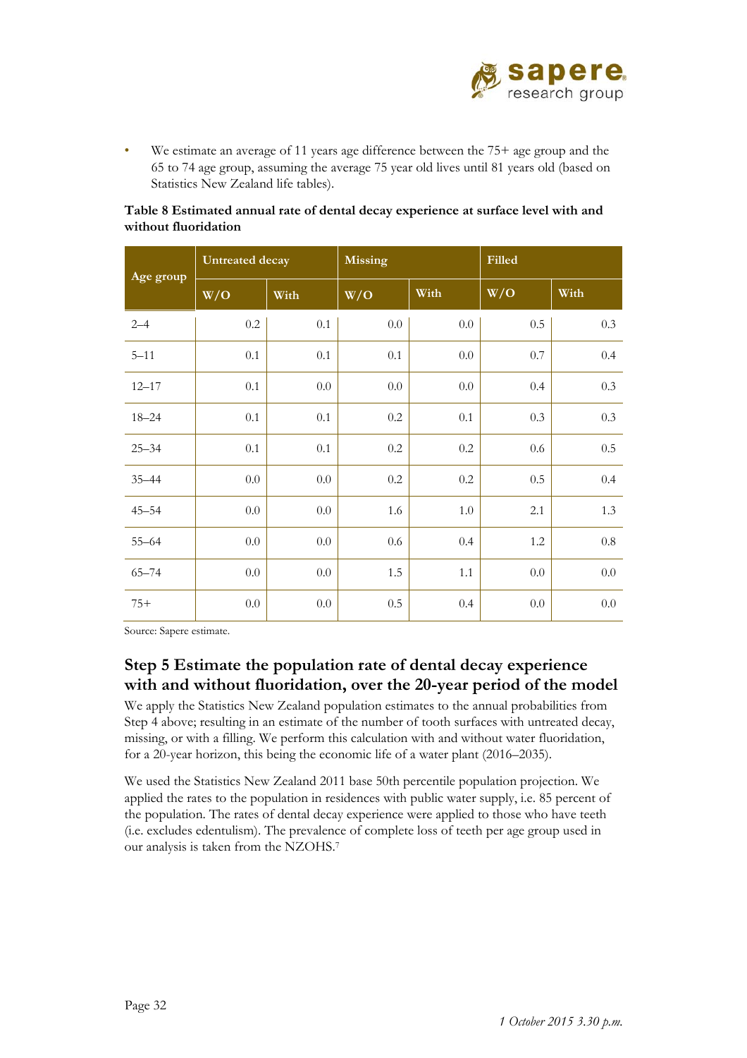- We estimate an average of 11 years age difference between the 75+ age group and the 65 to 74 age group, assuming the average 75 year old lives until 81 years old (based on Statistics New Zealand life tables).

**Table 8 Estimated annual rate of dental decay experience at surface level with and without fluoridation**

| Age group | Untreated decay | | Missing | | Filled | |
|---|---|---|---|---|---|---|
| | W/O | With | W/O | With | W/O | With |
| 2–4 | 0.2 | 0.1 | 0.0 | 0.0 | 0.5 | 0.3 |
| 5–11 | 0.1 | 0.1 | 0.1 | 0.0 | 0.7 | 0.4 |
| 12–17 | 0.1 | 0.0 | 0.0 | 0.0 | 0.4 | 0.3 |
| 18–24 | 0.1 | 0.1 | 0.2 | 0.1 | 0.3 | 0.3 |
| 25–34 | 0.1 | 0.1 | 0.2 | 0.2 | 0.6 | 0.5 |
| 35–44 | 0.0 | 0.0 | 0.2 | 0.2 | 0.5 | 0.4 |
| 45–54 | 0.0 | 0.0 | 1.6 | 1.0 | 2.1 | 1.3 |
| 55–64 | 0.0 | 0.0 | 0.6 | 0.4 | 1.2 | 0.8 |
| 65–74 | 0.0 | 0.0 | 1.5 | 1.1 | 0.0 | 0.0 |
| 75+ | 0.0 | 0.0 | 0.5 | 0.4 | 0.0 | 0.0 |

Source: Sapere estimate.

## Step 5 Estimate the population rate of dental decay experience with and without fluoridation, over the 20-year period of the model

We apply the Statistics New Zealand population estimates to the annual probabilities from Step 4 above; resulting in an estimate of the number of tooth surfaces with untreated decay, missing, or with a filling. We perform this calculation with and without water fluoridation, for a 20-year horizon, this being the economic life of a water plant (2016–2035).

We used the Statistics New Zealand 2011 base 50th percentile population projection. We applied the rates to the population in residences with public water supply, i.e. 85 percent of the population. The rates of dental decay experience were applied to those who have teeth (i.e. excludes edentulism). The prevalence of complete loss of teeth per age group used in our analysis is taken from the NZOHS.[7]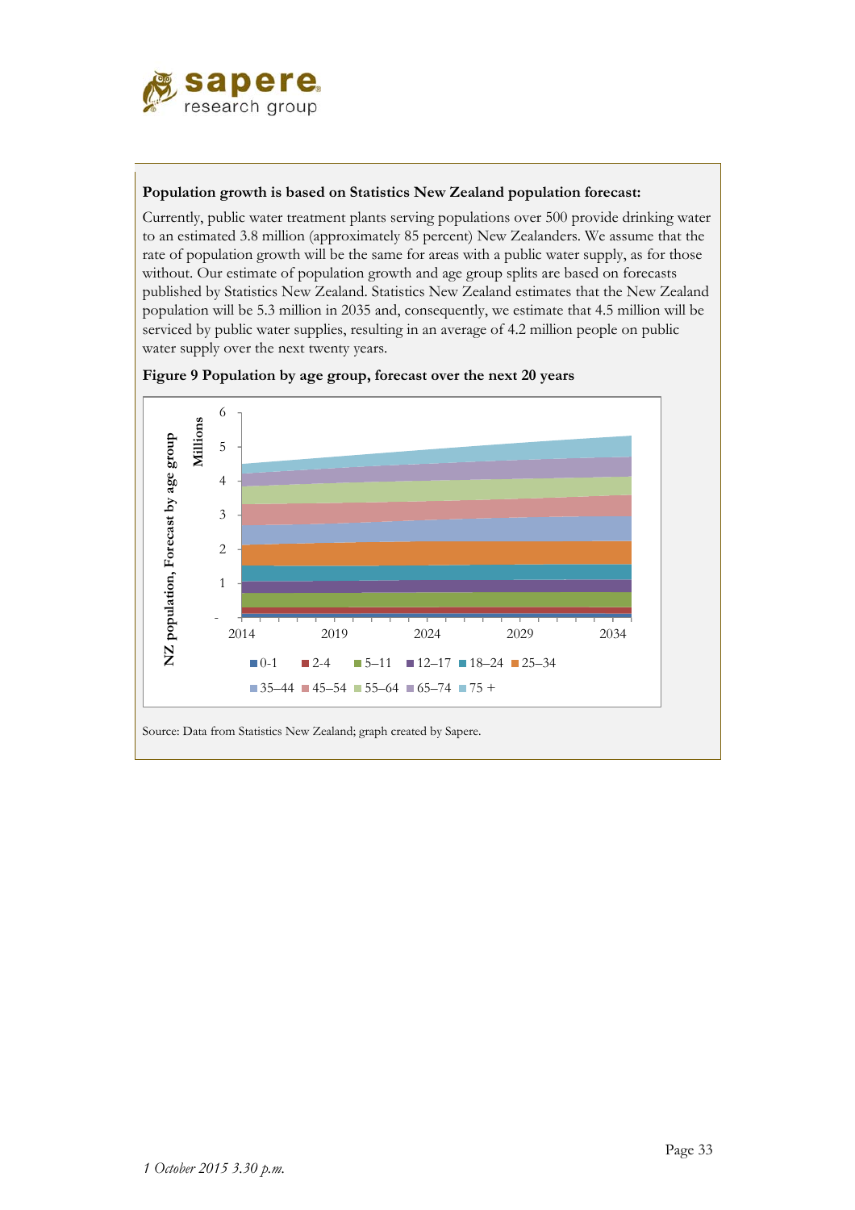**Population growth is based on Statistics New Zealand population forecast:**

Currently, public water treatment plants serving populations over 500 provide drinking water to an estimated 3.8 million (approximately 85 percent) New Zealanders. We assume that the rate of population growth will be the same for areas with a public water supply, as for those without. Our estimate of population growth and age group splits are based on forecasts published by Statistics New Zealand. Statistics New Zealand estimates that the New Zealand population will be 5.3 million in 2035 and, consequently, we estimate that 4.5 million will be serviced by public water supplies, resulting in an average of 4.2 million people on public water supply over the next twenty years.

**Figure 9 Population by age group, forecast over the next 20 years**

Source: Data from Statistics New Zealand; graph created by Sapere.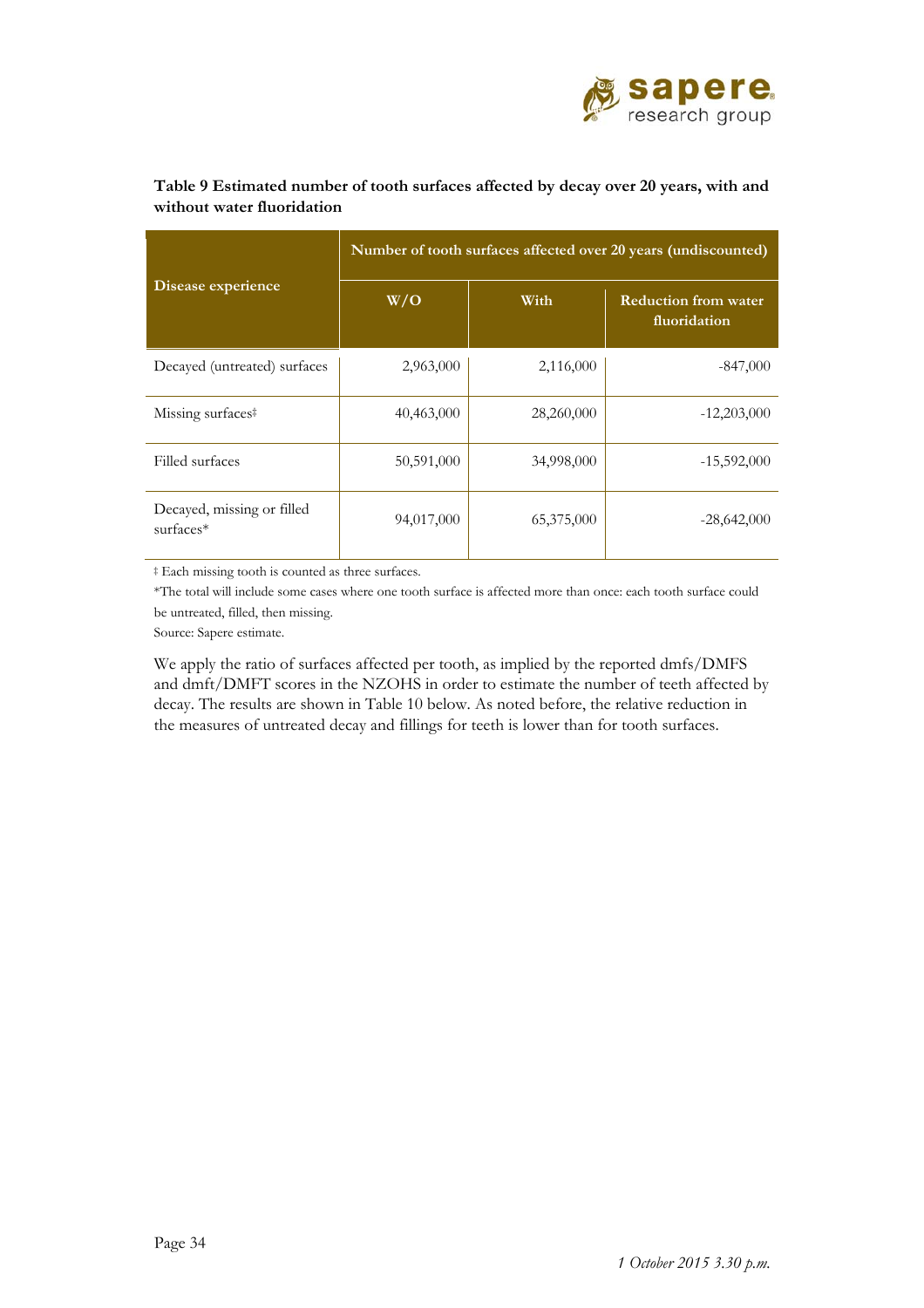**Table 9 Estimated number of tooth surfaces affected by decay over 20 years, with and without water fluoridation**

| Disease experience | Number of tooth surfaces affected over 20 years (undiscounted) | | |
|---|---|---|---|
| | W/O | With | Reduction from water fluoridation |
| Decayed (untreated) surfaces | 2,963,000 | 2,116,000 | -847,000 |
| Missing surfaces‡ | 40,463,000 | 28,260,000 | -12,203,000 |
| Filled surfaces | 50,591,000 | 34,998,000 | -15,592,000 |
| Decayed, missing or filled surfaces* | 94,017,000 | 65,375,000 | -28,642,000 |

‡ Each missing tooth is counted as three surfaces.

*The total will include some cases where one tooth surface is affected more than once: each tooth surface could be untreated, filled, then missing.

Source: Sapere estimate.

We apply the ratio of surfaces affected per tooth, as implied by the reported dmfs/DMFS and dmft/DMFT scores in the NZOHS in order to estimate the number of teeth affected by decay. The results are shown in Table 10 below. As noted before, the relative reduction in the measures of untreated decay and fillings for teeth is lower than for tooth surfaces.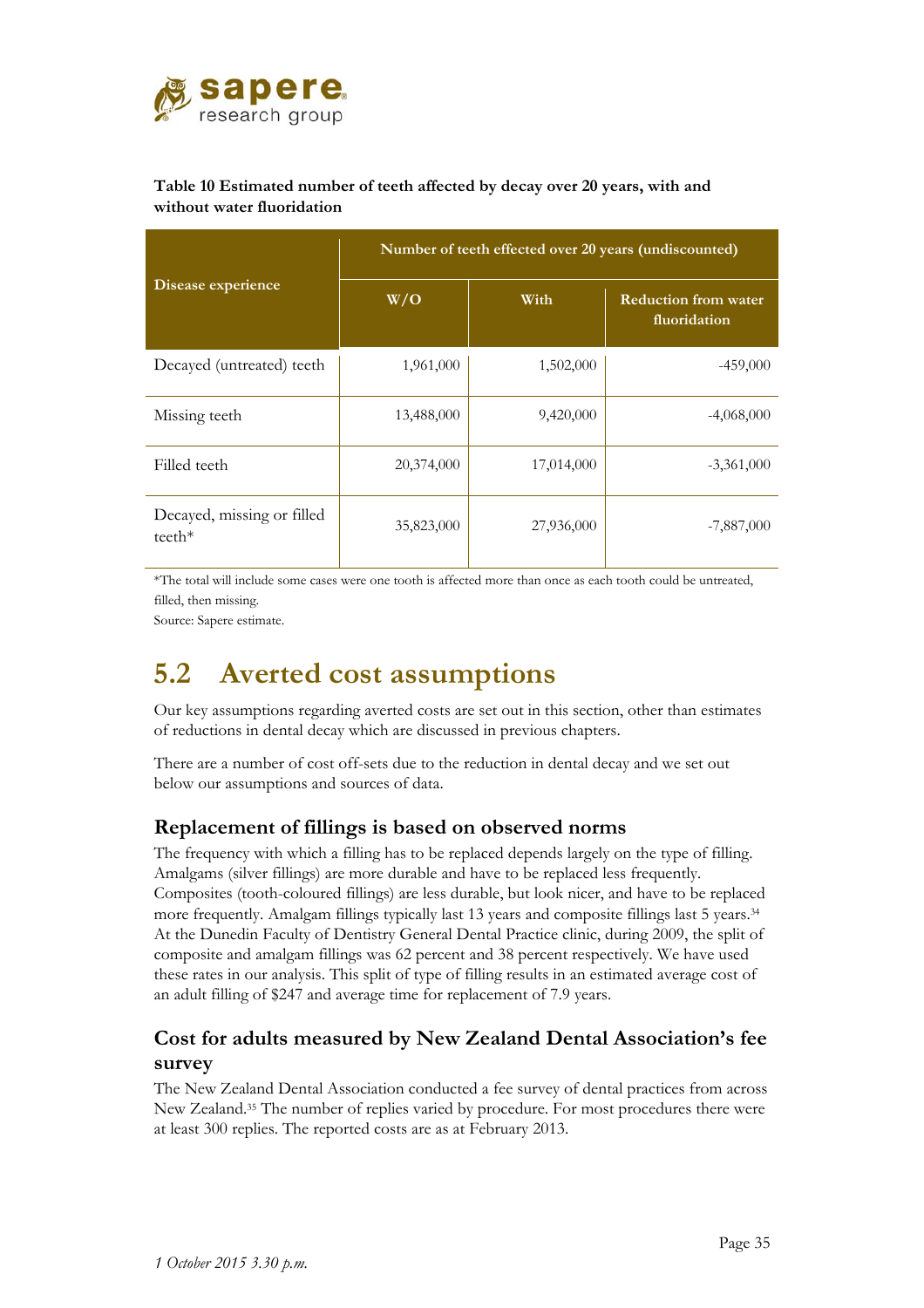**Table 10 Estimated number of teeth affected by decay over 20 years, with and without water fluoridation**

| Disease experience | Number of teeth effected over 20 years (undiscounted) | | |
|---|---|---|---|
| | W/O | With | Reduction from water fluoridation |
| Decayed (untreated) teeth | 1,961,000 | 1,502,000 | -459,000 |
| Missing teeth | 13,488,000 | 9,420,000 | -4,068,000 |
| Filled teeth | 20,374,000 | 17,014,000 | -3,361,000 |
| Decayed, missing or filled teeth* | 35,823,000 | 27,936,000 | -7,887,000 |

*The total will include some cases were one tooth is affected more than once as each tooth could be untreated, filled, then missing.

Source: Sapere estimate.

## 5.2 Averted cost assumptions

Our key assumptions regarding averted costs are set out in this section, other than estimates of reductions in dental decay which are discussed in previous chapters.

There are a number of cost off-sets due to the reduction in dental decay and we set out below our assumptions and sources of data.

### Replacement of fillings is based on observed norms

The frequency with which a filling has to be replaced depends largely on the type of filling. Amalgams (silver fillings) are more durable and have to be replaced less frequently. Composites (tooth-coloured fillings) are less durable, but look nicer, and have to be replaced more frequently. Amalgam fillings typically last 13 years and composite fillings last 5 years.[34] At the Dunedin Faculty of Dentistry General Dental Practice clinic, during 2009, the split of composite and amalgam fillings was 62 percent and 38 percent respectively. We have used these rates in our analysis. This split of type of filling results in an estimated average cost of an adult filling of $247 and average time for replacement of 7.9 years.

### Cost for adults measured by New Zealand Dental Association's fee survey

The New Zealand Dental Association conducted a fee survey of dental practices from across New Zealand.[35] The number of replies varied by procedure. For most procedures there were at least 300 replies. The reported costs are as at February 2013.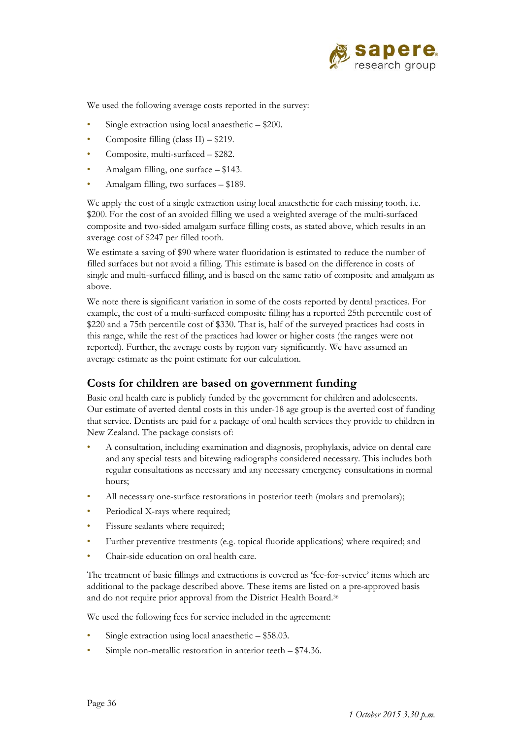We used the following average costs reported in the survey:

- Single extraction using local anaesthetic – $200.
- Composite filling (class II) – $219.
- Composite, multi-surfaced – $282.
- Amalgam filling, one surface – $143.
- Amalgam filling, two surfaces – $189.

We apply the cost of a single extraction using local anaesthetic for each missing tooth, i.e. $200. For the cost of an avoided filling we used a weighted average of the multi-surfaced composite and two-sided amalgam surface filling costs, as stated above, which results in an average cost of $247 per filled tooth.

We estimate a saving of $90 where water fluoridation is estimated to reduce the number of filled surfaces but not avoid a filling. This estimate is based on the difference in costs of single and multi-surfaced filling, and is based on the same ratio of composite and amalgam as above.

We note there is significant variation in some of the costs reported by dental practices. For example, the cost of a multi-surfaced composite filling has a reported 25th percentile cost of $220 and a 75th percentile cost of $330. That is, half of the surveyed practices had costs in this range, while the rest of the practices had lower or higher costs (the ranges were not reported). Further, the average costs by region vary significantly. We have assumed an average estimate as the point estimate for our calculation.

## Costs for children are based on government funding

Basic oral health care is publicly funded by the government for children and adolescents. Our estimate of averted dental costs in this under-18 age group is the averted cost of funding that service. Dentists are paid for a package of oral health services they provide to children in New Zealand. The package consists of:

- A consultation, including examination and diagnosis, prophylaxis, advice on dental care and any special tests and bitewing radiographs considered necessary. This includes both regular consultations as necessary and any necessary emergency consultations in normal hours;
- All necessary one-surface restorations in posterior teeth (molars and premolars);
- Periodical X-rays where required;
- Fissure sealants where required;
- Further preventive treatments (e.g. topical fluoride applications) where required; and
- Chair-side education on oral health care.

The treatment of basic fillings and extractions is covered as 'fee-for-service' items which are additional to the package described above. These items are listed on a pre-approved basis and do not require prior approval from the District Health Board.[36]

We used the following fees for service included in the agreement:

- Single extraction using local anaesthetic – $58.03.
- Simple non-metallic restoration in anterior teeth – $74.36.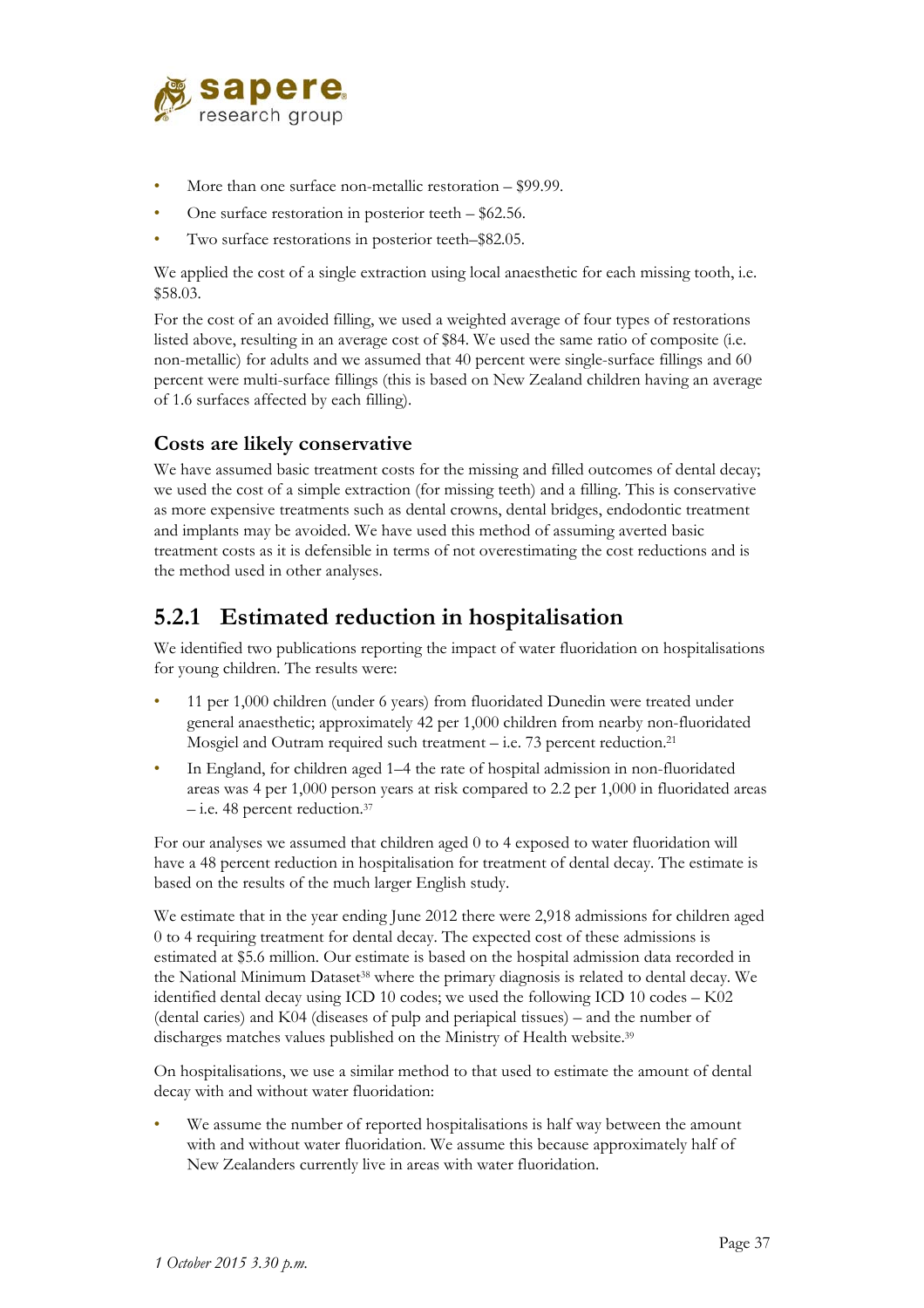- More than one surface non-metallic restoration – $99.99.
- One surface restoration in posterior teeth – $62.56.
- Two surface restorations in posterior teeth–$82.05.

We applied the cost of a single extraction using local anaesthetic for each missing tooth, i.e. $58.03.

For the cost of an avoided filling, we used a weighted average of four types of restorations listed above, resulting in an average cost of $84. We used the same ratio of composite (i.e. non-metallic) for adults and we assumed that 40 percent were single-surface fillings and 60 percent were multi-surface fillings (this is based on New Zealand children having an average of 1.6 surfaces affected by each filling).

### Costs are likely conservative

We have assumed basic treatment costs for the missing and filled outcomes of dental decay; we used the cost of a simple extraction (for missing teeth) and a filling. This is conservative as more expensive treatments such as dental crowns, dental bridges, endodontic treatment and implants may be avoided. We have used this method of assuming averted basic treatment costs as it is defensible in terms of not overestimating the cost reductions and is the method used in other analyses.

## 5.2.1 Estimated reduction in hospitalisation

We identified two publications reporting the impact of water fluoridation on hospitalisations for young children. The results were:

- 11 per 1,000 children (under 6 years) from fluoridated Dunedin were treated under general anaesthetic; approximately 42 per 1,000 children from nearby non-fluoridated Mosgiel and Outram required such treatment – i.e. 73 percent reduction.[21]
- In England, for children aged 1–4 the rate of hospital admission in non-fluoridated areas was 4 per 1,000 person years at risk compared to 2.2 per 1,000 in fluoridated areas – i.e. 48 percent reduction.[37]

For our analyses we assumed that children aged 0 to 4 exposed to water fluoridation will have a 48 percent reduction in hospitalisation for treatment of dental decay. The estimate is based on the results of the much larger English study.

We estimate that in the year ending June 2012 there were 2,918 admissions for children aged 0 to 4 requiring treatment for dental decay. The expected cost of these admissions is estimated at $5.6 million. Our estimate is based on the hospital admission data recorded in the National Minimum Dataset[38] where the primary diagnosis is related to dental decay. We identified dental decay using ICD 10 codes; we used the following ICD 10 codes – K02 (dental caries) and K04 (diseases of pulp and periapical tissues) – and the number of discharges matches values published on the Ministry of Health website.[39]

On hospitalisations, we use a similar method to that used to estimate the amount of dental decay with and without water fluoridation:

- We assume the number of reported hospitalisations is half way between the amount with and without water fluoridation. We assume this because approximately half of New Zealanders currently live in areas with water fluoridation.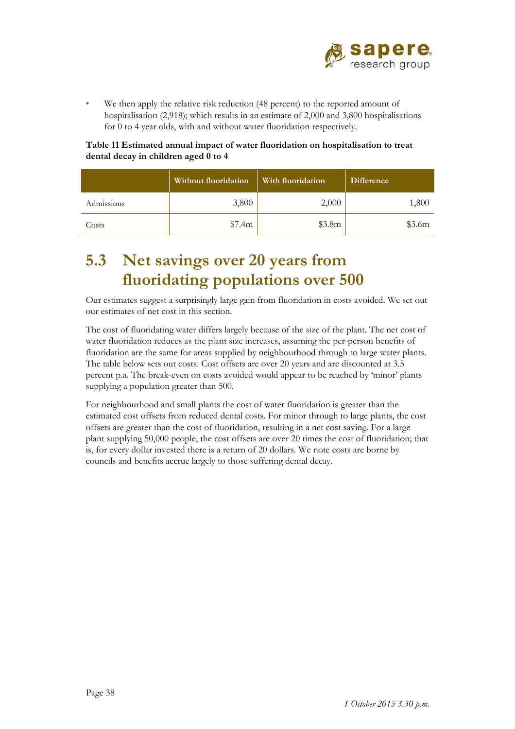- We then apply the relative risk reduction (48 percent) to the reported amount of hospitalisation (2,918); which results in an estimate of 2,000 and 3,800 hospitalisations for 0 to 4 year olds, with and without water fluoridation respectively.

**Table 11 Estimated annual impact of water fluoridation on hospitalisation to treat dental decay in children aged 0 to 4**

| | Without fluoridation | With fluoridation | Difference |
|---|---|---|---|
| Admissions | 3,800 | 2,000 | 1,800 |
| Costs | $7.4m | $3.8m | $3.6m |

## 5.3 Net savings over 20 years from fluoridating populations over 500

Our estimates suggest a surprisingly large gain from fluoridation in costs avoided. We set out our estimates of net cost in this section.

The cost of fluoridating water differs largely because of the size of the plant. The net cost of water fluoridation reduces as the plant size increases, assuming the per-person benefits of fluoridation are the same for areas supplied by neighbourhood through to large water plants. The table below sets out costs. Cost offsets are over 20 years and are discounted at 3.5 percent p.a. The break-even on costs avoided would appear to be reached by 'minor' plants supplying a population greater than 500.

For neighbourhood and small plants the cost of water fluoridation is greater than the estimated cost offsets from reduced dental costs. For minor through to large plants, the cost offsets are greater than the cost of fluoridation, resulting in a net cost saving. For a large plant supplying 50,000 people, the cost offsets are over 20 times the cost of fluoridation; that is, for every dollar invested there is a return of 20 dollars. We note costs are borne by councils and benefits accrue largely to those suffering dental decay.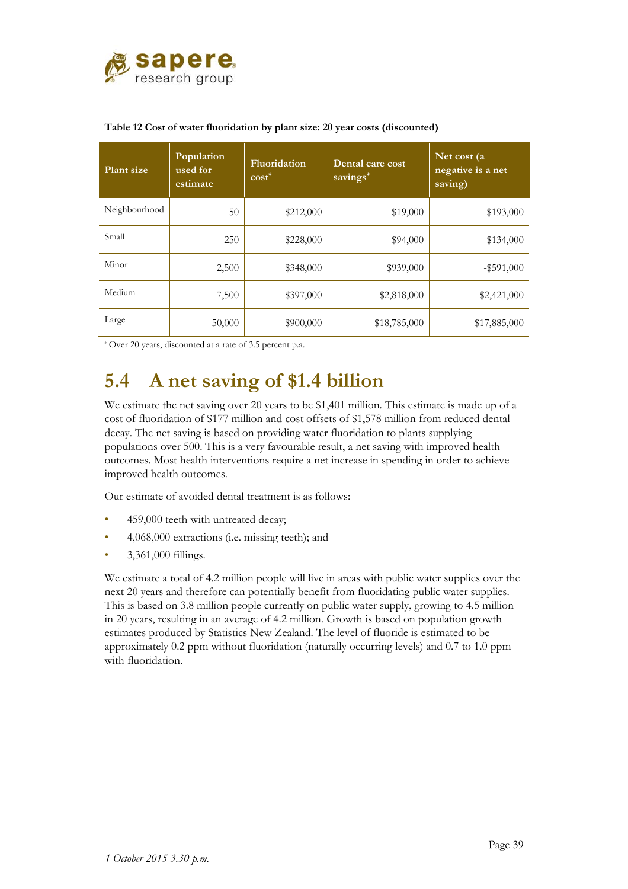**Table 12 Cost of water fluoridation by plant size: 20 year costs (discounted)**

| Plant size | Population used for estimate | Fluoridation cost* | Dental care cost savings* | Net cost (a negative is a net saving) |
|---|---|---|---|---|
| Neighbourhood | 50 | $212,000 | $19,000 | $193,000 |
| Small | 250 | $228,000 | $94,000 | $134,000 |
| Minor | 2,500 | $348,000 | $939,000 | -$591,000 |
| Medium | 7,500 | $397,000 | $2,818,000 | -$2,421,000 |
| Large | 50,000 | $900,000 | $18,785,000 | -$17,885,000 |

* Over 20 years, discounted at a rate of 3.5 percent p.a.

## 5.4 A net saving of $1.4 billion

We estimate the net saving over 20 years to be $1,401 million. This estimate is made up of a cost of fluoridation of $177 million and cost offsets of $1,578 million from reduced dental decay. The net saving is based on providing water fluoridation to plants supplying populations over 500. This is a very favourable result, a net saving with improved health outcomes. Most health interventions require a net increase in spending in order to achieve improved health outcomes.

Our estimate of avoided dental treatment is as follows:

- 459,000 teeth with untreated decay;
- 4,068,000 extractions (i.e. missing teeth); and
- 3,361,000 fillings.

We estimate a total of 4.2 million people will live in areas with public water supplies over the next 20 years and therefore can potentially benefit from fluoridating public water supplies. This is based on 3.8 million people currently on public water supply, growing to 4.5 million in 20 years, resulting in an average of 4.2 million. Growth is based on population growth estimates produced by Statistics New Zealand. The level of fluoride is estimated to be approximately 0.2 ppm without fluoridation (naturally occurring levels) and 0.7 to 1.0 ppm with fluoridation.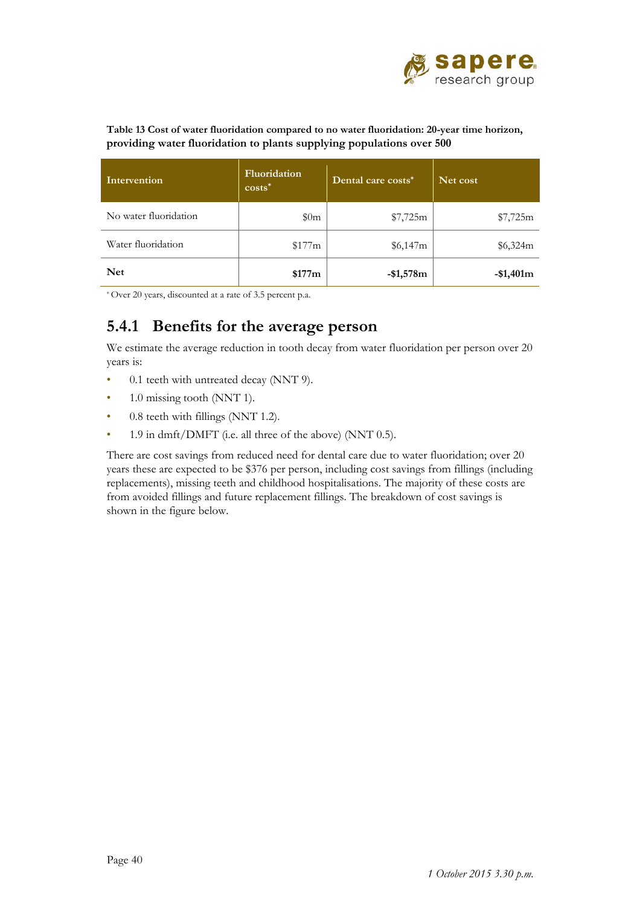**Table 13 Cost of water fluoridation compared to no water fluoridation: 20-year time horizon, providing water fluoridation to plants supplying populations over 500**

| Intervention | Fluoridation costs* | Dental care costs* | Net cost |
|---|---|---|---|
| No water fluoridation | $0m | $7,725m | $7,725m |
| Water fluoridation | $177m | $6,147m | $6,324m |
| **Net** | **$177m** | **-$1,578m** | **-$1,401m** |

* Over 20 years, discounted at a rate of 3.5 percent p.a.

### 5.4.1 Benefits for the average person

We estimate the average reduction in tooth decay from water fluoridation per person over 20 years is:

- 0.1 teeth with untreated decay (NNT 9).
- 1.0 missing tooth (NNT 1).
- 0.8 teeth with fillings (NNT 1.2).
- 1.9 in dmft/DMFT (i.e. all three of the above) (NNT 0.5).

There are cost savings from reduced need for dental care due to water fluoridation; over 20 years these are expected to be $376 per person, including cost savings from fillings (including replacements), missing teeth and childhood hospitalisations. The majority of these costs are from avoided fillings and future replacement fillings. The breakdown of cost savings is shown in the figure below.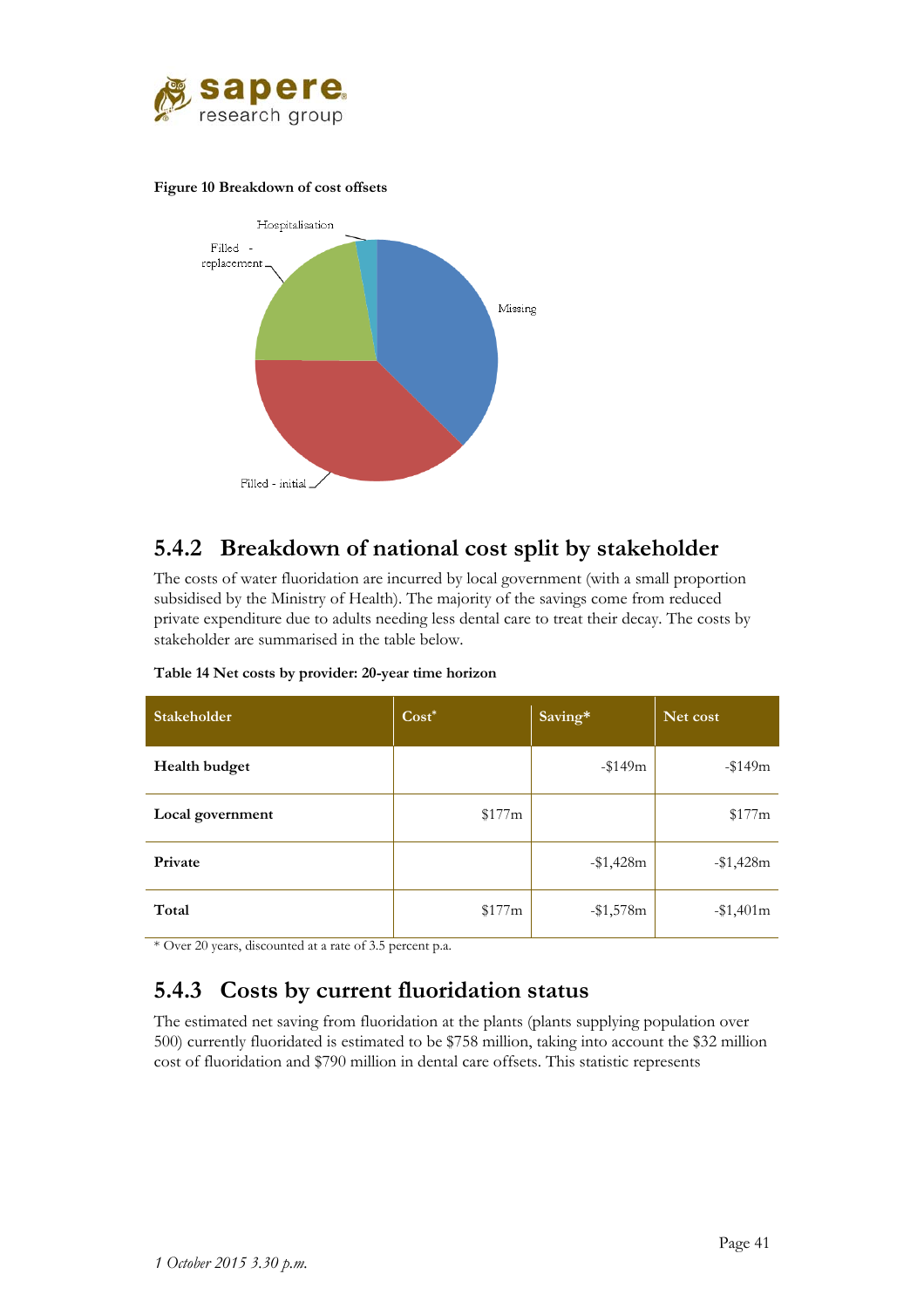**Figure 10 Breakdown of cost offsets**

## 5.4.2 Breakdown of national cost split by stakeholder

The costs of water fluoridation are incurred by local government (with a small proportion subsidised by the Ministry of Health). The majority of the savings come from reduced private expenditure due to adults needing less dental care to treat their decay. The costs by stakeholder are summarised in the table below.

**Table 14 Net costs by provider: 20-year time horizon**

| Stakeholder | Cost* | Saving* | Net cost |
|---|---|---|---|
| **Health budget** | | -$149m | -$149m |
| **Local government** | $177m | | $177m |
| **Private** | | -$1,428m | -$1,428m |
| **Total** | $177m | -$1,578m | -$1,401m |

* Over 20 years, discounted at a rate of 3.5 percent p.a.

## 5.4.3 Costs by current fluoridation status

The estimated net saving from fluoridation at the plants (plants supplying population over 500) currently fluoridated is estimated to be $758 million, taking into account the $32 million cost of fluoridation and $790 million in dental care offsets. This statistic represents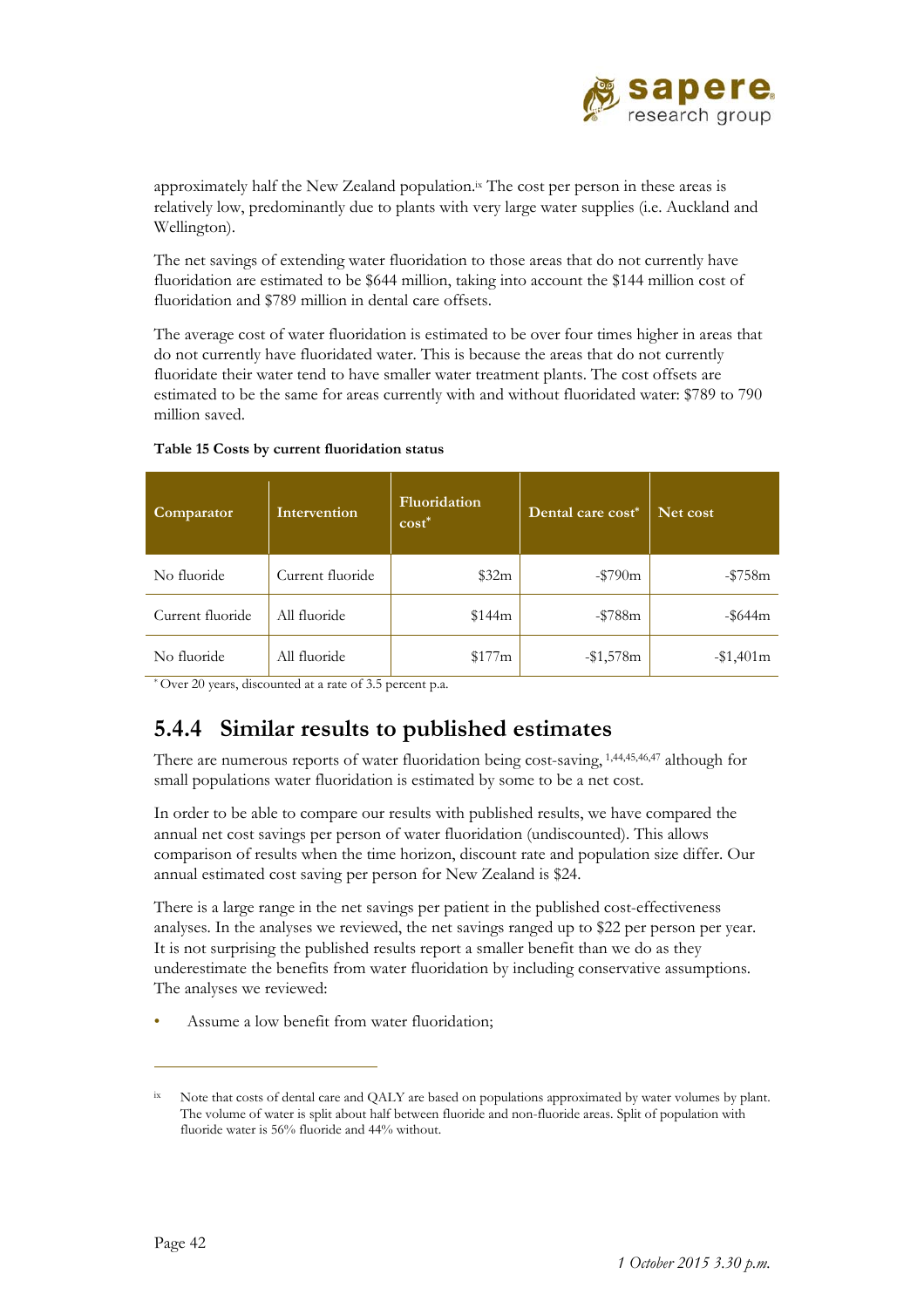approximately half the New Zealand population.[ix] The cost per person in these areas is relatively low, predominantly due to plants with very large water supplies (i.e. Auckland and Wellington).

The net savings of extending water fluoridation to those areas that do not currently have fluoridation are estimated to be $644 million, taking into account the $144 million cost of fluoridation and $789 million in dental care offsets.

The average cost of water fluoridation is estimated to be over four times higher in areas that do not currently have fluoridated water. This is because the areas that do not currently fluoridate their water tend to have smaller water treatment plants. The cost offsets are estimated to be the same for areas currently with and without fluoridated water: $789 to 790 million saved.

**Table 15 Costs by current fluoridation status**

| Comparator | Intervention | Fluoridation cost* | Dental care cost* | Net cost |
|---|---|---|---|---|
| No fluoride | Current fluoride | $32m | -$790m | -$758m |
| Current fluoride | All fluoride | $144m | -$788m | -$644m |
| No fluoride | All fluoride | $177m | -$1,578m | -$1,401m |

* Over 20 years, discounted at a rate of 3.5 percent p.a.

### 5.4.4 Similar results to published estimates

There are numerous reports of water fluoridation being cost-saving, [1,44,45,46,47] although for small populations water fluoridation is estimated by some to be a net cost.

In order to be able to compare our results with published results, we have compared the annual net cost savings per person of water fluoridation (undiscounted). This allows comparison of results when the time horizon, discount rate and population size differ. Our annual estimated cost saving per person for New Zealand is $24.

There is a large range in the net savings per patient in the published cost-effectiveness analyses. In the analyses we reviewed, the net savings ranged up to $22 per person per year. It is not surprising the published results report a smaller benefit than we do as they underestimate the benefits from water fluoridation by including conservative assumptions. The analyses we reviewed:

- Assume a low benefit from water fluoridation;

---

[ix] Note that costs of dental care and QALY are based on populations approximated by water volumes by plant. The volume of water is split about half between fluoride and non-fluoride areas. Split of population with fluoride water is 56% fluoride and 44% without.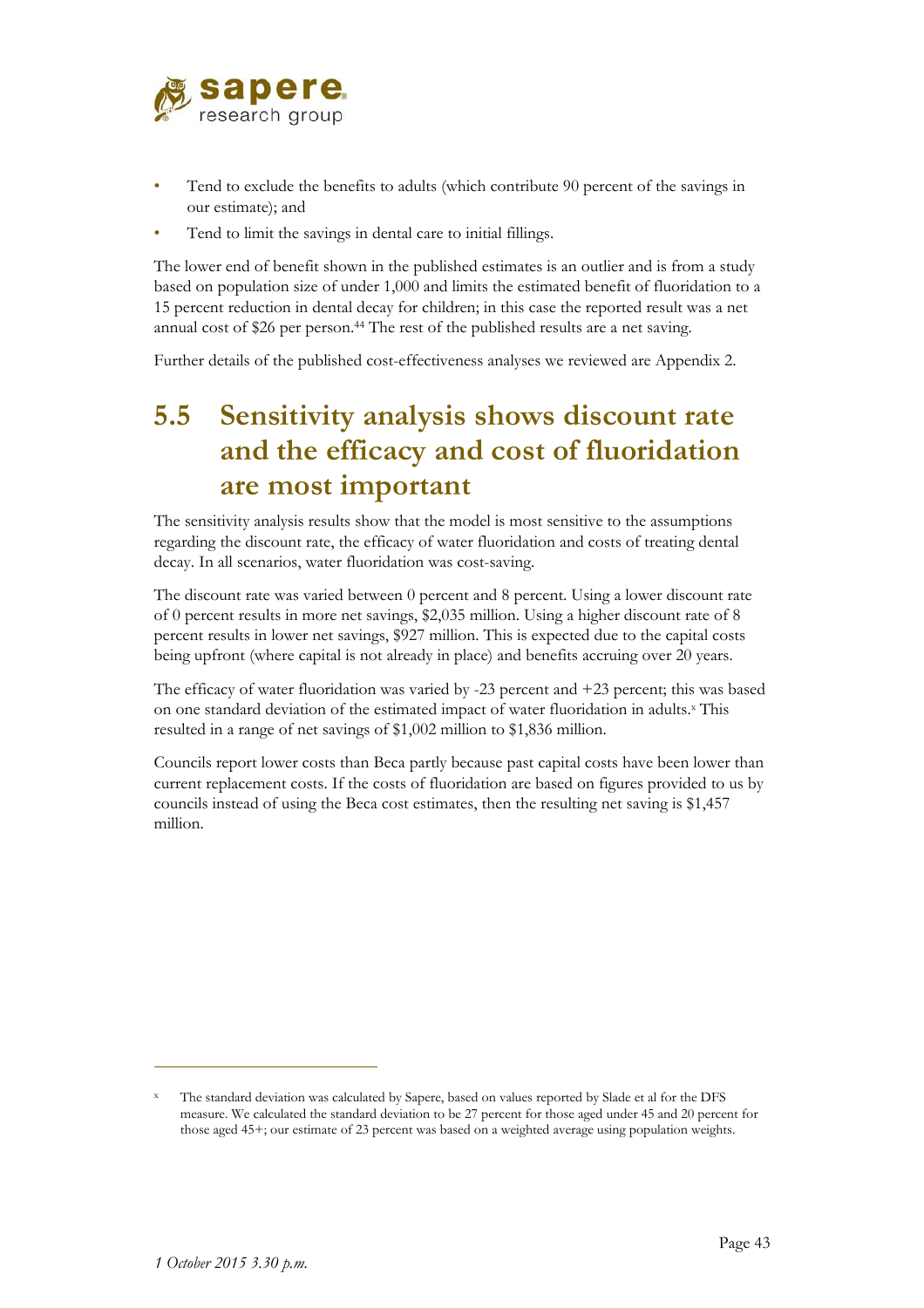- Tend to exclude the benefits to adults (which contribute 90 percent of the savings in our estimate); and
- Tend to limit the savings in dental care to initial fillings.

The lower end of benefit shown in the published estimates is an outlier and is from a study based on population size of under 1,000 and limits the estimated benefit of fluoridation to a 15 percent reduction in dental decay for children; in this case the reported result was a net annual cost of $26 per person.[44] The rest of the published results are a net saving.

Further details of the published cost-effectiveness analyses we reviewed are Appendix 2.

## 5.5 Sensitivity analysis shows discount rate and the efficacy and cost of fluoridation are most important

The sensitivity analysis results show that the model is most sensitive to the assumptions regarding the discount rate, the efficacy of water fluoridation and costs of treating dental decay. In all scenarios, water fluoridation was cost-saving.

The discount rate was varied between 0 percent and 8 percent. Using a lower discount rate of 0 percent results in more net savings, $2,035 million. Using a higher discount rate of 8 percent results in lower net savings, $927 million. This is expected due to the capital costs being upfront (where capital is not already in place) and benefits accruing over 20 years.

The efficacy of water fluoridation was varied by -23 percent and +23 percent; this was based on one standard deviation of the estimated impact of water fluoridation in adults.[x] This resulted in a range of net savings of $1,002 million to $1,836 million.

Councils report lower costs than Beca partly because past capital costs have been lower than current replacement costs. If the costs of fluoridation are based on figures provided to us by councils instead of using the Beca cost estimates, then the resulting net saving is $1,457 million.

---

[x] The standard deviation was calculated by Sapere, based on values reported by Slade et al for the DFS measure. We calculated the standard deviation to be 27 percent for those aged under 45 and 20 percent for those aged 45+; our estimate of 23 percent was based on a weighted average using population weights.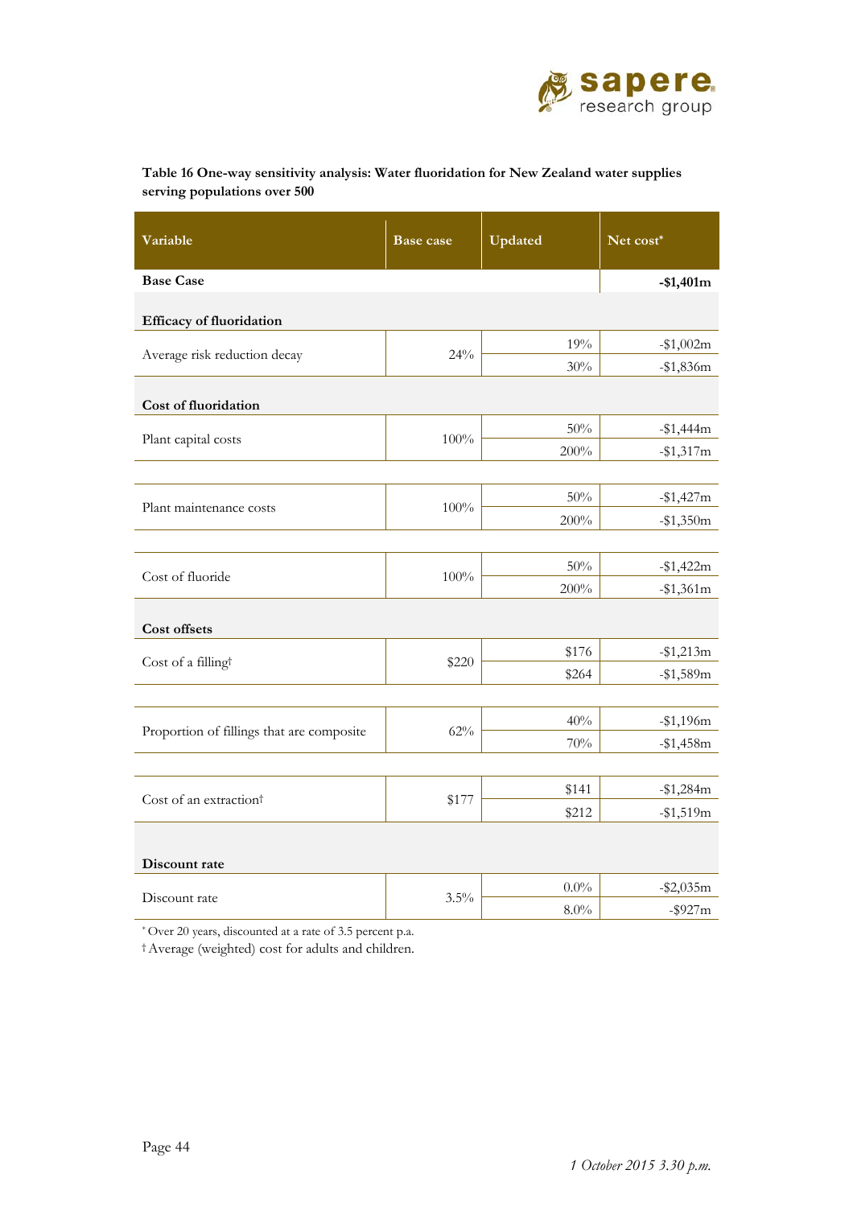**Table 16 One-way sensitivity analysis: Water fluoridation for New Zealand water supplies serving populations over 500**

| Variable | Base case | Updated | Net cost* |
|---|---|---|---|
| **Base Case** | | | **-$1,401m** |
| **Efficacy of fluoridation** | | | |
| Average risk reduction decay | 24% | 19% | -$1,002m |
| | | 30% | -$1,836m |
| **Cost of fluoridation** | | | |
| Plant capital costs | 100% | 50% | -$1,444m |
| | | 200% | -$1,317m |
| Plant maintenance costs | 100% | 50% | -$1,427m |
| | | 200% | -$1,350m |
| Cost of fluoride | 100% | 50% | -$1,422m |
| | | 200% | -$1,361m |
| **Cost offsets** | | | |
| Cost of a filling† | $220 | $176 | -$1,213m |
| | | $264 | -$1,589m |
| Proportion of fillings that are composite | 62% | 40% | -$1,196m |
| | | 70% | -$1,458m |
| Cost of an extraction† | $177 | $141 | -$1,284m |
| | | $212 | -$1,519m |
| **Discount rate** | | | |
| Discount rate | 3.5% | 0.0% | -$2,035m |
| | | 8.0% | -$927m |

* Over 20 years, discounted at a rate of 3.5 percent p.a.

† Average (weighted) cost for adults and children.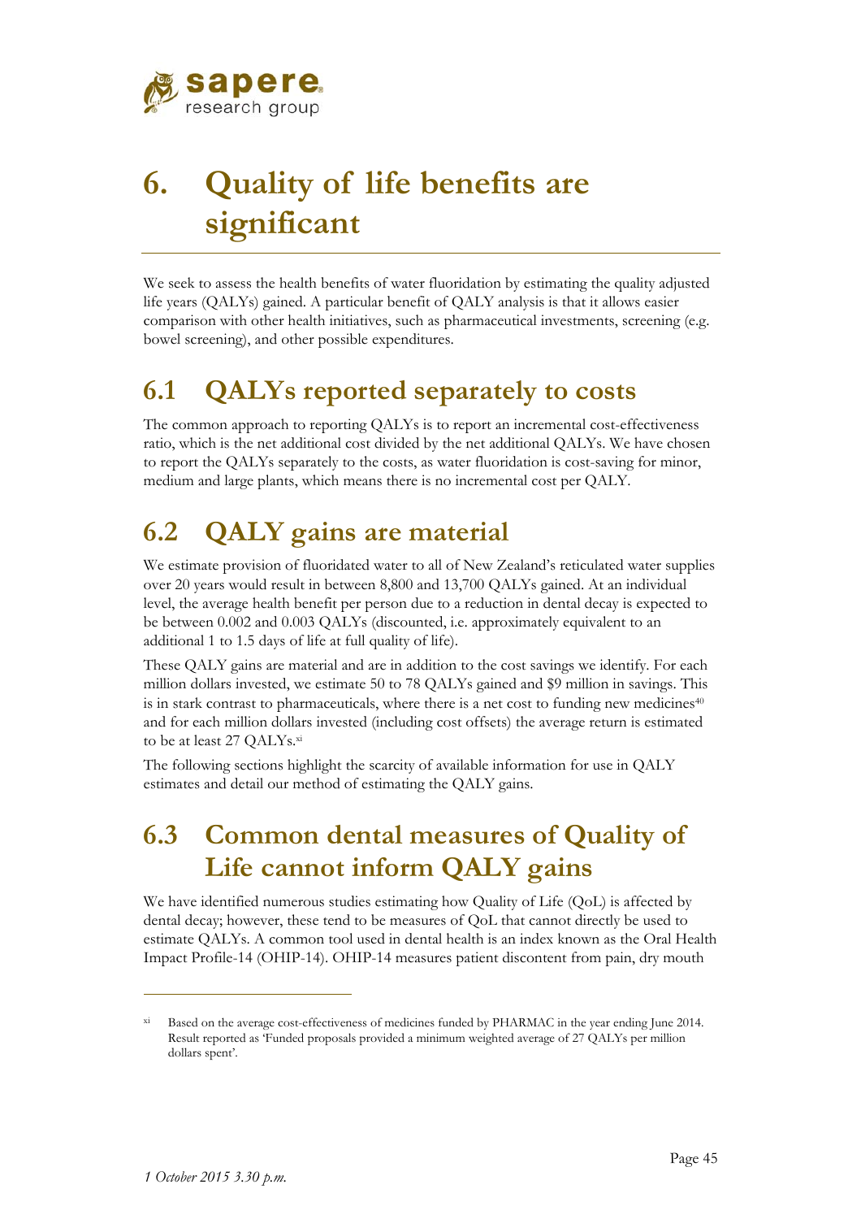# 6. Quality of life benefits are significant

We seek to assess the health benefits of water fluoridation by estimating the quality adjusted life years (QALYs) gained. A particular benefit of QALY analysis is that it allows easier comparison with other health initiatives, such as pharmaceutical investments, screening (e.g. bowel screening), and other possible expenditures.

## 6.1 QALYs reported separately to costs

The common approach to reporting QALYs is to report an incremental cost-effectiveness ratio, which is the net additional cost divided by the net additional QALYs. We have chosen to report the QALYs separately to the costs, as water fluoridation is cost-saving for minor, medium and large plants, which means there is no incremental cost per QALY.

## 6.2 QALY gains are material

We estimate provision of fluoridated water to all of New Zealand's reticulated water supplies over 20 years would result in between 8,800 and 13,700 QALYs gained. At an individual level, the average health benefit per person due to a reduction in dental decay is expected to be between 0.002 and 0.003 QALYs (discounted, i.e. approximately equivalent to an additional 1 to 1.5 days of life at full quality of life).

These QALY gains are material and are in addition to the cost savings we identify. For each million dollars invested, we estimate 50 to 78 QALYs gained and $9 million in savings. This is in stark contrast to pharmaceuticals, where there is a net cost to funding new medicines[40] and for each million dollars invested (including cost offsets) the average return is estimated to be at least 27 QALYs.[xi]

The following sections highlight the scarcity of available information for use in QALY estimates and detail our method of estimating the QALY gains.

## 6.3 Common dental measures of Quality of Life cannot inform QALY gains

We have identified numerous studies estimating how Quality of Life (QoL) is affected by dental decay; however, these tend to be measures of QoL that cannot directly be used to estimate QALYs. A common tool used in dental health is an index known as the Oral Health Impact Profile-14 (OHIP-14). OHIP-14 measures patient discontent from pain, dry mouth

---

[xi] Based on the average cost-effectiveness of medicines funded by PHARMAC in the year ending June 2014. Result reported as 'Funded proposals provided a minimum weighted average of 27 QALYs per million dollars spent'.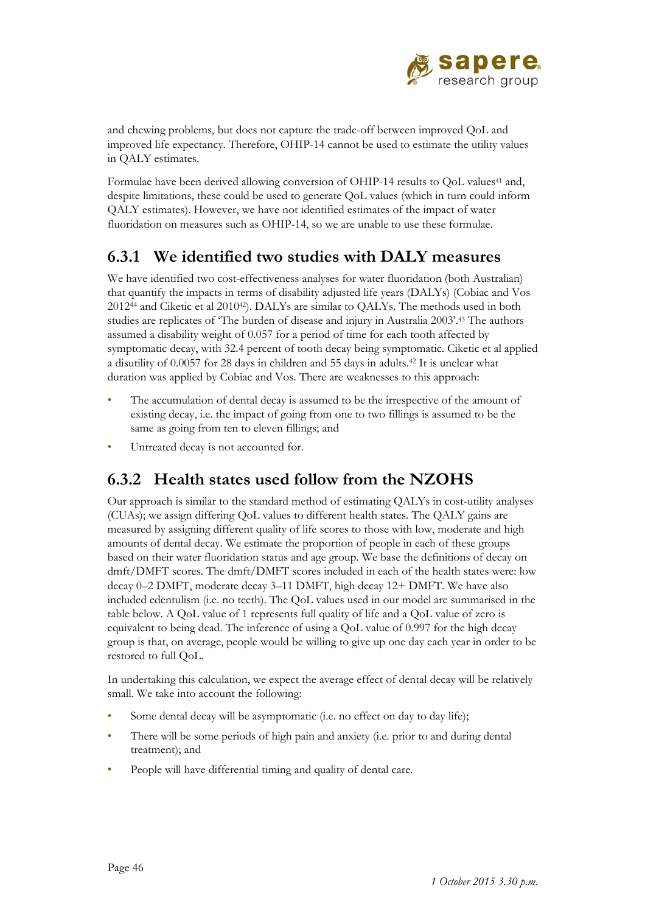and chewing problems, but does not capture the trade-off between improved QoL and improved life expectancy. Therefore, OHIP-14 cannot be used to estimate the utility values in QALY estimates.

Formulae have been derived allowing conversion of OHIP-14 results to QoL values[41] and, despite limitations, these could be used to generate QoL values (which in turn could inform QALY estimates). However, we have not identified estimates of the impact of water fluoridation on measures such as OHIP-14, so we are unable to use these formulae.

### 6.3.1 We identified two studies with DALY measures

We have identified two cost-effectiveness analyses for water fluoridation (both Australian) that quantify the impacts in terms of disability adjusted life years (DALYs) (Cobiac and Vos 2012[44] and Ciketic et al 2010[42]). DALYs are similar to QALYs. The methods used in both studies are replicates of 'The burden of disease and injury in Australia 2003'.[43] The authors assumed a disability weight of 0.057 for a period of time for each tooth affected by symptomatic decay, with 32.4 percent of tooth decay being symptomatic. Ciketic et al applied a disutility of 0.0057 for 28 days in children and 55 days in adults.[42] It is unclear what duration was applied by Cobiac and Vos. There are weaknesses to this approach:

- The accumulation of dental decay is assumed to be the irrespective of the amount of existing decay, i.e. the impact of going from one to two fillings is assumed to be the same as going from ten to eleven fillings; and
- Untreated decay is not accounted for.

### 6.3.2 Health states used follow from the NZOHS

Our approach is similar to the standard method of estimating QALYs in cost-utility analyses (CUAs); we assign differing QoL values to different health states. The QALY gains are measured by assigning different quality of life scores to those with low, moderate and high amounts of dental decay. We estimate the proportion of people in each of these groups based on their water fluoridation status and age group. We base the definitions of decay on dmft/DMFT scores. The dmft/DMFT scores included in each of the health states were: low decay 0–2 DMFT, moderate decay 3–11 DMFT, high decay 12+ DMFT. We have also included edentulism (i.e. no teeth). The QoL values used in our model are summarised in the table below. A QoL value of 1 represents full quality of life and a QoL value of zero is equivalent to being dead. The inference of using a QoL value of 0.997 for the high decay group is that, on average, people would be willing to give up one day each year in order to be restored to full QoL.

In undertaking this calculation, we expect the average effect of dental decay will be relatively small. We take into account the following:

- Some dental decay will be asymptomatic (i.e. no effect on day to day life);
- There will be some periods of high pain and anxiety (i.e. prior to and during dental treatment); and
- People will have differential timing and quality of dental care.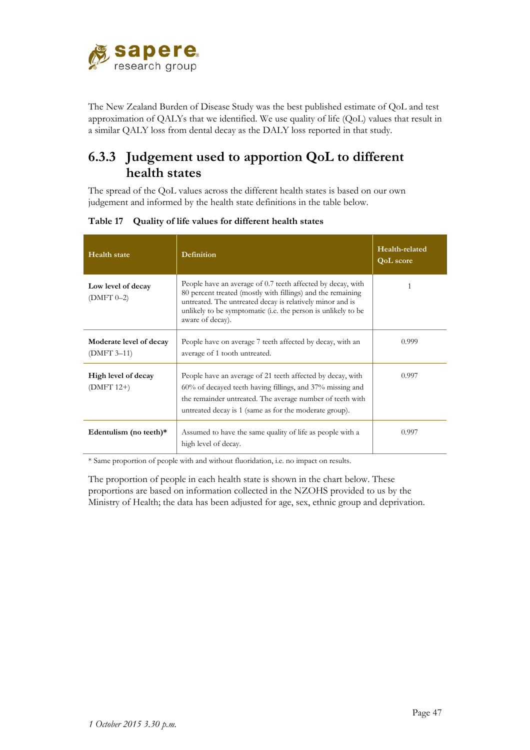The New Zealand Burden of Disease Study was the best published estimate of QoL and test approximation of QALYs that we identified. We use quality of life (QoL) values that result in a similar QALY loss from dental decay as the DALY loss reported in that study.

### 6.3.3 Judgement used to apportion QoL to different health states

The spread of the QoL values across the different health states is based on our own judgement and informed by the health state definitions in the table below.

**Table 17 Quality of life values for different health states**

| Health state | Definition | Health-related QoL score |
| --- | --- | --- |
| **Low level of decay** (DMFT 0–2) | People have an average of 0.7 teeth affected by decay, with 80 percent treated (mostly with fillings) and the remaining untreated. The untreated decay is relatively minor and is unlikely to be symptomatic (i.e. the person is unlikely to be aware of decay). | 1 |
| **Moderate level of decay** (DMFT 3–11) | People have on average 7 teeth affected by decay, with an average of 1 tooth untreated. | 0.999 |
| **High level of decay** (DMFT 12+) | People have an average of 21 teeth affected by decay, with 60% of decayed teeth having fillings, and 37% missing and the remainder untreated. The average number of teeth with untreated decay is 1 (same as for the moderate group). | 0.997 |
| **Edentulism (no teeth)*** | Assumed to have the same quality of life as people with a high level of decay. | 0.997 |

\* Same proportion of people with and without fluoridation, i.e. no impact on results.

The proportion of people in each health state is shown in the chart below. These proportions are based on information collected in the NZOHS provided to us by the Ministry of Health; the data has been adjusted for age, sex, ethnic group and deprivation.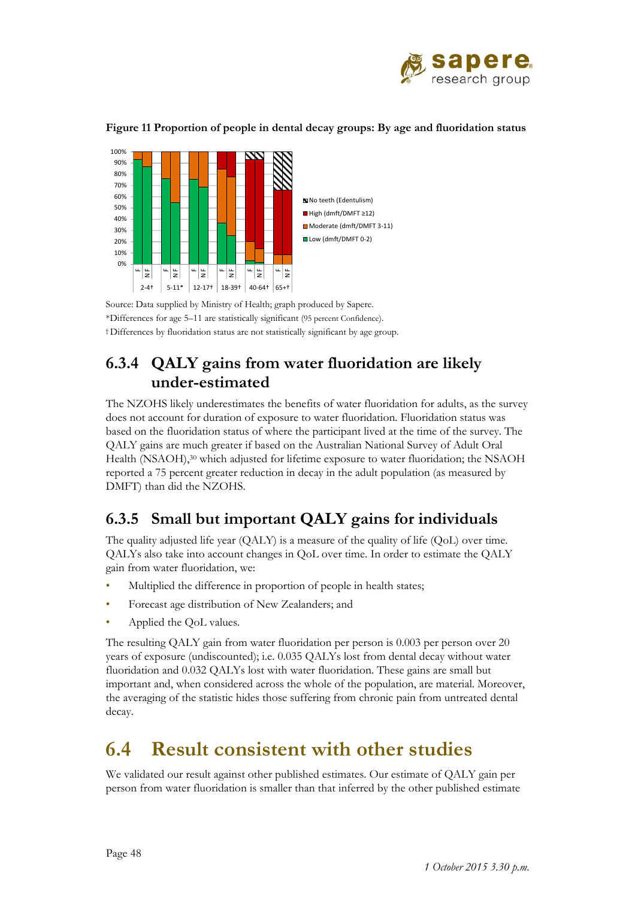**Figure 11 Proportion of people in dental decay groups: By age and fluoridation status**

Source: Data supplied by Ministry of Health; graph produced by Sapere.
*Differences for age 5–11 are statistically significant (95 percent Confidence).
† Differences by fluoridation status are not statistically significant by age group.

### 6.3.4 QALY gains from water fluoridation are likely under-estimated

The NZOHS likely underestimates the benefits of water fluoridation for adults, as the survey does not account for duration of exposure to water fluoridation. Fluoridation status was based on the fluoridation status of where the participant lived at the time of the survey. The QALY gains are much greater if based on the Australian National Survey of Adult Oral Health (NSAOH),[30] which adjusted for lifetime exposure to water fluoridation; the NSAOH reported a 75 percent greater reduction in decay in the adult population (as measured by DMFT) than did the NZOHS.

### 6.3.5 Small but important QALY gains for individuals

The quality adjusted life year (QALY) is a measure of the quality of life (QoL) over time. QALYs also take into account changes in QoL over time. In order to estimate the QALY gain from water fluoridation, we:

- Multiplied the difference in proportion of people in health states;
- Forecast age distribution of New Zealanders; and
- Applied the QoL values.

The resulting QALY gain from water fluoridation per person is 0.003 per person over 20 years of exposure (undiscounted); i.e. 0.035 QALYs lost from dental decay without water fluoridation and 0.032 QALYs lost with water fluoridation. These gains are small but important and, when considered across the whole of the population, are material. Moreover, the averaging of the statistic hides those suffering from chronic pain from untreated dental decay.

## 6.4 Result consistent with other studies

We validated our result against other published estimates. Our estimate of QALY gain per person from water fluoridation is smaller than that inferred by the other published estimate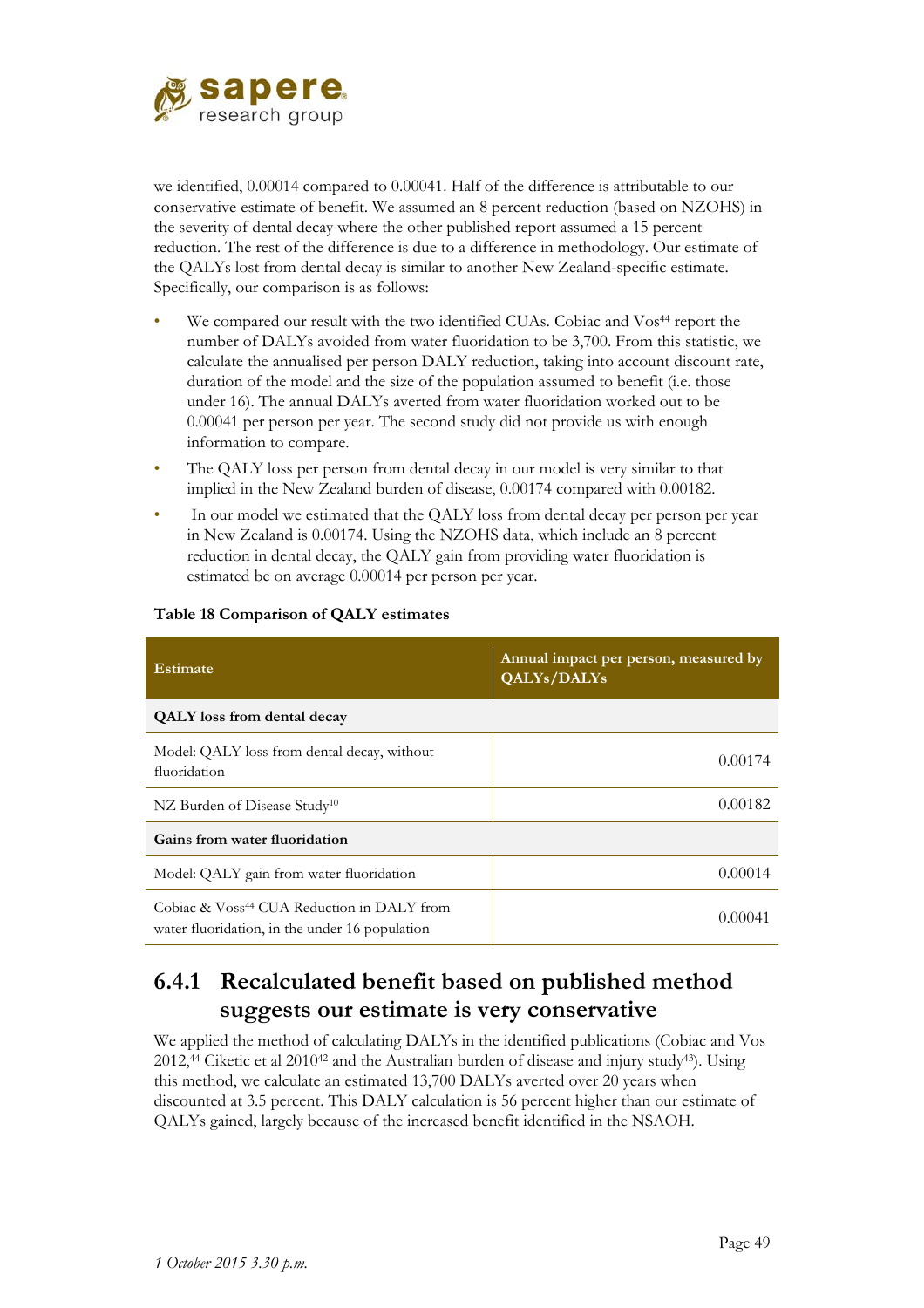we identified, 0.00014 compared to 0.00041. Half of the difference is attributable to our conservative estimate of benefit. We assumed an 8 percent reduction (based on NZOHS) in the severity of dental decay where the other published report assumed a 15 percent reduction. The rest of the difference is due to a difference in methodology. Our estimate of the QALYs lost from dental decay is similar to another New Zealand-specific estimate. Specifically, our comparison is as follows:

- We compared our result with the two identified CUAs. Cobiac and Vos[44] report the number of DALYs avoided from water fluoridation to be 3,700. From this statistic, we calculate the annualised per person DALY reduction, taking into account discount rate, duration of the model and the size of the population assumed to benefit (i.e. those under 16). The annual DALYs averted from water fluoridation worked out to be 0.00041 per person per year. The second study did not provide us with enough information to compare.
- The QALY loss per person from dental decay in our model is very similar to that implied in the New Zealand burden of disease, 0.00174 compared with 0.00182.
- In our model we estimated that the QALY loss from dental decay per person per year in New Zealand is 0.00174. Using the NZOHS data, which include an 8 percent reduction in dental decay, the QALY gain from providing water fluoridation is estimated be on average 0.00014 per person per year.

**Table 18 Comparison of QALY estimates**

| Estimate | Annual impact per person, measured by QALYs/DALYs |
|---|---|
| **QALY loss from dental decay** | |
| Model: QALY loss from dental decay, without fluoridation | 0.00174 |
| NZ Burden of Disease Study[10] | 0.00182 |
| **Gains from water fluoridation** | |
| Model: QALY gain from water fluoridation | 0.00014 |
| Cobiac & Voss[44] CUA Reduction in DALY from water fluoridation, in the under 16 population | 0.00041 |

### 6.4.1 Recalculated benefit based on published method suggests our estimate is very conservative

We applied the method of calculating DALYs in the identified publications (Cobiac and Vos 2012,[44] Ciketic et al 2010[42] and the Australian burden of disease and injury study[43]). Using this method, we calculate an estimated 13,700 DALYs averted over 20 years when discounted at 3.5 percent. This DALY calculation is 56 percent higher than our estimate of QALYs gained, largely because of the increased benefit identified in the NSAOH.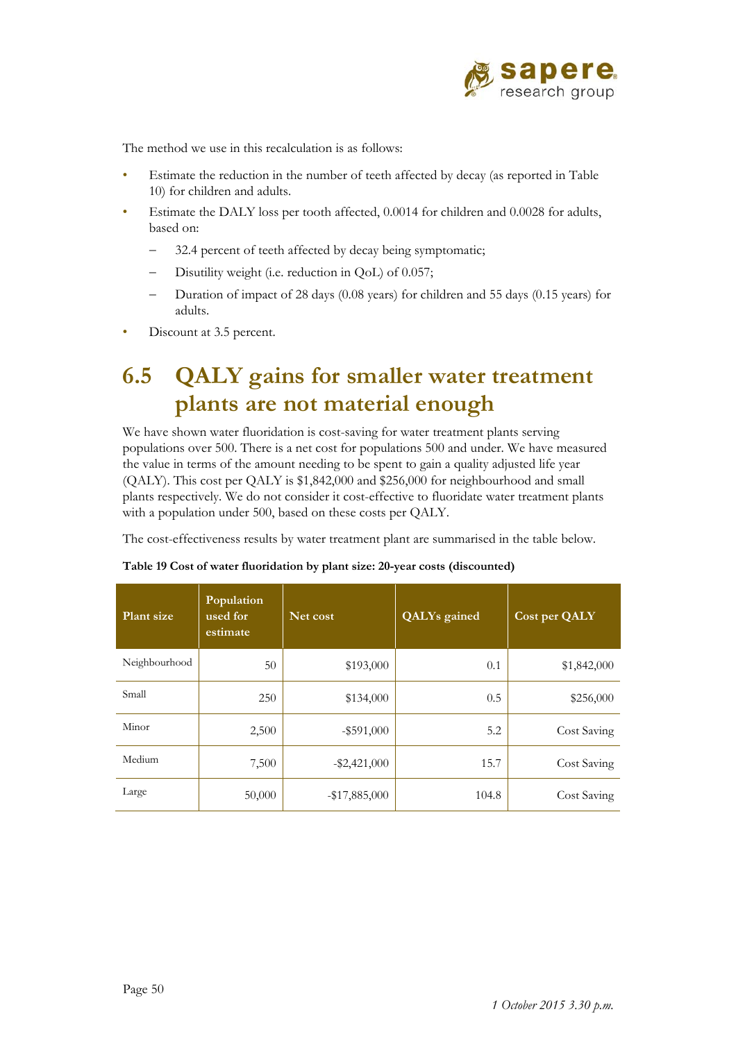The method we use in this recalculation is as follows:

- Estimate the reduction in the number of teeth affected by decay (as reported in Table 10) for children and adults.
- Estimate the DALY loss per tooth affected, 0.0014 for children and 0.0028 for adults, based on:
  - 32.4 percent of teeth affected by decay being symptomatic;
  - Disutility weight (i.e. reduction in QoL) of 0.057;
  - Duration of impact of 28 days (0.08 years) for children and 55 days (0.15 years) for adults.
- Discount at 3.5 percent.

## 6.5 QALY gains for smaller water treatment plants are not material enough

We have shown water fluoridation is cost-saving for water treatment plants serving populations over 500. There is a net cost for populations 500 and under. We have measured the value in terms of the amount needing to be spent to gain a quality adjusted life year (QALY). This cost per QALY is $1,842,000 and $256,000 for neighbourhood and small plants respectively. We do not consider it cost-effective to fluoridate water treatment plants with a population under 500, based on these costs per QALY.

The cost-effectiveness results by water treatment plant are summarised in the table below.

**Table 19 Cost of water fluoridation by plant size: 20-year costs (discounted)**

| Plant size | Population used for estimate | Net cost | QALYs gained | Cost per QALY |
|---|---|---|---|---|
| Neighbourhood | 50 | $193,000 | 0.1 | $1,842,000 |
| Small | 250 | $134,000 | 0.5 | $256,000 |
| Minor | 2,500 | -$591,000 | 5.2 | Cost Saving |
| Medium | 7,500 | -$2,421,000 | 15.7 | Cost Saving |
| Large | 50,000 | -$17,885,000 | 104.8 | Cost Saving |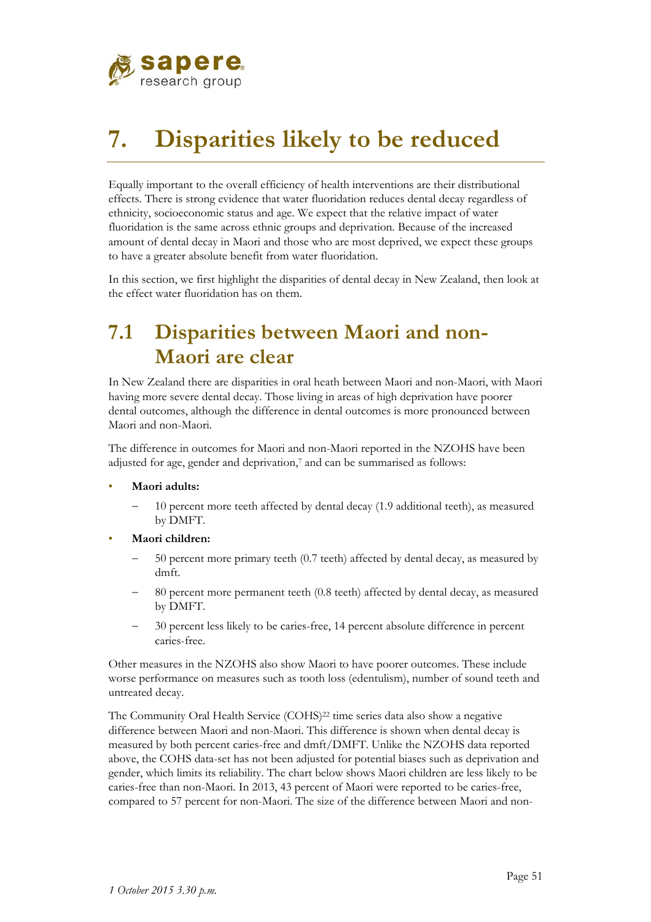# 7. Disparities likely to be reduced

Equally important to the overall efficiency of health interventions are their distributional effects. There is strong evidence that water fluoridation reduces dental decay regardless of ethnicity, socioeconomic status and age. We expect that the relative impact of water fluoridation is the same across ethnic groups and deprivation. Because of the increased amount of dental decay in Maori and those who are most deprived, we expect these groups to have a greater absolute benefit from water fluoridation.

In this section, we first highlight the disparities of dental decay in New Zealand, then look at the effect water fluoridation has on them.

## 7.1 Disparities between Maori and non-Maori are clear

In New Zealand there are disparities in oral heath between Maori and non-Maori, with Maori having more severe dental decay. Those living in areas of high deprivation have poorer dental outcomes, although the difference in dental outcomes is more pronounced between Maori and non-Maori.

The difference in outcomes for Maori and non-Maori reported in the NZOHS have been adjusted for age, gender and deprivation,[7] and can be summarised as follows:

- **Maori adults:**
  - 10 percent more teeth affected by dental decay (1.9 additional teeth), as measured by DMFT.
- **Maori children:**
  - 50 percent more primary teeth (0.7 teeth) affected by dental decay, as measured by dmft.
  - 80 percent more permanent teeth (0.8 teeth) affected by dental decay, as measured by DMFT.
  - 30 percent less likely to be caries-free, 14 percent absolute difference in percent caries-free.

Other measures in the NZOHS also show Maori to have poorer outcomes. These include worse performance on measures such as tooth loss (edentulism), number of sound teeth and untreated decay.

The Community Oral Health Service (COHS)[22] time series data also show a negative difference between Maori and non-Maori. This difference is shown when dental decay is measured by both percent caries-free and dmft/DMFT. Unlike the NZOHS data reported above, the COHS data-set has not been adjusted for potential biases such as deprivation and gender, which limits its reliability. The chart below shows Maori children are less likely to be caries-free than non-Maori. In 2013, 43 percent of Maori were reported to be caries-free, compared to 57 percent for non-Maori. The size of the difference between Maori and non-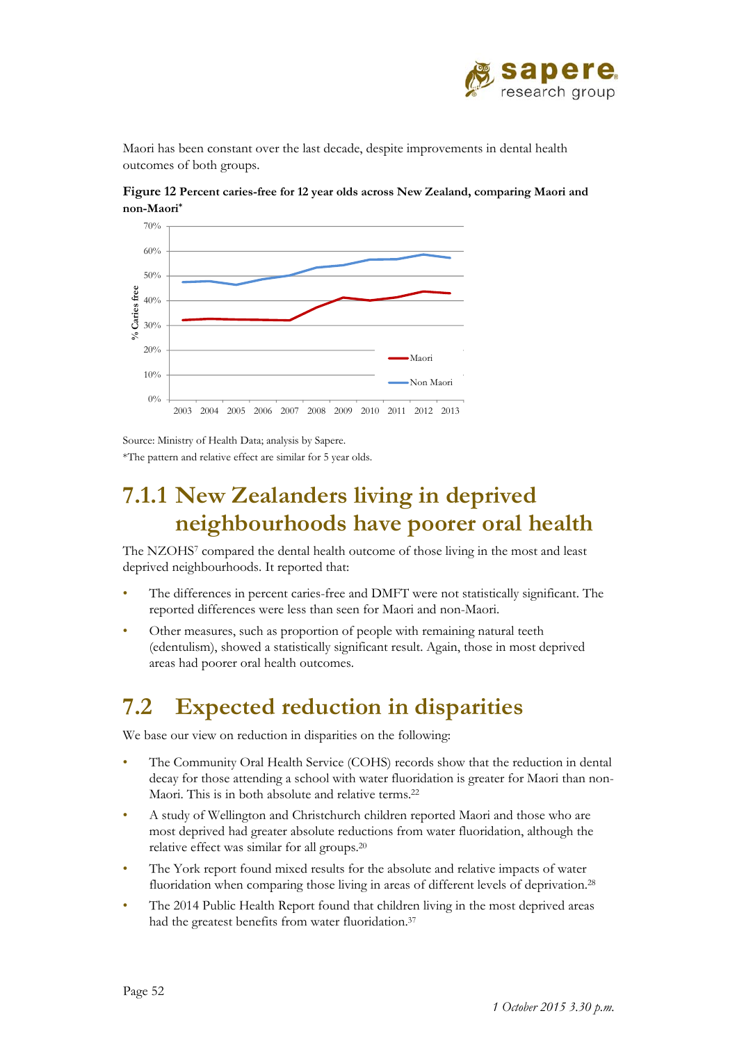Maori has been constant over the last decade, despite improvements in dental health outcomes of both groups.

**Figure 12 Percent caries-free for 12 year olds across New Zealand, comparing Maori and non-Maori***

Source: Ministry of Health Data; analysis by Sapere.

*The pattern and relative effect are similar for 5 year olds.

## 7.1.1 New Zealanders living in deprived neighbourhoods have poorer oral health

The NZOHS[7] compared the dental health outcome of those living in the most and least deprived neighbourhoods. It reported that:

- The differences in percent caries-free and DMFT were not statistically significant. The reported differences were less than seen for Maori and non-Maori.
- Other measures, such as proportion of people with remaining natural teeth (edentulism), showed a statistically significant result. Again, those in most deprived areas had poorer oral health outcomes.

## 7.2 Expected reduction in disparities

We base our view on reduction in disparities on the following:

- The Community Oral Health Service (COHS) records show that the reduction in dental decay for those attending a school with water fluoridation is greater for Maori than non-Maori. This is in both absolute and relative terms.[22]
- A study of Wellington and Christchurch children reported Maori and those who are most deprived had greater absolute reductions from water fluoridation, although the relative effect was similar for all groups.[20]
- The York report found mixed results for the absolute and relative impacts of water fluoridation when comparing those living in areas of different levels of deprivation.[28]
- The 2014 Public Health Report found that children living in the most deprived areas had the greatest benefits from water fluoridation.[37]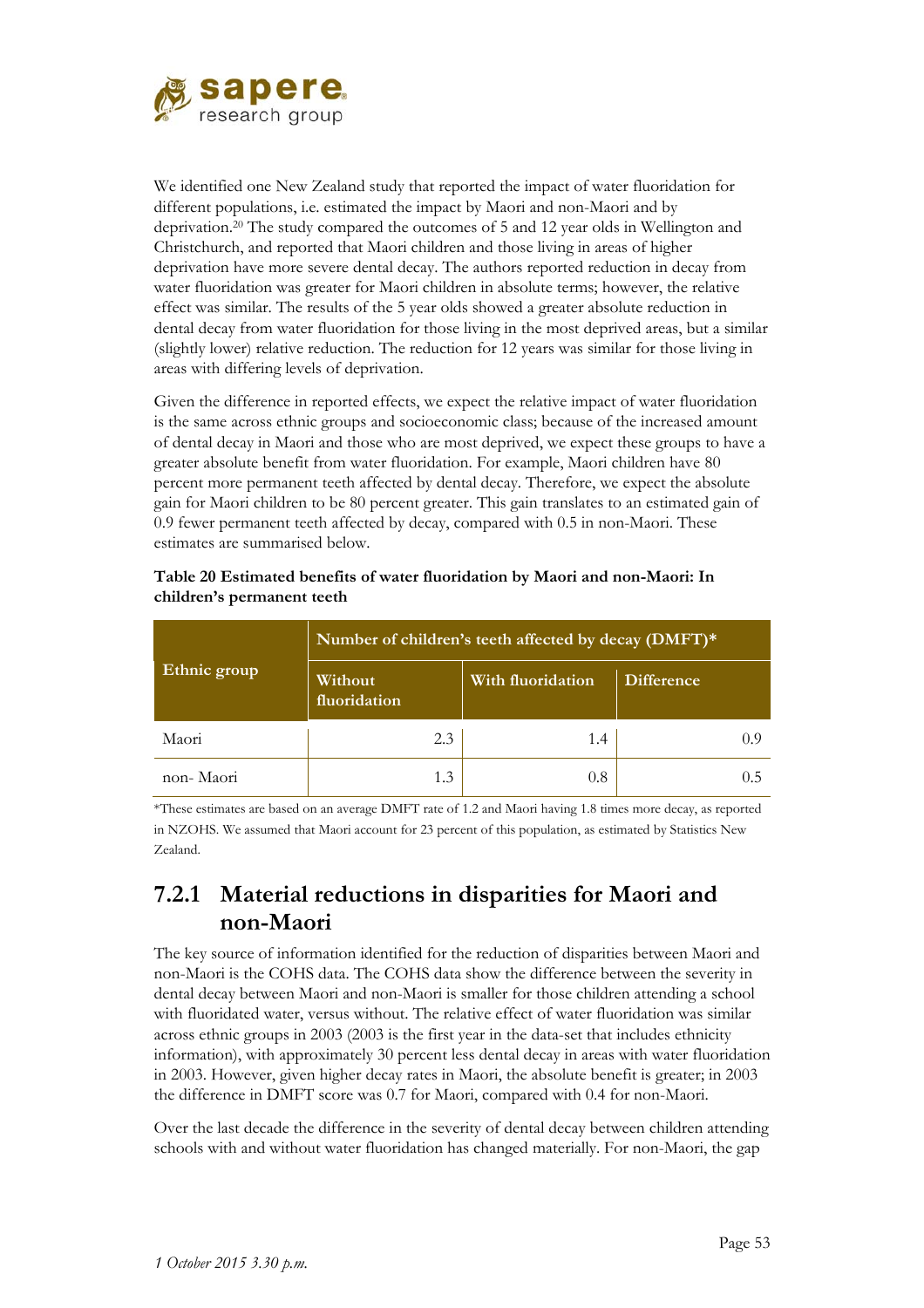We identified one New Zealand study that reported the impact of water fluoridation for different populations, i.e. estimated the impact by Maori and non-Maori and by deprivation.[20] The study compared the outcomes of 5 and 12 year olds in Wellington and Christchurch, and reported that Maori children and those living in areas of higher deprivation have more severe dental decay. The authors reported reduction in decay from water fluoridation was greater for Maori children in absolute terms; however, the relative effect was similar. The results of the 5 year olds showed a greater absolute reduction in dental decay from water fluoridation for those living in the most deprived areas, but a similar (slightly lower) relative reduction. The reduction for 12 years was similar for those living in areas with differing levels of deprivation.

Given the difference in reported effects, we expect the relative impact of water fluoridation is the same across ethnic groups and socioeconomic class; because of the increased amount of dental decay in Maori and those who are most deprived, we expect these groups to have a greater absolute benefit from water fluoridation. For example, Maori children have 80 percent more permanent teeth affected by dental decay. Therefore, we expect the absolute gain for Maori children to be 80 percent greater. This gain translates to an estimated gain of 0.9 fewer permanent teeth affected by decay, compared with 0.5 in non-Maori. These estimates are summarised below.

**Table 20 Estimated benefits of water fluoridation by Maori and non-Maori: In children's permanent teeth**

| Ethnic group | Number of children's teeth affected by decay (DMFT)* | | |
|---|---|---|---|
| | Without fluoridation | With fluoridation | Difference |
| Maori | 2.3 | 1.4 | 0.9 |
| non- Maori | 1.3 | 0.8 | 0.5 |

*These estimates are based on an average DMFT rate of 1.2 and Maori having 1.8 times more decay, as reported in NZOHS. We assumed that Maori account for 23 percent of this population, as estimated by Statistics New Zealand.

### 7.2.1 Material reductions in disparities for Maori and non-Maori

The key source of information identified for the reduction of disparities between Maori and non-Maori is the COHS data. The COHS data show the difference between the severity in dental decay between Maori and non-Maori is smaller for those children attending a school with fluoridated water, versus without. The relative effect of water fluoridation was similar across ethnic groups in 2003 (2003 is the first year in the data-set that includes ethnicity information), with approximately 30 percent less dental decay in areas with water fluoridation in 2003. However, given higher decay rates in Maori, the absolute benefit is greater; in 2003 the difference in DMFT score was 0.7 for Maori, compared with 0.4 for non-Maori.

Over the last decade the difference in the severity of dental decay between children attending schools with and without water fluoridation has changed materially. For non-Maori, the gap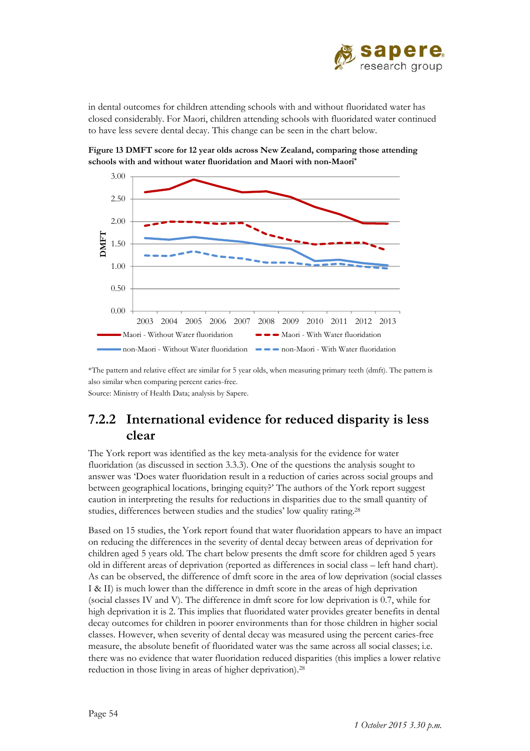in dental outcomes for children attending schools with and without fluoridated water has closed considerably. For Maori, children attending schools with fluoridated water continued to have less severe dental decay. This change can be seen in the chart below.

**Figure 13 DMFT score for 12 year olds across New Zealand, comparing those attending schools with and without water fluoridation and Maori with non-Maori***

*The pattern and relative effect are similar for 5 year olds, when measuring primary teeth (dmft). The pattern is also similar when comparing percent caries-free.

Source: Ministry of Health Data; analysis by Sapere.

### 7.2.2 International evidence for reduced disparity is less clear

The York report was identified as the key meta-analysis for the evidence for water fluoridation (as discussed in section 3.3.3). One of the questions the analysis sought to answer was 'Does water fluoridation result in a reduction of caries across social groups and between geographical locations, bringing equity?' The authors of the York report suggest caution in interpreting the results for reductions in disparities due to the small quantity of studies, differences between studies and the studies' low quality rating.[28]

Based on 15 studies, the York report found that water fluoridation appears to have an impact on reducing the differences in the severity of dental decay between areas of deprivation for children aged 5 years old. The chart below presents the dmft score for children aged 5 years old in different areas of deprivation (reported as differences in social class – left hand chart). As can be observed, the difference of dmft score in the area of low deprivation (social classes I & II) is much lower than the difference in dmft score in the areas of high deprivation (social classes IV and V). The difference in dmft score for low deprivation is 0.7, while for high deprivation it is 2. This implies that fluoridated water provides greater benefits in dental decay outcomes for children in poorer environments than for those children in higher social classes. However, when severity of dental decay was measured using the percent caries-free measure, the absolute benefit of fluoridated water was the same across all social classes; i.e. there was no evidence that water fluoridation reduced disparities (this implies a lower relative reduction in those living in areas of higher deprivation).[28]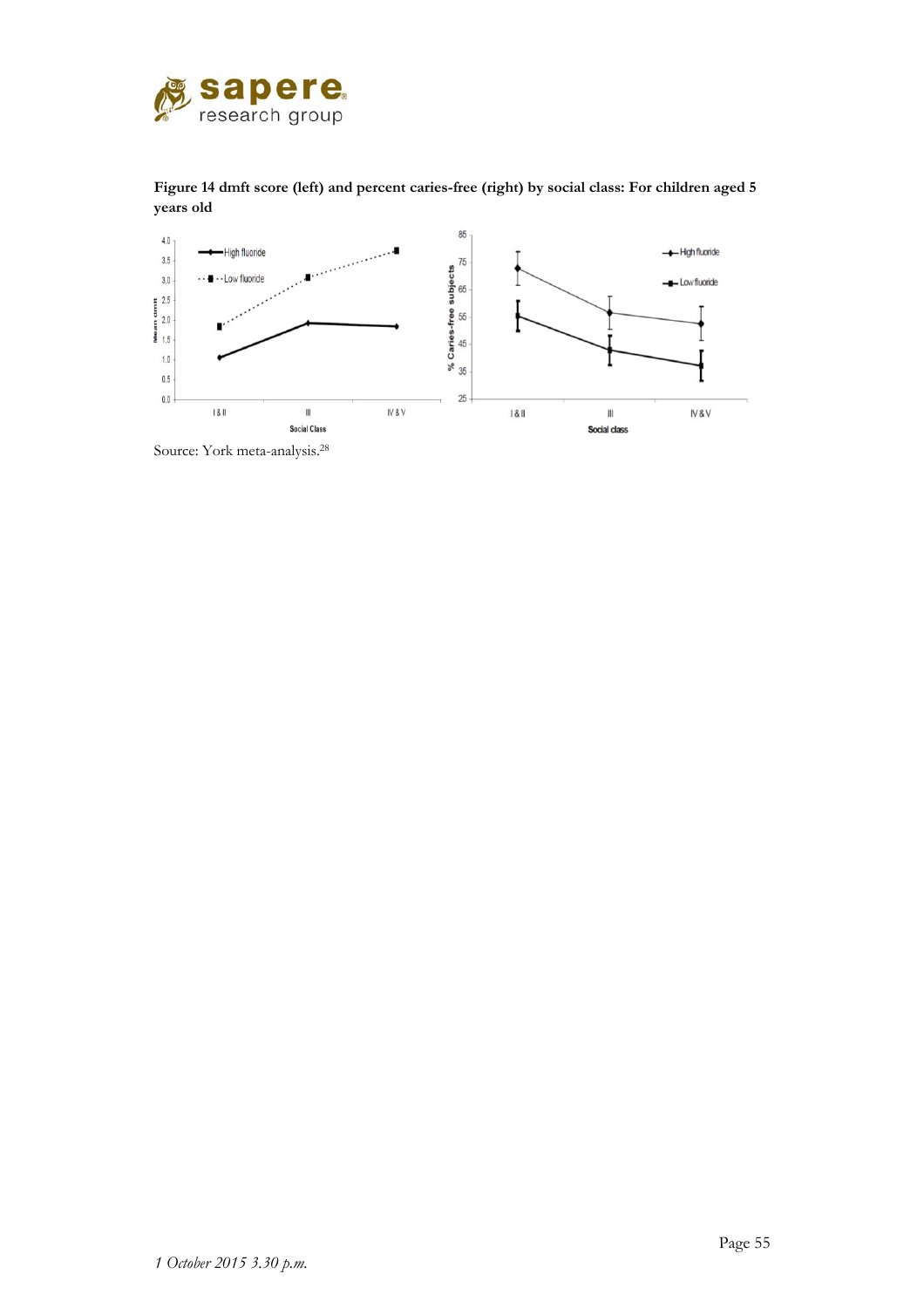**Figure 14 dmft score (left) and percent caries-free (right) by social class: For children aged 5 years old**

Source: York meta-analysis.[28]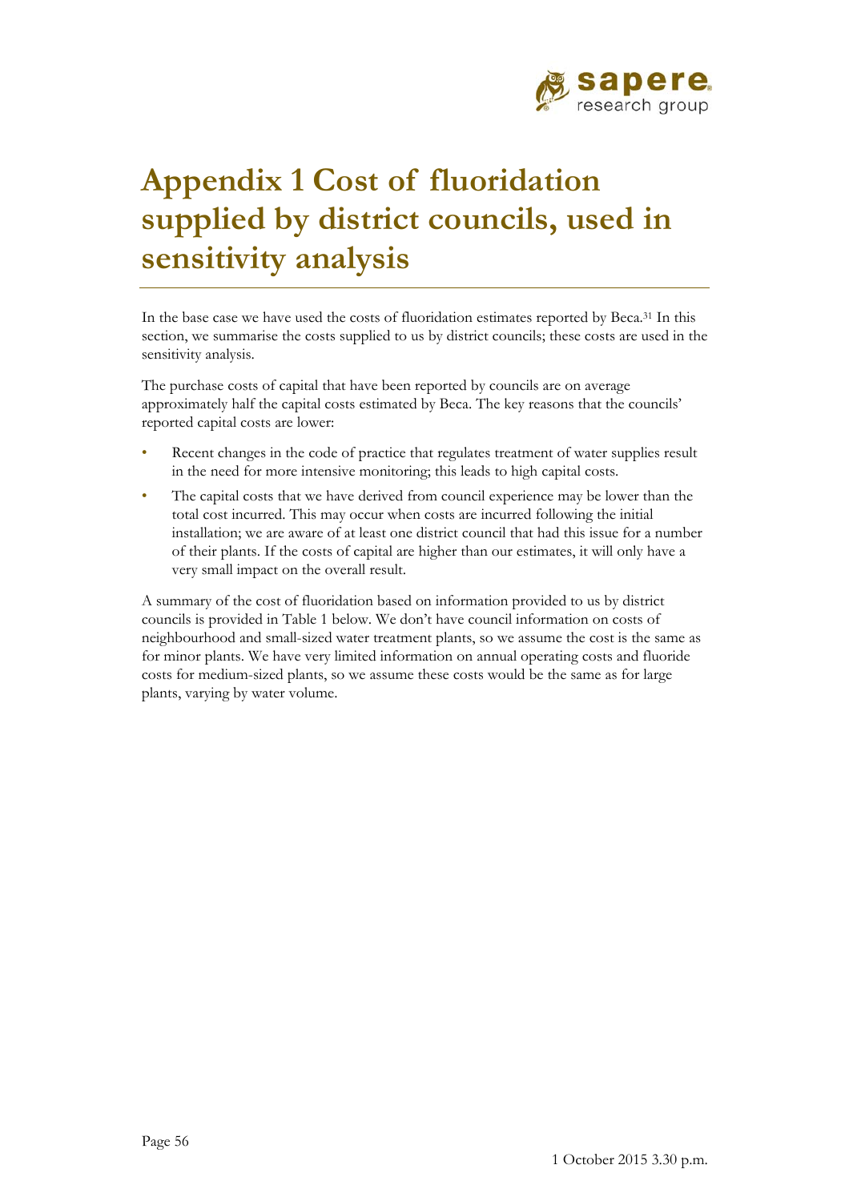# Appendix 1 Cost of fluoridation supplied by district councils, used in sensitivity analysis

In the base case we have used the costs of fluoridation estimates reported by Beca.[31] In this section, we summarise the costs supplied to us by district councils; these costs are used in the sensitivity analysis.

The purchase costs of capital that have been reported by councils are on average approximately half the capital costs estimated by Beca. The key reasons that the councils' reported capital costs are lower:

- Recent changes in the code of practice that regulates treatment of water supplies result in the need for more intensive monitoring; this leads to high capital costs.
- The capital costs that we have derived from council experience may be lower than the total cost incurred. This may occur when costs are incurred following the initial installation; we are aware of at least one district council that had this issue for a number of their plants. If the costs of capital are higher than our estimates, it will only have a very small impact on the overall result.

A summary of the cost of fluoridation based on information provided to us by district councils is provided in Table 1 below. We don't have council information on costs of neighbourhood and small-sized water treatment plants, so we assume the cost is the same as for minor plants. We have very limited information on annual operating costs and fluoride costs for medium-sized plants, so we assume these costs would be the same as for large plants, varying by water volume.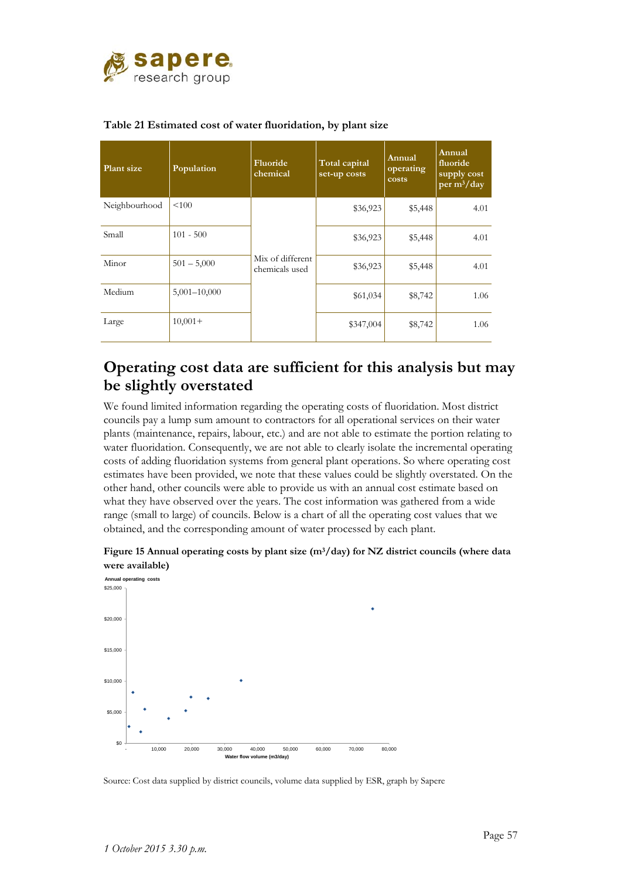**Table 21 Estimated cost of water fluoridation, by plant size**

| Plant size | Population | Fluoride chemical | Total capital set-up costs | Annual operating costs | Annual fluoride supply cost per $m^3$/day |
|---|---|---|---|---|---|
| Neighbourhood | <100 | Mix of different chemicals used | $36,923 | $5,448 | 4.01 |
| Small | 101 - 500 | | $36,923 | $5,448 | 4.01 |
| Minor | 501 – 5,000 | | $36,923 | $5,448 | 4.01 |
| Medium | 5,001–10,000 | | $61,034 | $8,742 | 1.06 |
| Large | 10,001+ | | $347,004 | $8,742 | 1.06 |

## Operating cost data are sufficient for this analysis but may be slightly overstated

We found limited information regarding the operating costs of fluoridation. Most district councils pay a lump sum amount to contractors for all operational services on their water plants (maintenance, repairs, labour, etc.) and are not able to estimate the portion relating to water fluoridation. Consequently, we are not able to clearly isolate the incremental operating costs of adding fluoridation systems from general plant operations. So where operating cost estimates have been provided, we note that these values could be slightly overstated. On the other hand, other councils were able to provide us with an annual cost estimate based on what they have observed over the years. The cost information was gathered from a wide range (small to large) of councils. Below is a chart of all the operating cost values that we obtained, and the corresponding amount of water processed by each plant.

**Figure 15 Annual operating costs by plant size ($m^3$/day) for NZ district councils (where data were available)**

Source: Cost data supplied by district councils, volume data supplied by ESR, graph by Sapere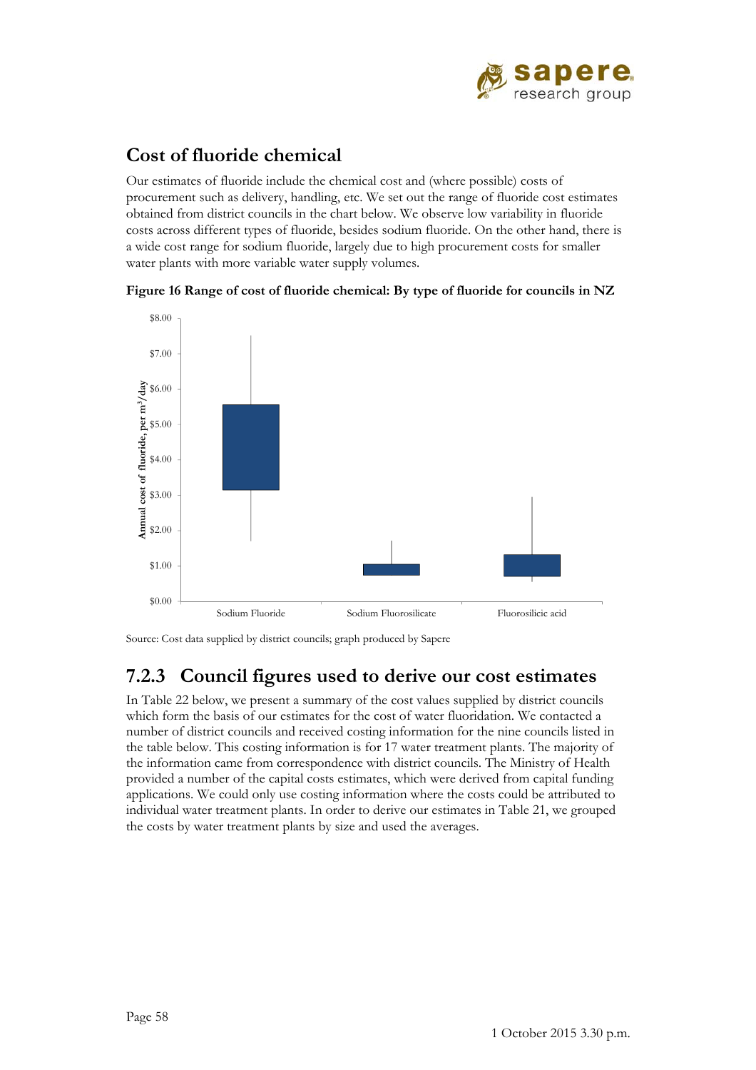## Cost of fluoride chemical

Our estimates of fluoride include the chemical cost and (where possible) costs of procurement such as delivery, handling, etc. We set out the range of fluoride cost estimates obtained from district councils in the chart below. We observe low variability in fluoride costs across different types of fluoride, besides sodium fluoride. On the other hand, there is a wide cost range for sodium fluoride, largely due to high procurement costs for smaller water plants with more variable water supply volumes.

**Figure 16 Range of cost of fluoride chemical: By type of fluoride for councils in NZ**

Source: Cost data supplied by district councils; graph produced by Sapere

## 7.2.3 Council figures used to derive our cost estimates

In Table 22 below, we present a summary of the cost values supplied by district councils which form the basis of our estimates for the cost of water fluoridation. We contacted a number of district councils and received costing information for the nine councils listed in the table below. This costing information is for 17 water treatment plants. The majority of the information came from correspondence with district councils. The Ministry of Health provided a number of the capital costs estimates, which were derived from capital funding applications. We could only use costing information where the costs could be attributed to individual water treatment plants. In order to derive our estimates in Table 21, we grouped the costs by water treatment plants by size and used the averages.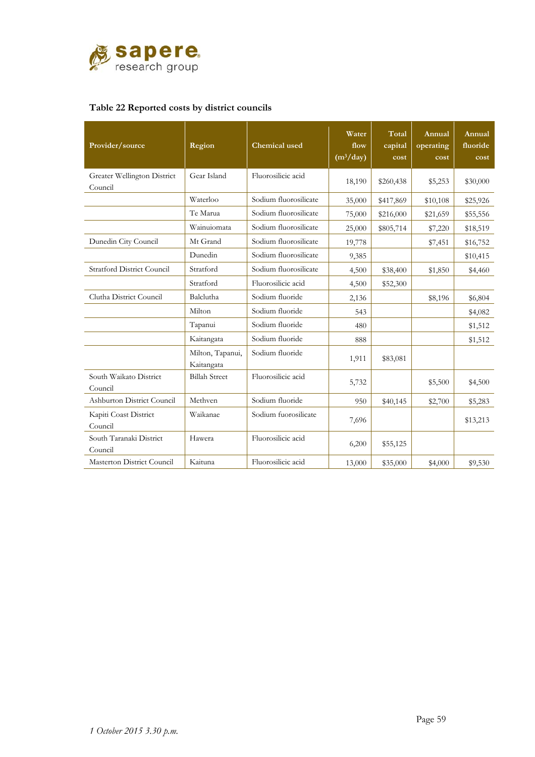**Table 22 Reported costs by district councils**

| Provider/source | Region | Chemical used | Water flow ($m^3$/day) | Total capital cost | Annual operating cost | Annual fluoride cost |
|---|---|---|---|---|---|---|
| Greater Wellington District Council | Gear Island | Fluorosilicic acid | 18,190 | $260,438 | $5,253 | $30,000 |
| | Waterloo | Sodium fluorosilicate | 35,000 | $417,869 | $10,108 | $25,926 |
| | Te Marua | Sodium fluorosilicate | 75,000 | $216,000 | $21,659 | $55,556 |
| | Wainuiomata | Sodium fluorosilicate | 25,000 | $805,714 | $7,220 | $18,519 |
| Dunedin City Council | Mt Grand | Sodium fluorosilicate | 19,778 | | $7,451 | $16,752 |
| | Dunedin | Sodium fluorosilicate | 9,385 | | | $10,415 |
| Stratford District Council | Stratford | Sodium fluorosilicate | 4,500 | $38,400 | $1,850 | $4,460 |
| | Stratford | Fluorosilicic acid | 4,500 | $52,300 | | |
| Clutha District Council | Balclutha | Sodium fluoride | 2,136 | | $8,196 | $6,804 |
| | Milton | Sodium fluoride | 543 | | | $4,082 |
| | Tapanui | Sodium fluoride | 480 | | | $1,512 |
| | Kaitangata | Sodium fluoride | 888 | | | $1,512 |
| | Milton, Tapanui, Kaitangata | Sodium fluoride | 1,911 | $83,081 | | |
| South Waikato District Council | Billah Street | Fluorosilicic acid | 5,732 | | $5,500 | $4,500 |
| Ashburton District Council | Methven | Sodium fluoride | 950 | $40,145 | $2,700 | $5,283 |
| Kapiti Coast District Council | Waikanae | Sodium fuorosilicate | 7,696 | | | $13,213 |
| South Taranaki District Council | Hawera | Fluorosilicic acid | 6,200 | $55,125 | | |
| Masterton District Council | Kaituna | Fluorosilicic acid | 13,000 | $35,000 | $4,000 | $9,530 |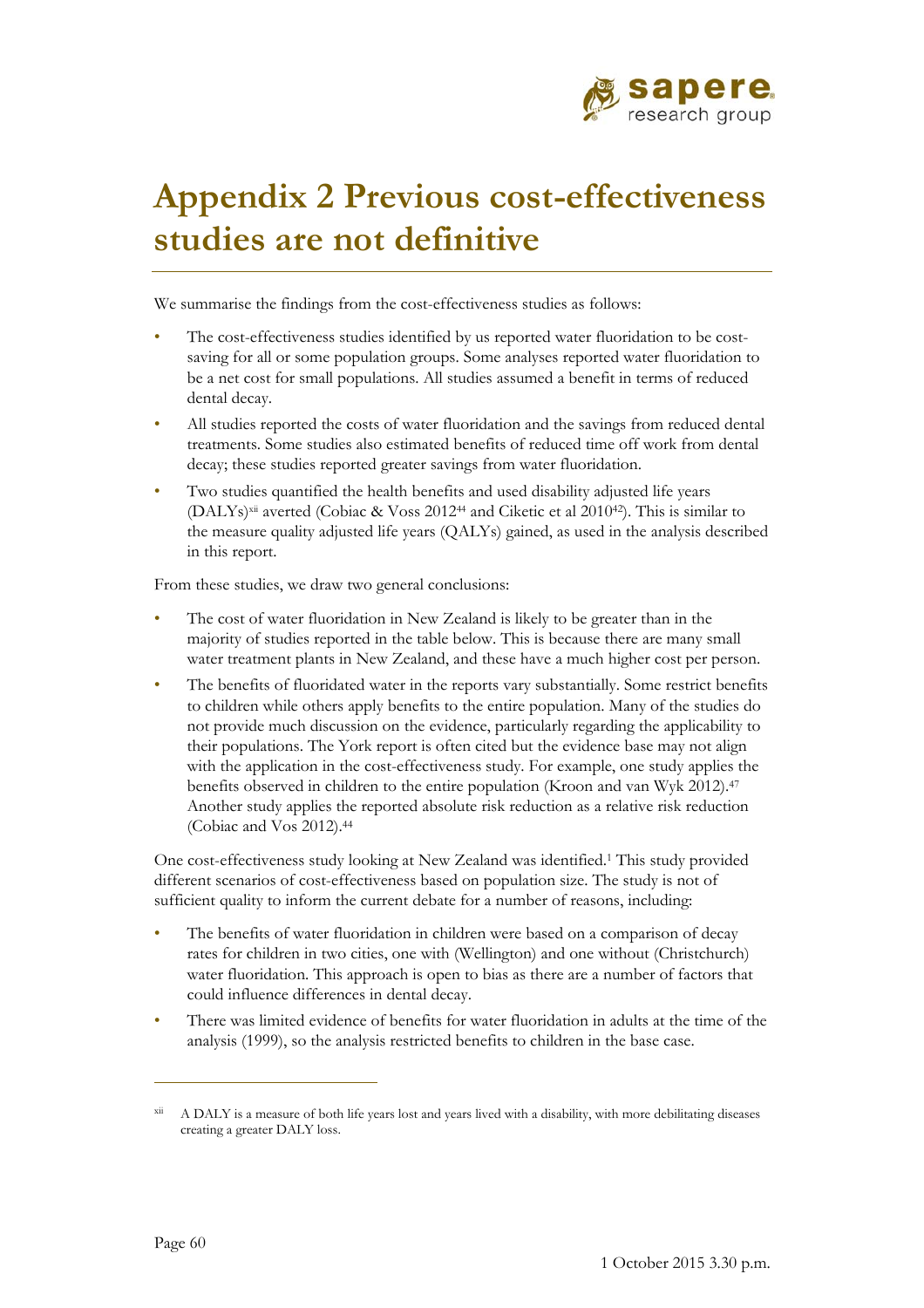# Appendix 2 Previous cost-effectiveness studies are not definitive

We summarise the findings from the cost-effectiveness studies as follows:

- The cost-effectiveness studies identified by us reported water fluoridation to be cost-saving for all or some population groups. Some analyses reported water fluoridation to be a net cost for small populations. All studies assumed a benefit in terms of reduced dental decay.
- All studies reported the costs of water fluoridation and the savings from reduced dental treatments. Some studies also estimated benefits of reduced time off work from dental decay; these studies reported greater savings from water fluoridation.
- Two studies quantified the health benefits and used disability adjusted life years (DALYs)[xii] averted (Cobiac & Voss 2012[44] and Ciketic et al 2010[42]). This is similar to the measure quality adjusted life years (QALYs) gained, as used in the analysis described in this report.

From these studies, we draw two general conclusions:

- The cost of water fluoridation in New Zealand is likely to be greater than in the majority of studies reported in the table below. This is because there are many small water treatment plants in New Zealand, and these have a much higher cost per person.
- The benefits of fluoridated water in the reports vary substantially. Some restrict benefits to children while others apply benefits to the entire population. Many of the studies do not provide much discussion on the evidence, particularly regarding the applicability to their populations. The York report is often cited but the evidence base may not align with the application in the cost-effectiveness study. For example, one study applies the benefits observed in children to the entire population (Kroon and van Wyk 2012).[47] Another study applies the reported absolute risk reduction as a relative risk reduction (Cobiac and Vos 2012).[44]

One cost-effectiveness study looking at New Zealand was identified.[1] This study provided different scenarios of cost-effectiveness based on population size. The study is not of sufficient quality to inform the current debate for a number of reasons, including:

- The benefits of water fluoridation in children were based on a comparison of decay rates for children in two cities, one with (Wellington) and one without (Christchurch) water fluoridation. This approach is open to bias as there are a number of factors that could influence differences in dental decay.
- There was limited evidence of benefits for water fluoridation in adults at the time of the analysis (1999), so the analysis restricted benefits to children in the base case.

---

[xii] A DALY is a measure of both life years lost and years lived with a disability, with more debilitating diseases creating a greater DALY loss.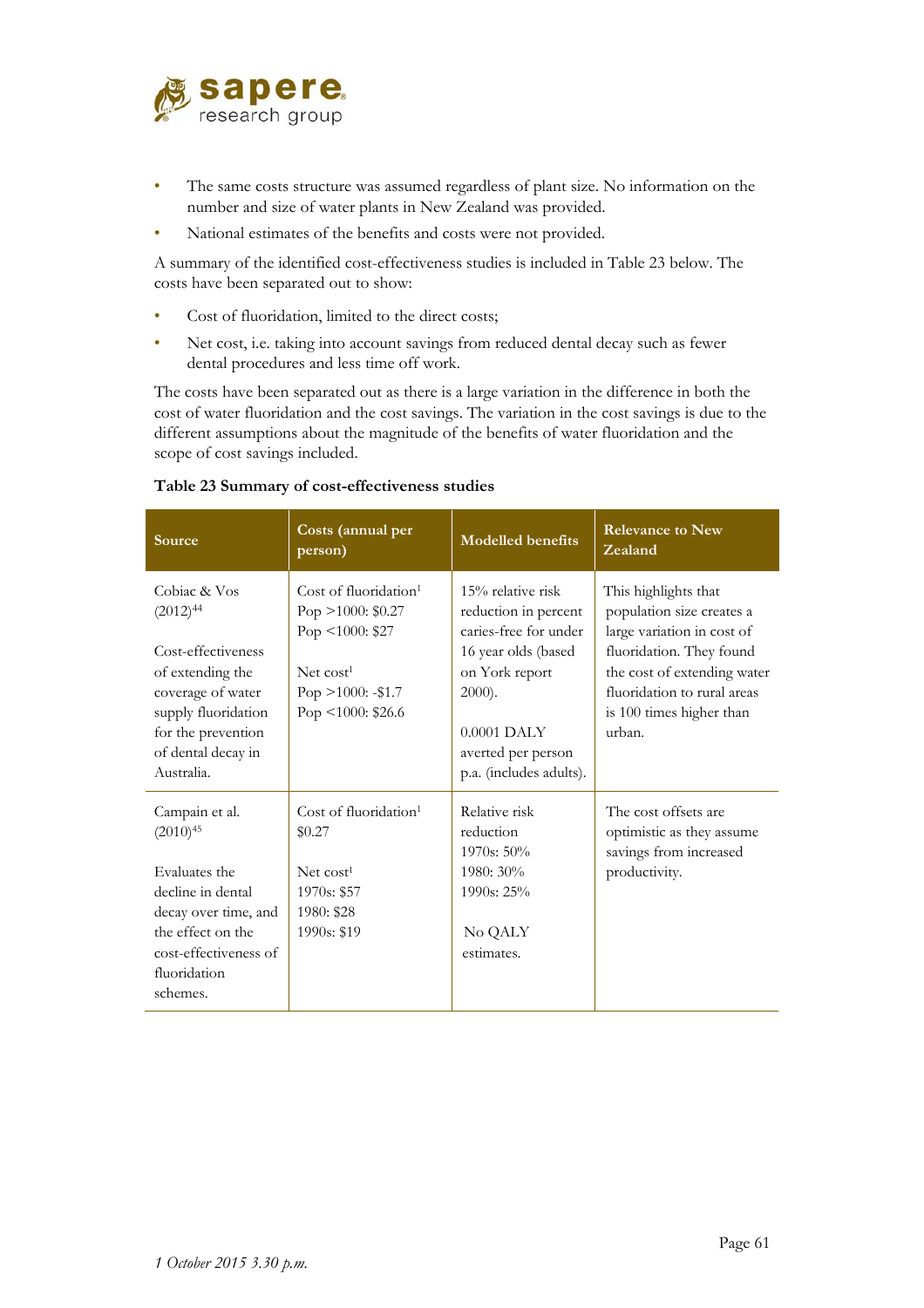- The same costs structure was assumed regardless of plant size. No information on the number and size of water plants in New Zealand was provided.
- National estimates of the benefits and costs were not provided.

A summary of the identified cost-effectiveness studies is included in Table 23 below. The costs have been separated out to show:

- Cost of fluoridation, limited to the direct costs;
- Net cost, i.e. taking into account savings from reduced dental decay such as fewer dental procedures and less time off work.

The costs have been separated out as there is a large variation in the difference in both the cost of water fluoridation and the cost savings. The variation in the cost savings is due to the different assumptions about the magnitude of the benefits of water fluoridation and the scope of cost savings included.

**Table 23 Summary of cost-effectiveness studies**

| Source | Costs (annual per person) | Modelled benefits | Relevance to New Zealand |
|---|---|---|---|
| Cobiac & Vos (2012)[44]<br><br>Cost-effectiveness of extending the coverage of water supply fluoridation for the prevention of dental decay in Australia. | Cost of fluoridation[1]<br>Pop >1000: $0.27<br>Pop <1000: $27<br><br>Net cost[1]<br>Pop >1000: -$1.7<br>Pop <1000: $26.6 | 15% relative risk reduction in percent caries-free for under 16 year olds (based on York report 2000).<br><br>0.0001 DALY averted per person p.a. (includes adults). | This highlights that population size creates a large variation in cost of fluoridation. They found the cost of extending water fluoridation to rural areas is 100 times higher than urban. |
| Campain et al. (2010)[45]<br><br>Evaluates the decline in dental decay over time, and the effect on the cost-effectiveness of fluoridation schemes. | Cost of fluoridation[1]<br>$0.27<br><br>Net cost[1]<br>1970s: $57<br>1980: $28<br>1990s: $19 | Relative risk reduction<br>1970s: 50%<br>1980: 30%<br>1990s: 25%<br><br>No QALY estimates. | The cost offsets are optimistic as they assume savings from increased productivity. |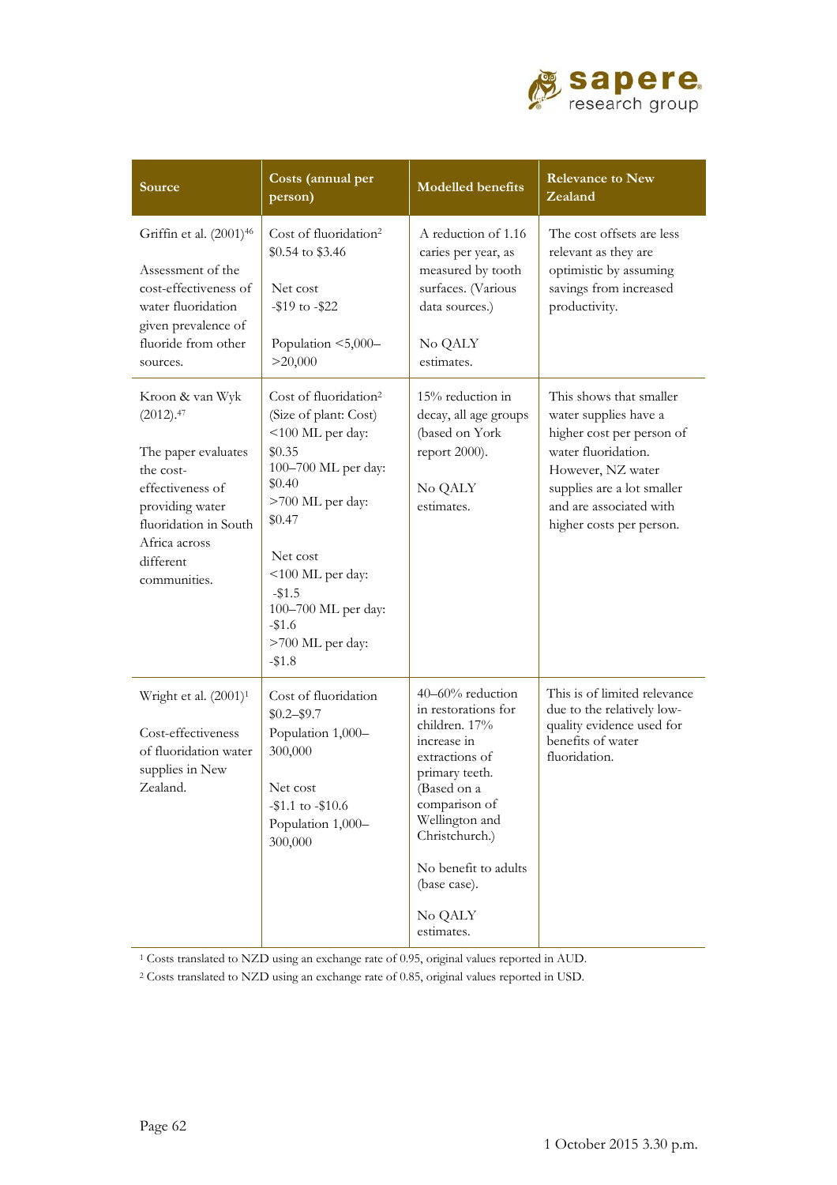| Source | Costs (annual per person) | Modelled benefits | Relevance to New Zealand |
|---|---|---|---|
| Griffin et al. (2001)[46]<br><br>Assessment of the cost-effectiveness of water fluoridation given prevalence of fluoride from other sources. | Cost of fluoridation[2]<br>$0.54 to $3.46<br><br>Net cost<br>-$19 to -$22<br><br>Population <5,000–>20,000 | A reduction of 1.16 caries per year, as measured by tooth surfaces. (Various data sources.)<br><br>No QALY estimates. | The cost offsets are less relevant as they are optimistic by assuming savings from increased productivity. |
| Kroon & van Wyk (2012).[47]<br><br>The paper evaluates the cost-effectiveness of providing water fluoridation in South Africa across different communities. | Cost of fluoridation[2]<br>(Size of plant: Cost)<br><100 ML per day: $0.35<br>100–700 ML per day: $0.40<br>>700 ML per day: $0.47<br><br>Net cost<br><100 ML per day: -$1.5<br>100–700 ML per day: -$1.6<br>>700 ML per day: -$1.8 | 15% reduction in decay, all age groups (based on York report 2000).<br><br>No QALY estimates. | This shows that smaller water supplies have a higher cost per person of water fluoridation. However, NZ water supplies are a lot smaller and are associated with higher costs per person. |
| Wright et al. (2001)[1]<br><br>Cost-effectiveness of fluoridation water supplies in New Zealand. | Cost of fluoridation<br>$0.2–$9.7<br>Population 1,000–300,000<br><br>Net cost<br>-$1.1 to -$10.6<br>Population 1,000–300,000 | 40–60% reduction in restorations for children. 17% increase in extractions of primary teeth. (Based on a comparison of Wellington and Christchurch.)<br><br>No benefit to adults (base case).<br><br>No QALY estimates. | This is of limited relevance due to the relatively low-quality evidence used for benefits of water fluoridation. |

[1] Costs translated to NZD using an exchange rate of 0.95, original values reported in AUD.

[2] Costs translated to NZD using an exchange rate of 0.85, original values reported in USD.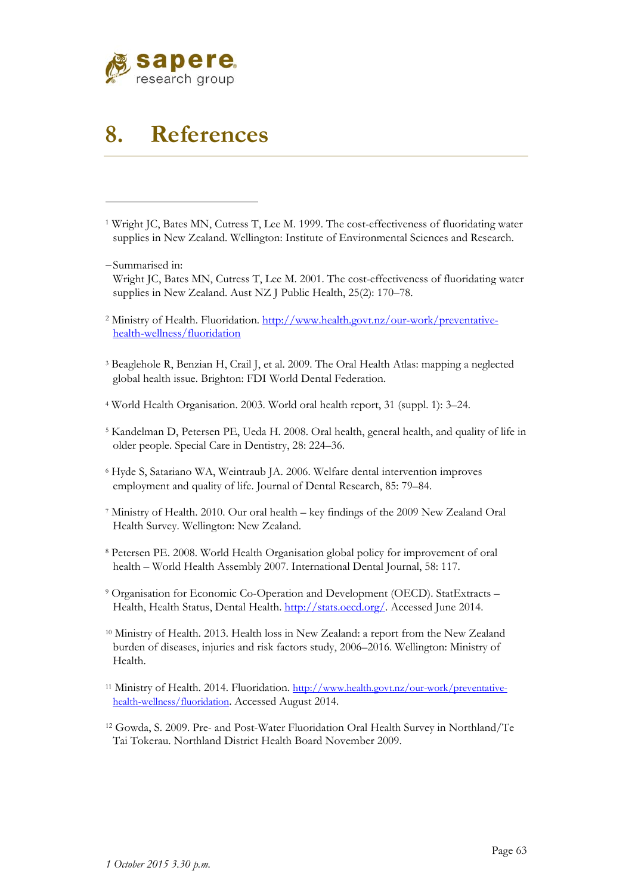# 8. References

[1] Wright JC, Bates MN, Cutress T, Lee M. 1999. The cost-effectiveness of fluoridating water supplies in New Zealand. Wellington: Institute of Environmental Sciences and Research.

– Summarised in:
Wright JC, Bates MN, Cutress T, Lee M. 2001. The cost-effectiveness of fluoridating water supplies in New Zealand. Aust NZ J Public Health, 25(2): 170–78.

[2] Ministry of Health. Fluoridation. http://www.health.govt.nz/our-work/preventative-health-wellness/fluoridation

[3] Beaglehole R, Benzian H, Crail J, et al. 2009. The Oral Health Atlas: mapping a neglected global health issue. Brighton: FDI World Dental Federation.

[4] World Health Organisation. 2003. World oral health report, 31 (suppl. 1): 3–24.

[5] Kandelman D, Petersen PE, Ueda H. 2008. Oral health, general health, and quality of life in older people. Special Care in Dentistry, 28: 224–36.

[6] Hyde S, Satariano WA, Weintraub JA. 2006. Welfare dental intervention improves employment and quality of life. Journal of Dental Research, 85: 79–84.

[7] Ministry of Health. 2010. Our oral health – key findings of the 2009 New Zealand Oral Health Survey. Wellington: New Zealand.

[8] Petersen PE. 2008. World Health Organisation global policy for improvement of oral health – World Health Assembly 2007. International Dental Journal, 58: 117.

[9] Organisation for Economic Co-Operation and Development (OECD). StatExtracts – Health, Health Status, Dental Health. http://stats.oecd.org/. Accessed June 2014.

[10] Ministry of Health. 2013. Health loss in New Zealand: a report from the New Zealand burden of diseases, injuries and risk factors study, 2006–2016. Wellington: Ministry of Health.

[11] Ministry of Health. 2014. Fluoridation. http://www.health.govt.nz/our-work/preventative-health-wellness/fluoridation. Accessed August 2014.

[12] Gowda, S. 2009. Pre- and Post-Water Fluoridation Oral Health Survey in Northland/Te Tai Tokerau. Northland District Health Board November 2009.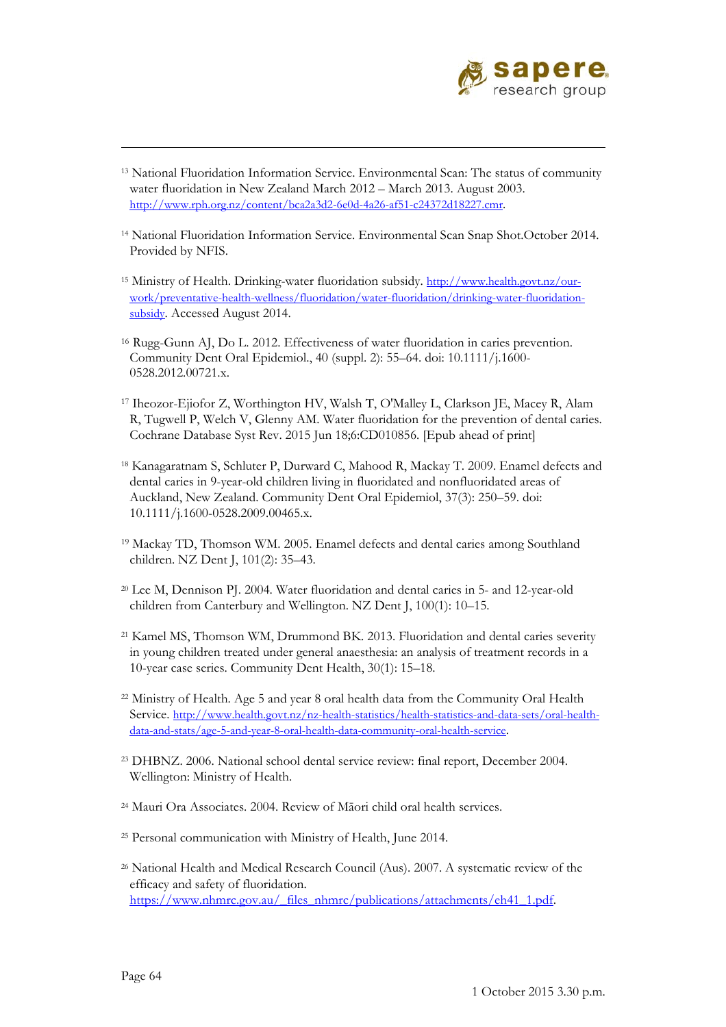[13] National Fluoridation Information Service. Environmental Scan: The status of community water fluoridation in New Zealand March 2012 – March 2013. August 2003. http://www.rph.org.nz/content/bca2a3d2-6e0d-4a26-af51-c24372d18227.cmr.

[14] National Fluoridation Information Service. Environmental Scan Snap Shot.October 2014. Provided by NFIS.

[15] Ministry of Health. Drinking-water fluoridation subsidy. http://www.health.govt.nz/our-work/preventative-health-wellness/fluoridation/water-fluoridation/drinking-water-fluoridation-subsidy. Accessed August 2014.

[16] Rugg-Gunn AJ, Do L. 2012. Effectiveness of water fluoridation in caries prevention. Community Dent Oral Epidemiol., 40 (suppl. 2): 55–64. doi: 10.1111/j.1600-0528.2012.00721.x.

[17] Iheozor-Ejiofor Z, Worthington HV, Walsh T, O'Malley L, Clarkson JE, Macey R, Alam R, Tugwell P, Welch V, Glenny AM. Water fluoridation for the prevention of dental caries. Cochrane Database Syst Rev. 2015 Jun 18;6:CD010856. [Epub ahead of print]

[18] Kanagaratnam S, Schluter P, Durward C, Mahood R, Mackay T. 2009. Enamel defects and dental caries in 9-year-old children living in fluoridated and nonfluoridated areas of Auckland, New Zealand. Community Dent Oral Epidemiol, 37(3): 250–59. doi: 10.1111/j.1600-0528.2009.00465.x.

[19] Mackay TD, Thomson WM. 2005. Enamel defects and dental caries among Southland children. NZ Dent J, 101(2): 35–43.

[20] Lee M, Dennison PJ. 2004. Water fluoridation and dental caries in 5- and 12-year-old children from Canterbury and Wellington. NZ Dent J, 100(1): 10–15.

[21] Kamel MS, Thomson WM, Drummond BK. 2013. Fluoridation and dental caries severity in young children treated under general anaesthesia: an analysis of treatment records in a 10-year case series. Community Dent Health, 30(1): 15–18.

[22] Ministry of Health. Age 5 and year 8 oral health data from the Community Oral Health Service. http://www.health.govt.nz/nz-health-statistics/health-statistics-and-data-sets/oral-health-data-and-stats/age-5-and-year-8-oral-health-data-community-oral-health-service.

[23] DHBNZ. 2006. National school dental service review: final report, December 2004. Wellington: Ministry of Health.

[24] Mauri Ora Associates. 2004. Review of Māori child oral health services.

[25] Personal communication with Ministry of Health, June 2014.

[26] National Health and Medical Research Council (Aus). 2007. A systematic review of the efficacy and safety of fluoridation. https://www.nhmrc.gov.au/_files_nhmrc/publications/attachments/eh41_1.pdf.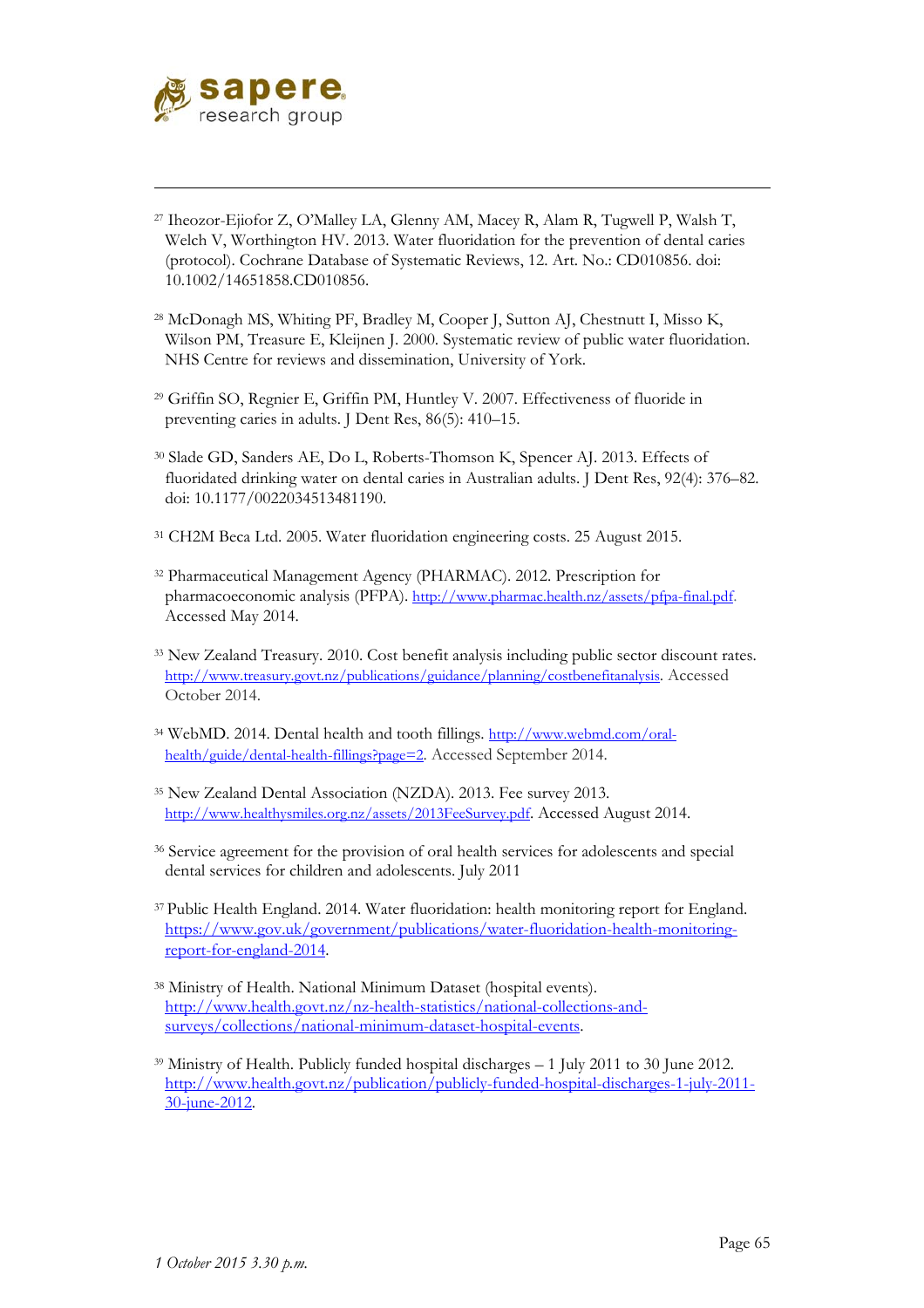[27] Iheozor-Ejiofor Z, O'Malley LA, Glenny AM, Macey R, Alam R, Tugwell P, Walsh T, Welch V, Worthington HV. 2013. Water fluoridation for the prevention of dental caries (protocol). Cochrane Database of Systematic Reviews, 12. Art. No.: CD010856. doi: 10.1002/14651858.CD010856.

[28] McDonagh MS, Whiting PF, Bradley M, Cooper J, Sutton AJ, Chestnutt I, Misso K, Wilson PM, Treasure E, Kleijnen J. 2000. Systematic review of public water fluoridation. NHS Centre for reviews and dissemination, University of York.

[29] Griffin SO, Regnier E, Griffin PM, Huntley V. 2007. Effectiveness of fluoride in preventing caries in adults. J Dent Res, 86(5): 410–15.

[30] Slade GD, Sanders AE, Do L, Roberts-Thomson K, Spencer AJ. 2013. Effects of fluoridated drinking water on dental caries in Australian adults. J Dent Res, 92(4): 376–82. doi: 10.1177/0022034513481190.

[31] CH2M Beca Ltd. 2005. Water fluoridation engineering costs. 25 August 2015.

[32] Pharmaceutical Management Agency (PHARMAC). 2012. Prescription for pharmacoeconomic analysis (PFPA). http://www.pharmac.health.nz/assets/pfpa-final.pdf. Accessed May 2014.

[33] New Zealand Treasury. 2010. Cost benefit analysis including public sector discount rates. http://www.treasury.govt.nz/publications/guidance/planning/costbenefitanalysis. Accessed October 2014.

[34] WebMD. 2014. Dental health and tooth fillings. http://www.webmd.com/oral-health/guide/dental-health-fillings?page=2. Accessed September 2014.

[35] New Zealand Dental Association (NZDA). 2013. Fee survey 2013. http://www.healthysmiles.org.nz/assets/2013FeeSurvey.pdf. Accessed August 2014.

[36] Service agreement for the provision of oral health services for adolescents and special dental services for children and adolescents. July 2011

[37] Public Health England. 2014. Water fluoridation: health monitoring report for England. https://www.gov.uk/government/publications/water-fluoridation-health-monitoring-report-for-england-2014.

[38] Ministry of Health. National Minimum Dataset (hospital events). http://www.health.govt.nz/nz-health-statistics/national-collections-and-surveys/collections/national-minimum-dataset-hospital-events.

[39] Ministry of Health. Publicly funded hospital discharges – 1 July 2011 to 30 June 2012. http://www.health.govt.nz/publication/publicly-funded-hospital-discharges-1-july-2011-30-june-2012.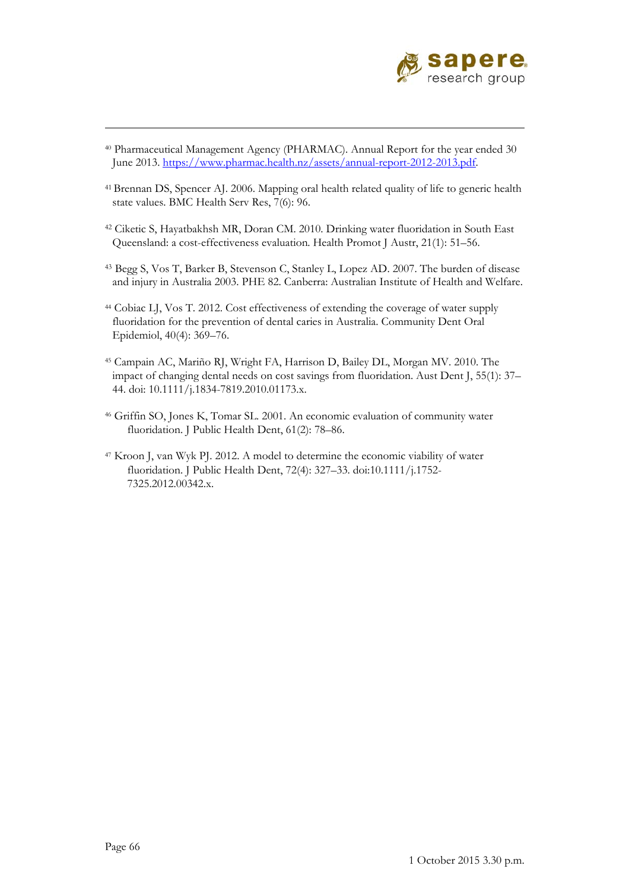[40] Pharmaceutical Management Agency (PHARMAC). Annual Report for the year ended 30 June 2013. https://www.pharmac.health.nz/assets/annual-report-2012-2013.pdf.

[41] Brennan DS, Spencer AJ. 2006. Mapping oral health related quality of life to generic health state values. BMC Health Serv Res, 7(6): 96.

[42] Ciketic S, Hayatbakhsh MR, Doran CM. 2010. Drinking water fluoridation in South East Queensland: a cost-effectiveness evaluation. Health Promot J Austr, 21(1): 51–56.

[43] Begg S, Vos T, Barker B, Stevenson C, Stanley L, Lopez AD. 2007. The burden of disease and injury in Australia 2003. PHE 82. Canberra: Australian Institute of Health and Welfare.

[44] Cobiac LJ, Vos T. 2012. Cost effectiveness of extending the coverage of water supply fluoridation for the prevention of dental caries in Australia. Community Dent Oral Epidemiol, 40(4): 369–76.

[45] Campain AC, Mariño RJ, Wright FA, Harrison D, Bailey DL, Morgan MV. 2010. The impact of changing dental needs on cost savings from fluoridation. Aust Dent J, 55(1): 37–44. doi: 10.1111/j.1834-7819.2010.01173.x.

[46] Griffin SO, Jones K, Tomar SL. 2001. An economic evaluation of community water fluoridation. J Public Health Dent, 61(2): 78–86.

[47] Kroon J, van Wyk PJ. 2012. A model to determine the economic viability of water fluoridation. J Public Health Dent, 72(4): 327–33. doi:10.1111/j.1752-7325.2012.00342.x.